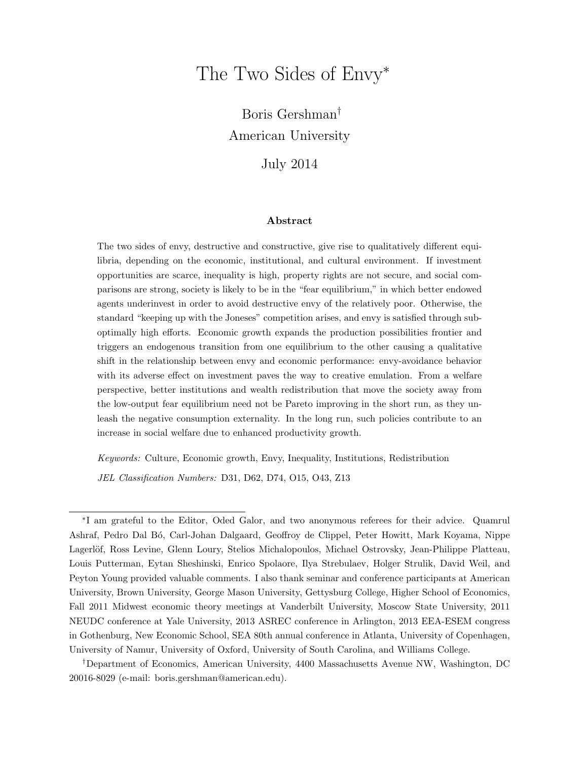# The Two Sides of Envy*

Boris Gershman†

American University

July 2014

## Abstract

The two sides of envy, destructive and constructive, give rise to qualitatively different equilibria, depending on the economic, institutional, and cultural environment. If investment opportunities are scarce, inequality is high, property rights are not secure, and social comparisons are strong, society is likely to be in the "fear equilibrium," in which better endowed agents underinvest in order to avoid destructive envy of the relatively poor. Otherwise, the standard "keeping up with the Joneses" competition arises, and envy is satisfied through suboptimally high efforts. Economic growth expands the production possibilities frontier and triggers an endogenous transition from one equilibrium to the other causing a qualitative shift in the relationship between envy and economic performance: envy-avoidance behavior with its adverse effect on investment paves the way to creative emulation. From a welfare perspective, better institutions and wealth redistribution that move the society away from the low-output fear equilibrium need not be Pareto improving in the short run, as they unleash the negative consumption externality. In the long run, such policies contribute to an increase in social welfare due to enhanced productivity growth.

*Keywords:* Culture, Economic growth, Envy, Inequality, Institutions, Redistribution

*JEL Classification Numbers:* D31, D62, D74, O15, O43, Z13

---

*I am grateful to the Editor, Oded Galor, and two anonymous referees for their advice. Quamrul Ashraf, Pedro Dal Bó, Carl-Johan Dalgaard, Geoffroy de Clippel, Peter Howitt, Mark Koyama, Nippe Lagerlöf, Ross Levine, Glenn Loury, Stelios Michalopoulos, Michael Ostrovsky, Jean-Philippe Platteau, Louis Putterman, Eytan Sheshinski, Enrico Spolaore, Ilya Strebulaev, Holger Strulik, David Weil, and Peyton Young provided valuable comments. I also thank seminar and conference participants at American University, Brown University, George Mason University, Gettysburg College, Higher School of Economics, Fall 2011 Midwest economic theory meetings at Vanderbilt University, Moscow State University, 2011 NEUDC conference at Yale University, 2013 ASREC conference in Arlington, 2013 EEA-ESEM congress in Gothenburg, New Economic School, SEA 80th annual conference in Atlanta, University of Copenhagen, University of Namur, University of Oxford, University of South Carolina, and Williams College.

†Department of Economics, American University, 4400 Massachusetts Avenue NW, Washington, DC 20016-8029 (e-mail: boris.gershman@american.edu).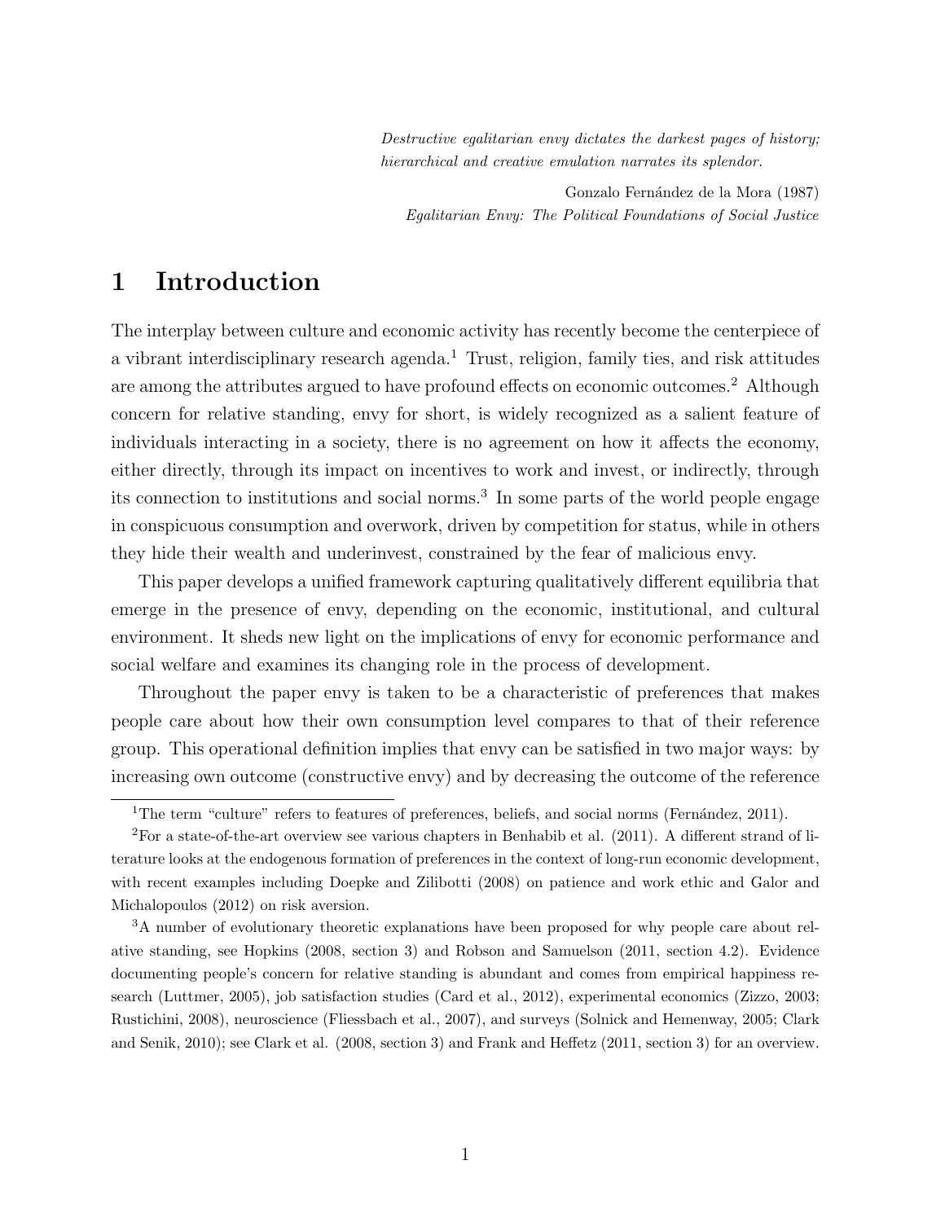*Destructive egalitarian envy dictates the darkest pages of history; hierarchical and creative emulation narrates its splendor.*

Gonzalo Fernández de la Mora (1987)
*Egalitarian Envy: The Political Foundations of Social Justice*

# 1 Introduction

The interplay between culture and economic activity has recently become the centerpiece of a vibrant interdisciplinary research agenda.[1] Trust, religion, family ties, and risk attitudes are among the attributes argued to have profound effects on economic outcomes.[2] Although concern for relative standing, envy for short, is widely recognized as a salient feature of individuals interacting in a society, there is no agreement on how it affects the economy, either directly, through its impact on incentives to work and invest, or indirectly, through its connection to institutions and social norms.[3] In some parts of the world people engage in conspicuous consumption and overwork, driven by competition for status, while in others they hide their wealth and underinvest, constrained by the fear of malicious envy.

This paper develops a unified framework capturing qualitatively different equilibria that emerge in the presence of envy, depending on the economic, institutional, and cultural environment. It sheds new light on the implications of envy for economic performance and social welfare and examines its changing role in the process of development.

Throughout the paper envy is taken to be a characteristic of preferences that makes people care about how their own consumption level compares to that of their reference group. This operational definition implies that envy can be satisfied in two major ways: by increasing own outcome (constructive envy) and by decreasing the outcome of the reference

[1] The term "culture" refers to features of preferences, beliefs, and social norms (Fernández, 2011).

[2] For a state-of-the-art overview see various chapters in Benhabib et al. (2011). A different strand of literature looks at the endogenous formation of preferences in the context of long-run economic development, with recent examples including Doepke and Zilibotti (2008) on patience and work ethic and Galor and Michalopoulos (2012) on risk aversion.

[3] A number of evolutionary theoretic explanations have been proposed for why people care about relative standing, see Hopkins (2008, section 3) and Robson and Samuelson (2011, section 4.2). Evidence documenting people's concern for relative standing is abundant and comes from empirical happiness research (Luttmer, 2005), job satisfaction studies (Card et al., 2012), experimental economics (Zizzo, 2003; Rustichini, 2008), neuroscience (Fliessbach et al., 2007), and surveys (Solnick and Hemenway, 2005; Clark and Senik, 2010); see Clark et al. (2008, section 3) and Frank and Heffetz (2011, section 3) for an overview.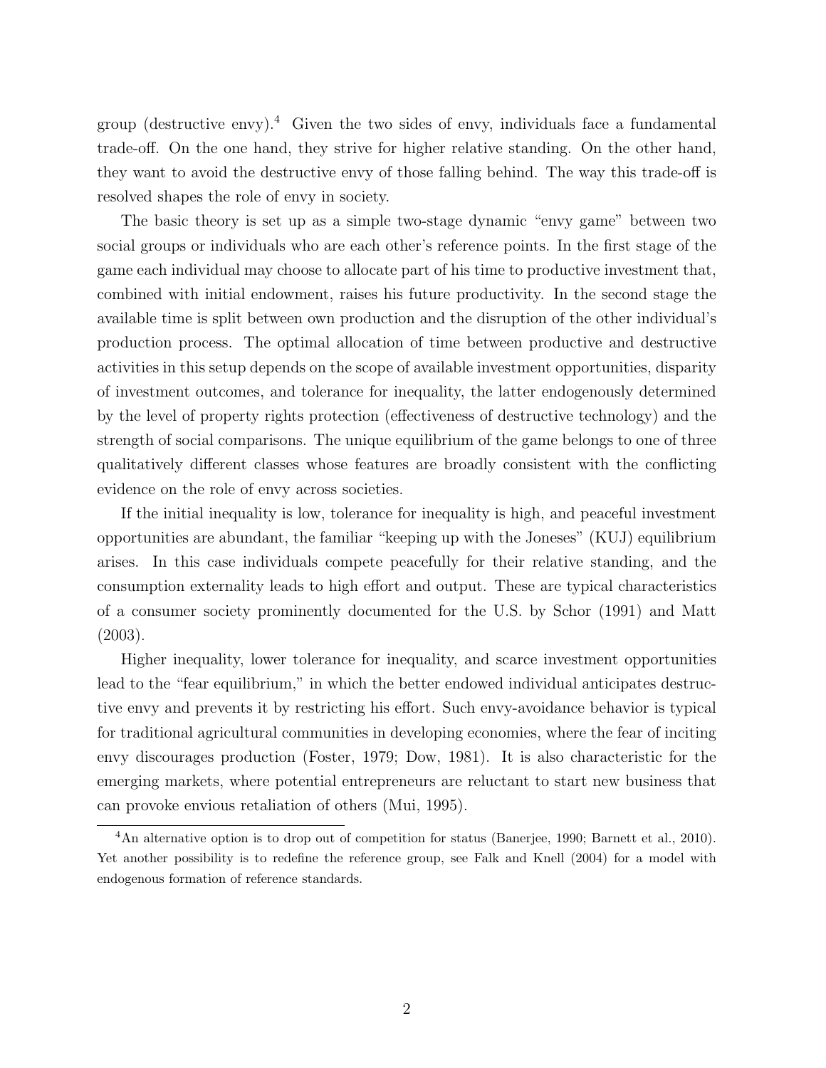group (destructive envy).[4] Given the two sides of envy, individuals face a fundamental trade-off. On the one hand, they strive for higher relative standing. On the other hand, they want to avoid the destructive envy of those falling behind. The way this trade-off is resolved shapes the role of envy in society.

The basic theory is set up as a simple two-stage dynamic "envy game" between two social groups or individuals who are each other's reference points. In the first stage of the game each individual may choose to allocate part of his time to productive investment that, combined with initial endowment, raises his future productivity. In the second stage the available time is split between own production and the disruption of the other individual's production process. The optimal allocation of time between productive and destructive activities in this setup depends on the scope of available investment opportunities, disparity of investment outcomes, and tolerance for inequality, the latter endogenously determined by the level of property rights protection (effectiveness of destructive technology) and the strength of social comparisons. The unique equilibrium of the game belongs to one of three qualitatively different classes whose features are broadly consistent with the conflicting evidence on the role of envy across societies.

If the initial inequality is low, tolerance for inequality is high, and peaceful investment opportunities are abundant, the familiar "keeping up with the Joneses" (KUJ) equilibrium arises. In this case individuals compete peacefully for their relative standing, and the consumption externality leads to high effort and output. These are typical characteristics of a consumer society prominently documented for the U.S. by Schor (1991) and Matt (2003).

Higher inequality, lower tolerance for inequality, and scarce investment opportunities lead to the "fear equilibrium," in which the better endowed individual anticipates destructive envy and prevents it by restricting his effort. Such envy-avoidance behavior is typical for traditional agricultural communities in developing economies, where the fear of inciting envy discourages production (Foster, 1979; Dow, 1981). It is also characteristic for the emerging markets, where potential entrepreneurs are reluctant to start new business that can provoke envious retaliation of others (Mui, 1995).

[4] An alternative option is to drop out of competition for status (Banerjee, 1990; Barnett et al., 2010). Yet another possibility is to redefine the reference group, see Falk and Knell (2004) for a model with endogenous formation of reference standards.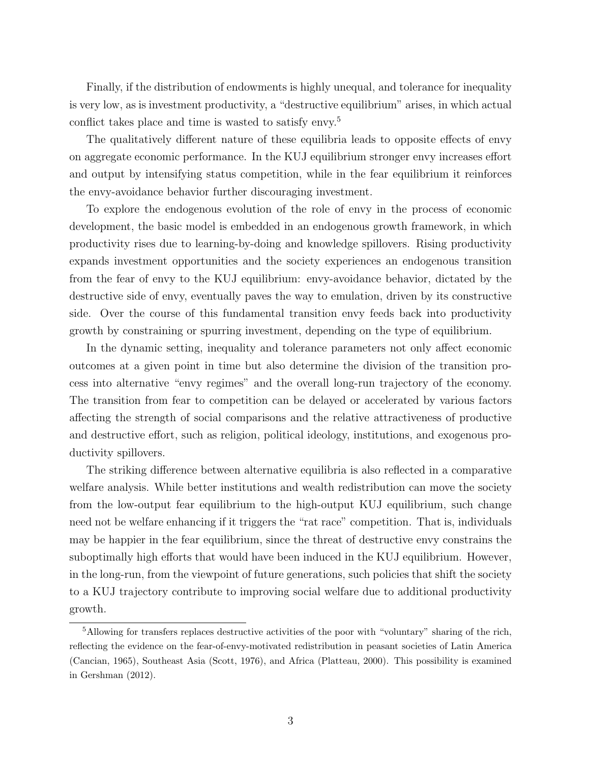Finally, if the distribution of endowments is highly unequal, and tolerance for inequality is very low, as is investment productivity, a "destructive equilibrium" arises, in which actual conflict takes place and time is wasted to satisfy envy.[5]

The qualitatively different nature of these equilibria leads to opposite effects of envy on aggregate economic performance. In the KUJ equilibrium stronger envy increases effort and output by intensifying status competition, while in the fear equilibrium it reinforces the envy-avoidance behavior further discouraging investment.

To explore the endogenous evolution of the role of envy in the process of economic development, the basic model is embedded in an endogenous growth framework, in which productivity rises due to learning-by-doing and knowledge spillovers. Rising productivity expands investment opportunities and the society experiences an endogenous transition from the fear of envy to the KUJ equilibrium: envy-avoidance behavior, dictated by the destructive side of envy, eventually paves the way to emulation, driven by its constructive side. Over the course of this fundamental transition envy feeds back into productivity growth by constraining or spurring investment, depending on the type of equilibrium.

In the dynamic setting, inequality and tolerance parameters not only affect economic outcomes at a given point in time but also determine the division of the transition process into alternative "envy regimes" and the overall long-run trajectory of the economy. The transition from fear to competition can be delayed or accelerated by various factors affecting the strength of social comparisons and the relative attractiveness of productive and destructive effort, such as religion, political ideology, institutions, and exogenous productivity spillovers.

The striking difference between alternative equilibria is also reflected in a comparative welfare analysis. While better institutions and wealth redistribution can move the society from the low-output fear equilibrium to the high-output KUJ equilibrium, such change need not be welfare enhancing if it triggers the "rat race" competition. That is, individuals may be happier in the fear equilibrium, since the threat of destructive envy constrains the suboptimally high efforts that would have been induced in the KUJ equilibrium. However, in the long-run, from the viewpoint of future generations, such policies that shift the society to a KUJ trajectory contribute to improving social welfare due to additional productivity growth.

[5] Allowing for transfers replaces destructive activities of the poor with "voluntary" sharing of the rich, reflecting the evidence on the fear-of-envy-motivated redistribution in peasant societies of Latin America (Cancian, 1965), Southeast Asia (Scott, 1976), and Africa (Platteau, 2000). This possibility is examined in Gershman (2012).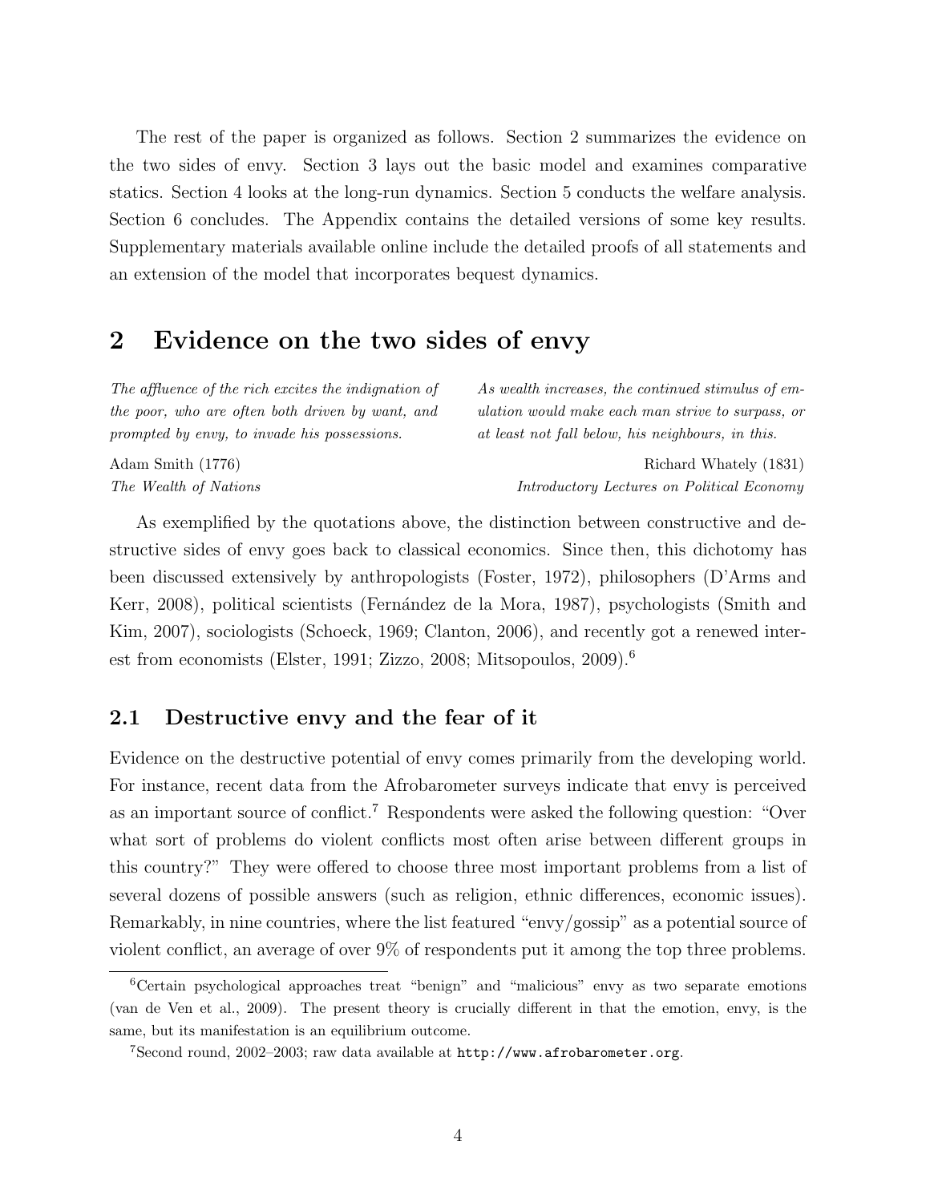The rest of the paper is organized as follows. Section 2 summarizes the evidence on the two sides of envy. Section 3 lays out the basic model and examines comparative statics. Section 4 looks at the long-run dynamics. Section 5 conducts the welfare analysis. Section 6 concludes. The Appendix contains the detailed versions of some key results. Supplementary materials available online include the detailed proofs of all statements and an extension of the model that incorporates bequest dynamics.

# 2 Evidence on the two sides of envy

*The affluence of the rich excites the indignation of the poor, who are often both driven by want, and prompted by envy, to invade his possessions.*

Adam Smith (1776)
*The Wealth of Nations*

*As wealth increases, the continued stimulus of emulation would make each man strive to surpass, or at least not fall below, his neighbours, in this.*

Richard Whately (1831)
*Introductory Lectures on Political Economy*

As exemplified by the quotations above, the distinction between constructive and destructive sides of envy goes back to classical economics. Since then, this dichotomy has been discussed extensively by anthropologists (Foster, 1972), philosophers (D'Arms and Kerr, 2008), political scientists (Fernández de la Mora, 1987), psychologists (Smith and Kim, 2007), sociologists (Schoeck, 1969; Clanton, 2006), and recently got a renewed interest from economists (Elster, 1991; Zizzo, 2008; Mitsopoulos, 2009).[6]

## 2.1 Destructive envy and the fear of it

Evidence on the destructive potential of envy comes primarily from the developing world. For instance, recent data from the Afrobarometer surveys indicate that envy is perceived as an important source of conflict.[7] Respondents were asked the following question: "Over what sort of problems do violent conflicts most often arise between different groups in this country?" They were offered to choose three most important problems from a list of several dozens of possible answers (such as religion, ethnic differences, economic issues). Remarkably, in nine countries, where the list featured "envy/gossip" as a potential source of violent conflict, an average of over 9% of respondents put it among the top three problems.

[6] Certain psychological approaches treat "benign" and "malicious" envy as two separate emotions (van de Ven et al., 2009). The present theory is crucially different in that the emotion, envy, is the same, but its manifestation is an equilibrium outcome.

[7] Second round, 2002–2003; raw data available at http://www.afrobarometer.org.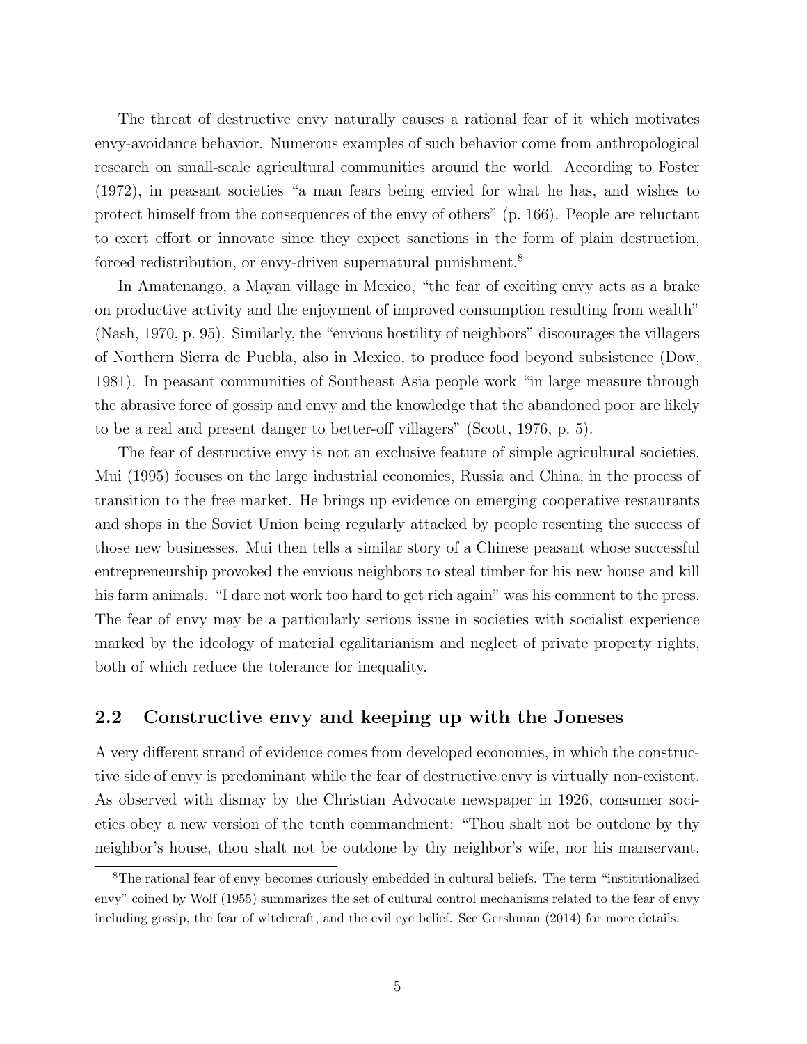The threat of destructive envy naturally causes a rational fear of it which motivates envy-avoidance behavior. Numerous examples of such behavior come from anthropological research on small-scale agricultural communities around the world. According to Foster (1972), in peasant societies "a man fears being envied for what he has, and wishes to protect himself from the consequences of the envy of others" (p. 166). People are reluctant to exert effort or innovate since they expect sanctions in the form of plain destruction, forced redistribution, or envy-driven supernatural punishment.[8]

In Amatenango, a Mayan village in Mexico, "the fear of exciting envy acts as a brake on productive activity and the enjoyment of improved consumption resulting from wealth" (Nash, 1970, p. 95). Similarly, the "envious hostility of neighbors" discourages the villagers of Northern Sierra de Puebla, also in Mexico, to produce food beyond subsistence (Dow, 1981). In peasant communities of Southeast Asia people work "in large measure through the abrasive force of gossip and envy and the knowledge that the abandoned poor are likely to be a real and present danger to better-off villagers" (Scott, 1976, p. 5).

The fear of destructive envy is not an exclusive feature of simple agricultural societies. Mui (1995) focuses on the large industrial economies, Russia and China, in the process of transition to the free market. He brings up evidence on emerging cooperative restaurants and shops in the Soviet Union being regularly attacked by people resenting the success of those new businesses. Mui then tells a similar story of a Chinese peasant whose successful entrepreneurship provoked the envious neighbors to steal timber for his new house and kill his farm animals. "I dare not work too hard to get rich again" was his comment to the press. The fear of envy may be a particularly serious issue in societies with socialist experience marked by the ideology of material egalitarianism and neglect of private property rights, both of which reduce the tolerance for inequality.

## 2.2 Constructive envy and keeping up with the Joneses

A very different strand of evidence comes from developed economies, in which the constructive side of envy is predominant while the fear of destructive envy is virtually non-existent. As observed with dismay by the Christian Advocate newspaper in 1926, consumer societies obey a new version of the tenth commandment: "Thou shalt not be outdone by thy neighbor's house, thou shalt not be outdone by thy neighbor's wife, nor his manservant,

---

[8] The rational fear of envy becomes curiously embedded in cultural beliefs. The term "institutionalized envy" coined by Wolf (1955) summarizes the set of cultural control mechanisms related to the fear of envy including gossip, the fear of witchcraft, and the evil eye belief. See Gershman (2014) for more details.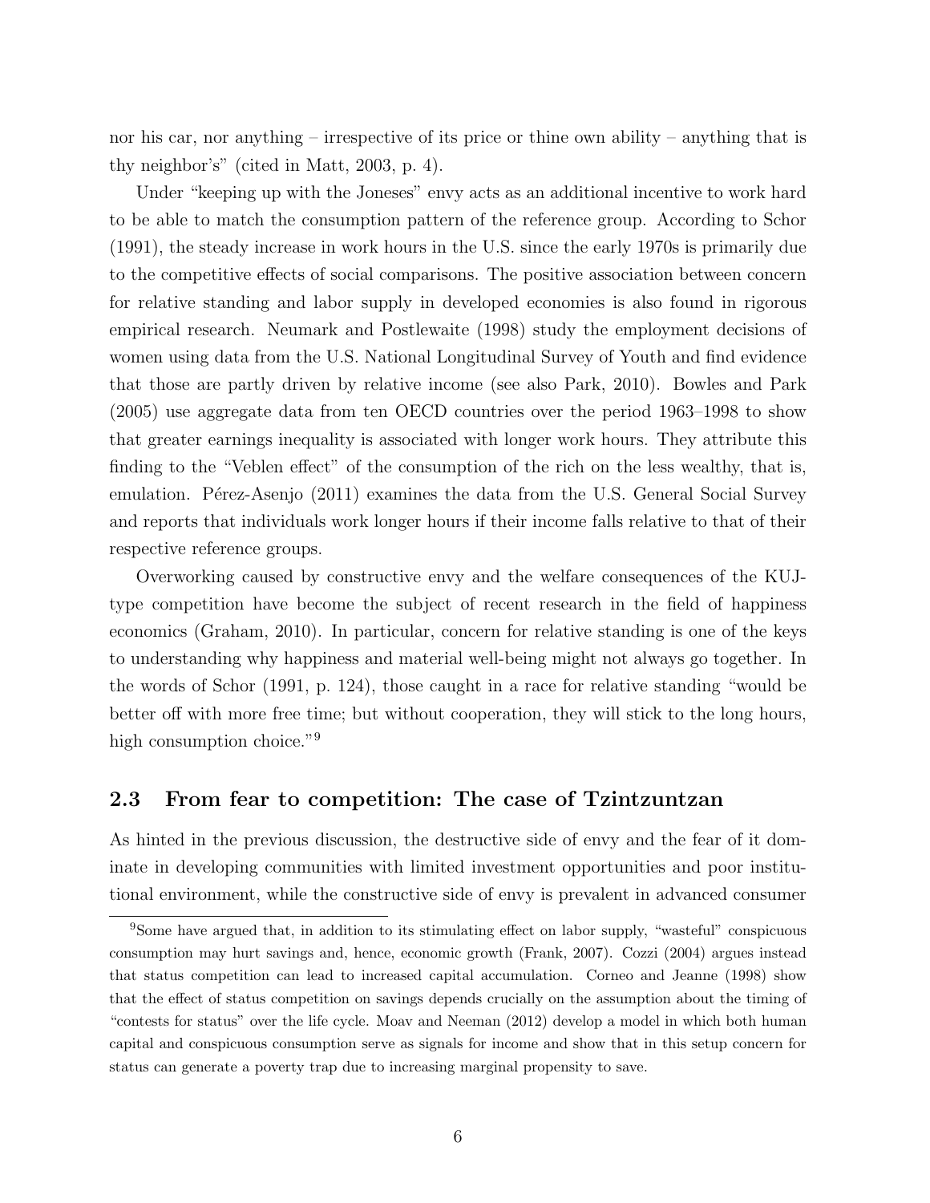nor his car, nor anything – irrespective of its price or thine own ability – anything that is thy neighbor's" (cited in Matt, 2003, p. 4).

Under "keeping up with the Joneses" envy acts as an additional incentive to work hard to be able to match the consumption pattern of the reference group. According to Schor (1991), the steady increase in work hours in the U.S. since the early 1970s is primarily due to the competitive effects of social comparisons. The positive association between concern for relative standing and labor supply in developed economies is also found in rigorous empirical research. Neumark and Postlewaite (1998) study the employment decisions of women using data from the U.S. National Longitudinal Survey of Youth and find evidence that those are partly driven by relative income (see also Park, 2010). Bowles and Park (2005) use aggregate data from ten OECD countries over the period 1963–1998 to show that greater earnings inequality is associated with longer work hours. They attribute this finding to the "Veblen effect" of the consumption of the rich on the less wealthy, that is, emulation. Pérez-Asenjo (2011) examines the data from the U.S. General Social Survey and reports that individuals work longer hours if their income falls relative to that of their respective reference groups.

Overworking caused by constructive envy and the welfare consequences of the KUJ-type competition have become the subject of recent research in the field of happiness economics (Graham, 2010). In particular, concern for relative standing is one of the keys to understanding why happiness and material well-being might not always go together. In the words of Schor (1991, p. 124), those caught in a race for relative standing "would be better off with more free time; but without cooperation, they will stick to the long hours, high consumption choice."[9]

## 2.3 From fear to competition: The case of Tzintzuntzan

As hinted in the previous discussion, the destructive side of envy and the fear of it dominate in developing communities with limited investment opportunities and poor institutional environment, while the constructive side of envy is prevalent in advanced consumer

[9] Some have argued that, in addition to its stimulating effect on labor supply, "wasteful" conspicuous consumption may hurt savings and, hence, economic growth (Frank, 2007). Cozzi (2004) argues instead that status competition can lead to increased capital accumulation. Corneo and Jeanne (1998) show that the effect of status competition on savings depends crucially on the assumption about the timing of "contests for status" over the life cycle. Moav and Neeman (2012) develop a model in which both human capital and conspicuous consumption serve as signals for income and show that in this setup concern for status can generate a poverty trap due to increasing marginal propensity to save.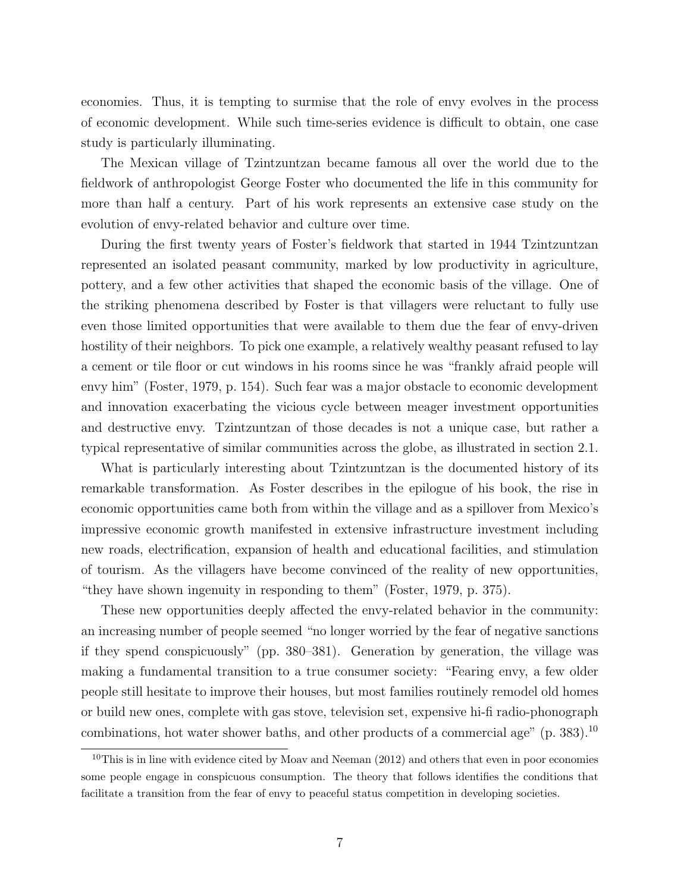economies. Thus, it is tempting to surmise that the role of envy evolves in the process of economic development. While such time-series evidence is difficult to obtain, one case study is particularly illuminating.

The Mexican village of Tzintzuntzan became famous all over the world due to the fieldwork of anthropologist George Foster who documented the life in this community for more than half a century. Part of his work represents an extensive case study on the evolution of envy-related behavior and culture over time.

During the first twenty years of Foster's fieldwork that started in 1944 Tzintzuntzan represented an isolated peasant community, marked by low productivity in agriculture, pottery, and a few other activities that shaped the economic basis of the village. One of the striking phenomena described by Foster is that villagers were reluctant to fully use even those limited opportunities that were available to them due the fear of envy-driven hostility of their neighbors. To pick one example, a relatively wealthy peasant refused to lay a cement or tile floor or cut windows in his rooms since he was "frankly afraid people will envy him" (Foster, 1979, p. 154). Such fear was a major obstacle to economic development and innovation exacerbating the vicious cycle between meager investment opportunities and destructive envy. Tzintzuntzan of those decades is not a unique case, but rather a typical representative of similar communities across the globe, as illustrated in section 2.1.

What is particularly interesting about Tzintzuntzan is the documented history of its remarkable transformation. As Foster describes in the epilogue of his book, the rise in economic opportunities came both from within the village and as a spillover from Mexico's impressive economic growth manifested in extensive infrastructure investment including new roads, electrification, expansion of health and educational facilities, and stimulation of tourism. As the villagers have become convinced of the reality of new opportunities, "they have shown ingenuity in responding to them" (Foster, 1979, p. 375).

These new opportunities deeply affected the envy-related behavior in the community: an increasing number of people seemed "no longer worried by the fear of negative sanctions if they spend conspicuously" (pp. 380–381). Generation by generation, the village was making a fundamental transition to a true consumer society: "Fearing envy, a few older people still hesitate to improve their houses, but most families routinely remodel old homes or build new ones, complete with gas stove, television set, expensive hi-fi radio-phonograph combinations, hot water shower baths, and other products of a commercial age" (p. 383).[10]

[10] This is in line with evidence cited by Moav and Neeman (2012) and others that even in poor economies some people engage in conspicuous consumption. The theory that follows identifies the conditions that facilitate a transition from the fear of envy to peaceful status competition in developing societies.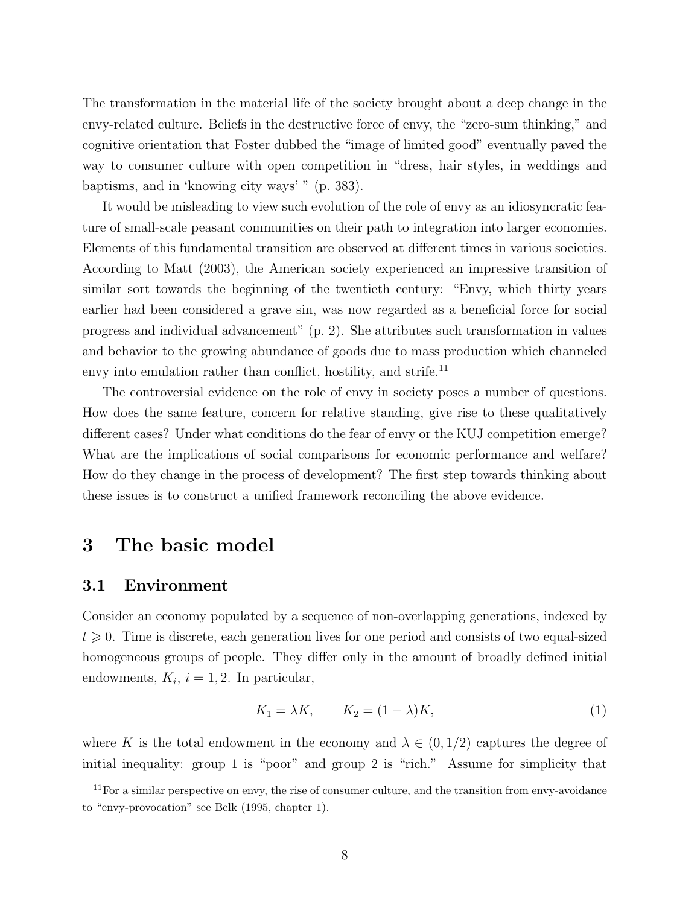The transformation in the material life of the society brought about a deep change in the envy-related culture. Beliefs in the destructive force of envy, the "zero-sum thinking," and cognitive orientation that Foster dubbed the "image of limited good" eventually paved the way to consumer culture with open competition in "dress, hair styles, in weddings and baptisms, and in 'knowing city ways' " (p. 383).

It would be misleading to view such evolution of the role of envy as an idiosyncratic feature of small-scale peasant communities on their path to integration into larger economies. Elements of this fundamental transition are observed at different times in various societies. According to Matt (2003), the American society experienced an impressive transition of similar sort towards the beginning of the twentieth century: "Envy, which thirty years earlier had been considered a grave sin, was now regarded as a beneficial force for social progress and individual advancement" (p. 2). She attributes such transformation in values and behavior to the growing abundance of goods due to mass production which channeled envy into emulation rather than conflict, hostility, and strife.[11]

The controversial evidence on the role of envy in society poses a number of questions. How does the same feature, concern for relative standing, give rise to these qualitatively different cases? Under what conditions do the fear of envy or the KUJ competition emerge? What are the implications of social comparisons for economic performance and welfare? How do they change in the process of development? The first step towards thinking about these issues is to construct a unified framework reconciling the above evidence.

# 3 The basic model

## 3.1 Environment

Consider an economy populated by a sequence of non-overlapping generations, indexed by $t \geqslant 0$. Time is discrete, each generation lives for one period and consists of two equal-sized homogeneous groups of people. They differ only in the amount of broadly defined initial endowments, $K_i$, $i = 1, 2$. In particular,

$$K_1 = \lambda K, \qquad K_2 = (1 - \lambda)K, \tag{1}$$

where $K$ is the total endowment in the economy and $\lambda \in (0, 1/2)$ captures the degree of initial inequality: group 1 is "poor" and group 2 is "rich." Assume for simplicity that

[11] For a similar perspective on envy, the rise of consumer culture, and the transition from envy-avoidance to "envy-provocation" see Belk (1995, chapter 1).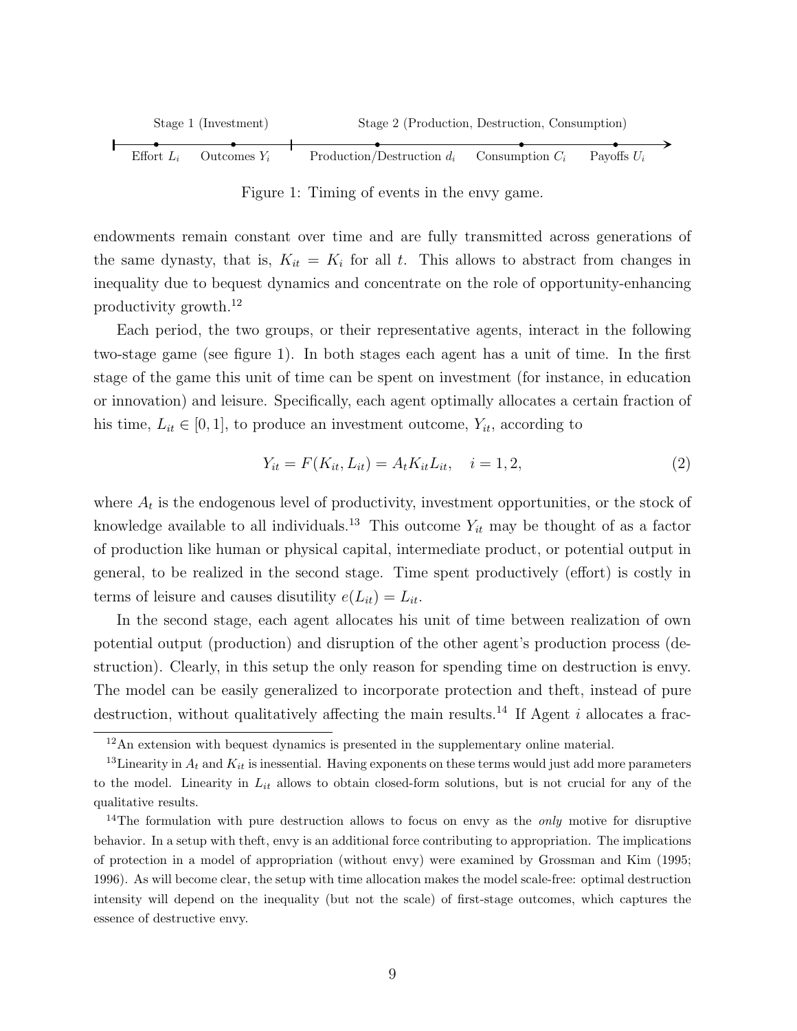Stage 1 (Investment) — Effort $L_i$, Outcomes $Y_i$ | Stage 2 (Production, Destruction, Consumption) — Production/Destruction $d_i$, Consumption $C_i$, Payoffs $U_i$

Figure 1: Timing of events in the envy game.

endowments remain constant over time and are fully transmitted across generations of the same dynasty, that is, $K_{it} = K_i$ for all $t$. This allows to abstract from changes in inequality due to bequest dynamics and concentrate on the role of opportunity-enhancing productivity growth.[12]

Each period, the two groups, or their representative agents, interact in the following two-stage game (see figure 1). In both stages each agent has a unit of time. In the first stage of the game this unit of time can be spent on investment (for instance, in education or innovation) and leisure. Specifically, each agent optimally allocates a certain fraction of his time, $L_{it} \in [0, 1]$, to produce an investment outcome, $Y_{it}$, according to

$$Y_{it} = F(K_{it}, L_{it}) = A_t K_{it} L_{it}, \quad i = 1, 2, \tag{2}$$

where $A_t$ is the endogenous level of productivity, investment opportunities, or the stock of knowledge available to all individuals.[13] This outcome $Y_{it}$ may be thought of as a factor of production like human or physical capital, intermediate product, or potential output in general, to be realized in the second stage. Time spent productively (effort) is costly in terms of leisure and causes disutility $e(L_{it}) = L_{it}$.

In the second stage, each agent allocates his unit of time between realization of own potential output (production) and disruption of the other agent's production process (destruction). Clearly, in this setup the only reason for spending time on destruction is envy. The model can be easily generalized to incorporate protection and theft, instead of pure destruction, without qualitatively affecting the main results.[14] If Agent $i$ allocates a frac-

[12] An extension with bequest dynamics is presented in the supplementary online material.

[13] Linearity in $A_t$ and $K_{it}$ is inessential. Having exponents on these terms would just add more parameters to the model. Linearity in $L_{it}$ allows to obtain closed-form solutions, but is not crucial for any of the qualitative results.

[14] The formulation with pure destruction allows to focus on envy as the *only* motive for disruptive behavior. In a setup with theft, envy is an additional force contributing to appropriation. The implications of protection in a model of appropriation (without envy) were examined by Grossman and Kim (1995; 1996). As will become clear, the setup with time allocation makes the model scale-free: optimal destruction intensity will depend on the inequality (but not the scale) of first-stage outcomes, which captures the essence of destructive envy.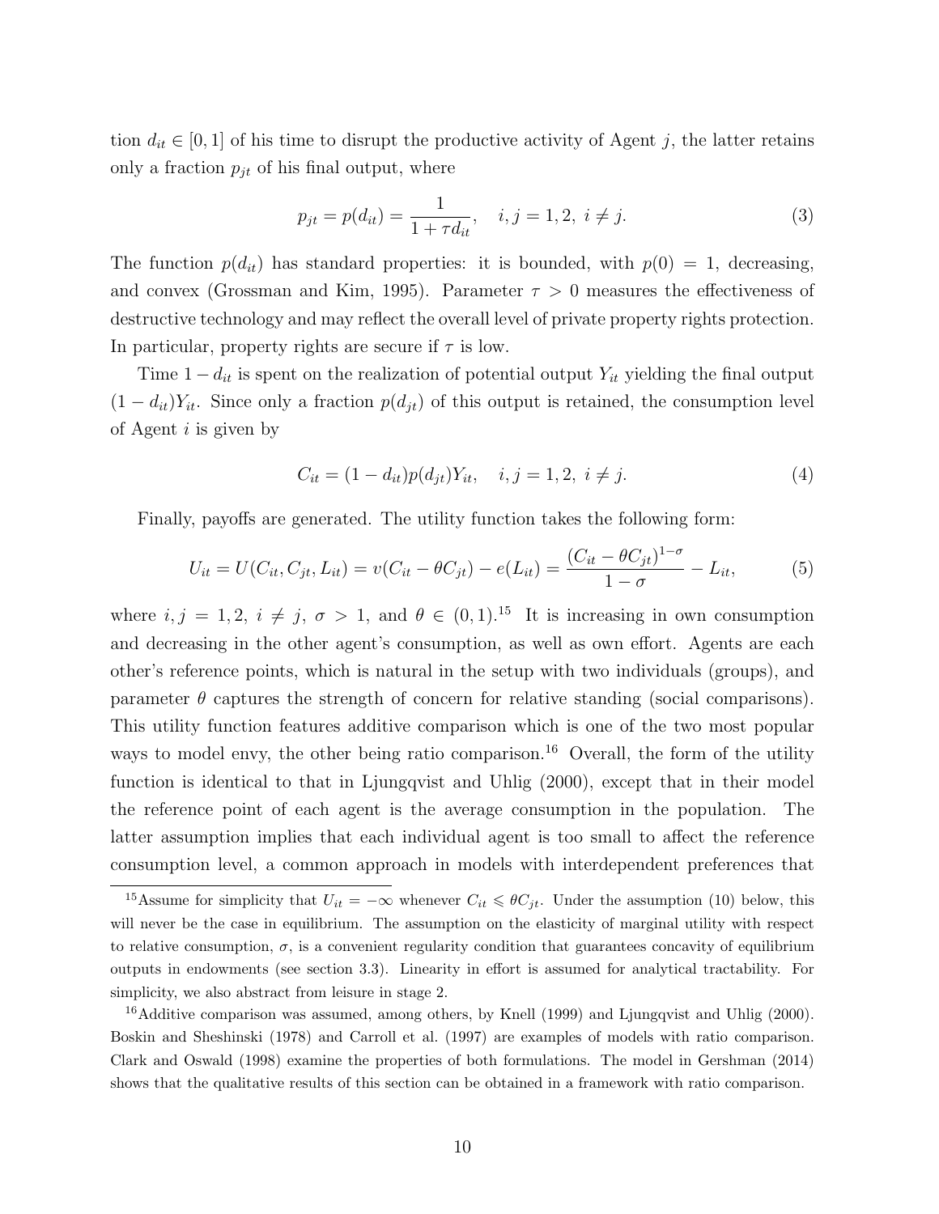tion $d_{it} \in [0,1]$ of his time to disrupt the productive activity of Agent $j$, the latter retains only a fraction $p_{jt}$ of his final output, where

$$p_{jt} = p(d_{it}) = \frac{1}{1+\tau d_{it}}, \quad i,j = 1,2,\ i \neq j. \tag{3}$$

The function $p(d_{it})$ has standard properties: it is bounded, with $p(0) = 1$, decreasing, and convex (Grossman and Kim, 1995). Parameter $\tau > 0$ measures the effectiveness of destructive technology and may reflect the overall level of private property rights protection. In particular, property rights are secure if $\tau$ is low.

Time $1 - d_{it}$ is spent on the realization of potential output $Y_{it}$ yielding the final output $(1 - d_{it})Y_{it}$. Since only a fraction $p(d_{jt})$ of this output is retained, the consumption level of Agent $i$ is given by

$$C_{it} = (1 - d_{it})p(d_{jt})Y_{it}, \quad i,j = 1,2,\ i \neq j. \tag{4}$$

Finally, payoffs are generated. The utility function takes the following form:

$$U_{it} = U(C_{it}, C_{jt}, L_{it}) = v(C_{it} - \theta C_{jt}) - e(L_{it}) = \frac{(C_{it} - \theta C_{jt})^{1-\sigma}}{1-\sigma} - L_{it}, \tag{5}$$

where $i,j = 1,2,\ i \neq j,\ \sigma > 1$, and $\theta \in (0,1)$.[15] It is increasing in own consumption and decreasing in the other agent's consumption, as well as own effort. Agents are each other's reference points, which is natural in the setup with two individuals (groups), and parameter $\theta$ captures the strength of concern for relative standing (social comparisons). This utility function features additive comparison which is one of the two most popular ways to model envy, the other being ratio comparison.[16] Overall, the form of the utility function is identical to that in Ljungqvist and Uhlig (2000), except that in their model the reference point of each agent is the average consumption in the population. The latter assumption implies that each individual agent is too small to affect the reference consumption level, a common approach in models with interdependent preferences that

[15] Assume for simplicity that $U_{it} = -\infty$ whenever $C_{it} \leqslant \theta C_{jt}$. Under the assumption (10) below, this will never be the case in equilibrium. The assumption on the elasticity of marginal utility with respect to relative consumption, $\sigma$, is a convenient regularity condition that guarantees concavity of equilibrium outputs in endowments (see section 3.3). Linearity in effort is assumed for analytical tractability. For simplicity, we also abstract from leisure in stage 2.

[16] Additive comparison was assumed, among others, by Knell (1999) and Ljungqvist and Uhlig (2000). Boskin and Sheshinski (1978) and Carroll et al. (1997) are examples of models with ratio comparison. Clark and Oswald (1998) examine the properties of both formulations. The model in Gershman (2014) shows that the qualitative results of this section can be obtained in a framework with ratio comparison.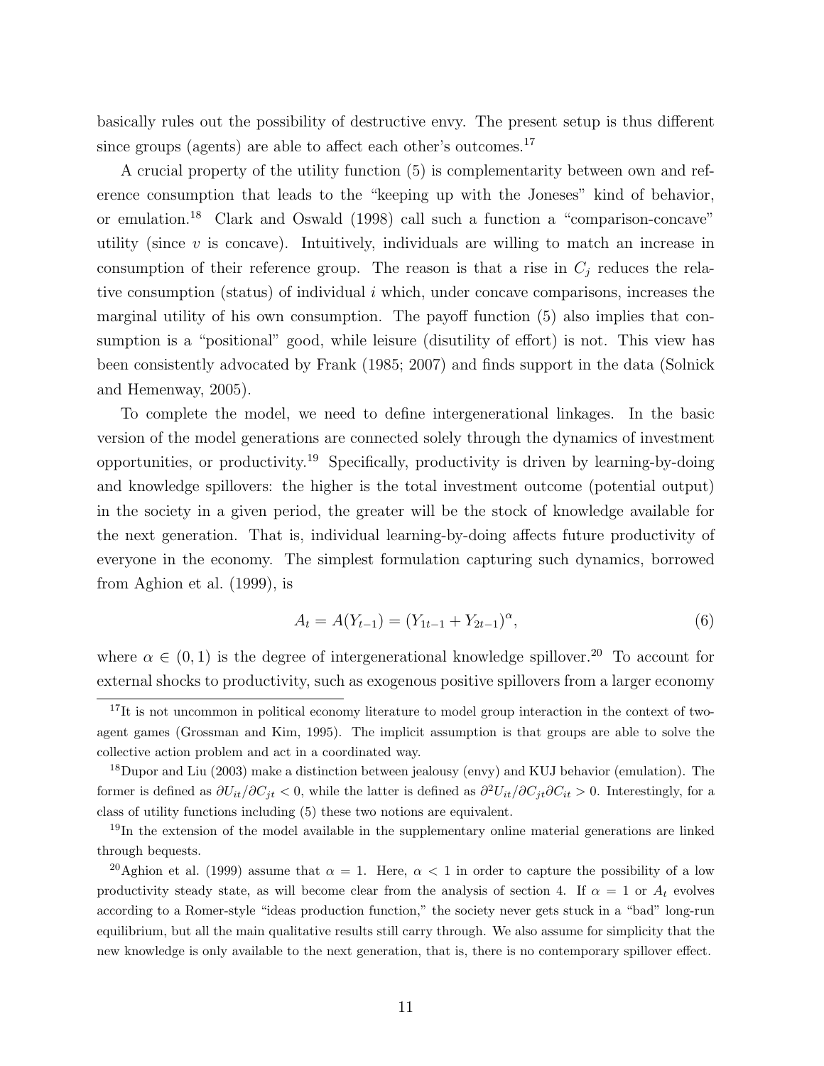basically rules out the possibility of destructive envy. The present setup is thus different since groups (agents) are able to affect each other's outcomes.[17]

A crucial property of the utility function (5) is complementarity between own and reference consumption that leads to the "keeping up with the Joneses" kind of behavior, or emulation.[18] Clark and Oswald (1998) call such a function a "comparison-concave" utility (since $v$ is concave). Intuitively, individuals are willing to match an increase in consumption of their reference group. The reason is that a rise in $C_j$ reduces the relative consumption (status) of individual $i$ which, under concave comparisons, increases the marginal utility of his own consumption. The payoff function (5) also implies that consumption is a "positional" good, while leisure (disutility of effort) is not. This view has been consistently advocated by Frank (1985; 2007) and finds support in the data (Solnick and Hemenway, 2005).

To complete the model, we need to define intergenerational linkages. In the basic version of the model generations are connected solely through the dynamics of investment opportunities, or productivity.[19] Specifically, productivity is driven by learning-by-doing and knowledge spillovers: the higher is the total investment outcome (potential output) in the society in a given period, the greater will be the stock of knowledge available for the next generation. That is, individual learning-by-doing affects future productivity of everyone in the economy. The simplest formulation capturing such dynamics, borrowed from Aghion et al. (1999), is

$$A_t = A(Y_{t-1}) = (Y_{1t-1} + Y_{2t-1})^{\alpha}, \tag{6}$$

where $\alpha \in (0, 1)$ is the degree of intergenerational knowledge spillover.[20] To account for external shocks to productivity, such as exogenous positive spillovers from a larger economy

---

[17] It is not uncommon in political economy literature to model group interaction in the context of two-agent games (Grossman and Kim, 1995). The implicit assumption is that groups are able to solve the collective action problem and act in a coordinated way.

[18] Dupor and Liu (2003) make a distinction between jealousy (envy) and KUJ behavior (emulation). The former is defined as $\partial U_{it}/\partial C_{jt} < 0$, while the latter is defined as $\partial^2 U_{it}/\partial C_{jt}\partial C_{it} > 0$. Interestingly, for a class of utility functions including (5) these two notions are equivalent.

[19] In the extension of the model available in the supplementary online material generations are linked through bequests.

[20] Aghion et al. (1999) assume that $\alpha = 1$. Here, $\alpha < 1$ in order to capture the possibility of a low productivity steady state, as will become clear from the analysis of section 4. If $\alpha = 1$ or $A_t$ evolves according to a Romer-style "ideas production function," the society never gets stuck in a "bad" long-run equilibrium, but all the main qualitative results still carry through. We also assume for simplicity that the new knowledge is only available to the next generation, that is, there is no contemporary spillover effect.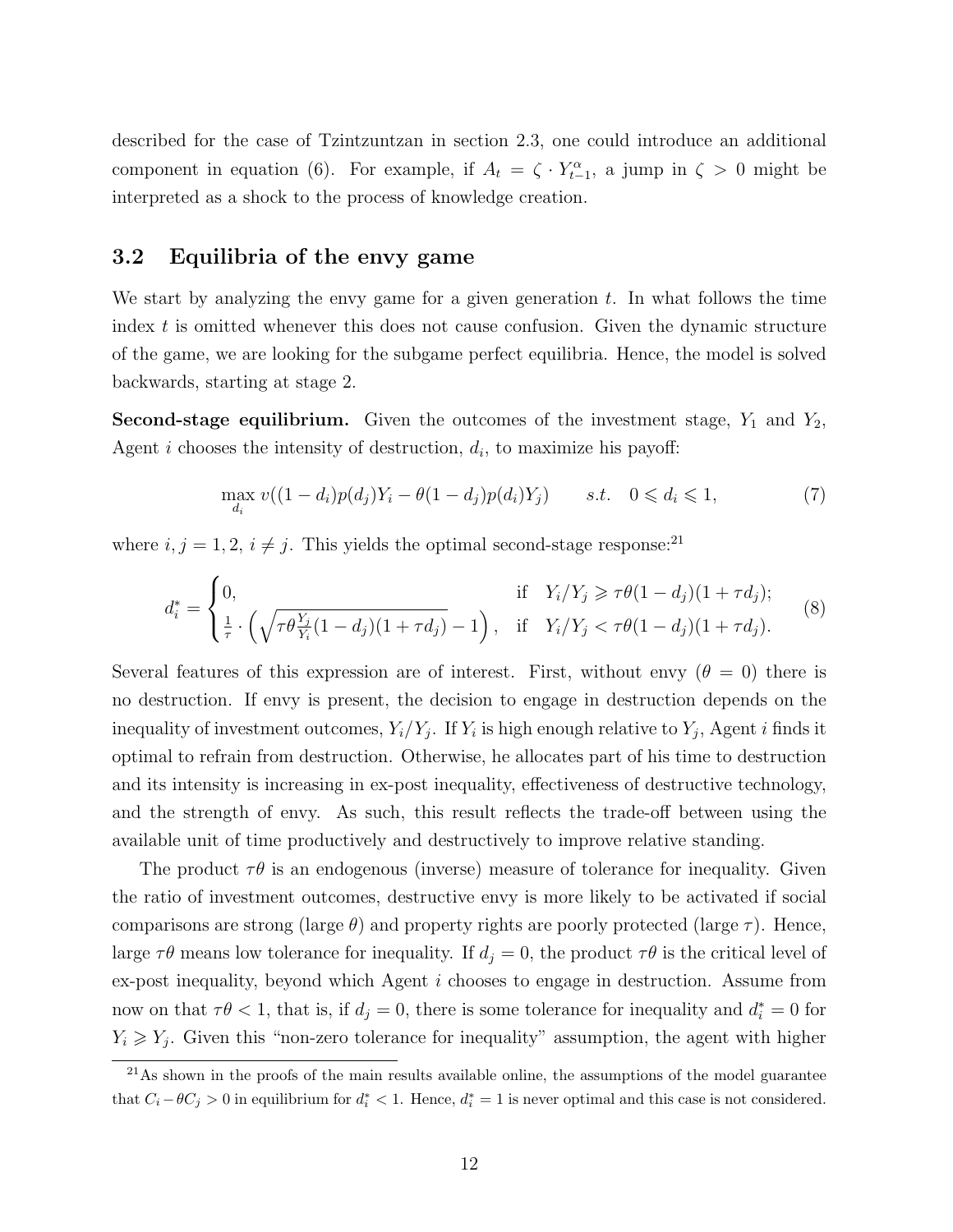described for the case of Tzintzuntzan in section 2.3, one could introduce an additional component in equation (6). For example, if $A_t = \zeta \cdot Y_{t-1}^{\alpha}$, a jump in $\zeta > 0$ might be interpreted as a shock to the process of knowledge creation.

### 3.2 Equilibria of the envy game

We start by analyzing the envy game for a given generation $t$. In what follows the time index $t$ is omitted whenever this does not cause confusion. Given the dynamic structure of the game, we are looking for the subgame perfect equilibria. Hence, the model is solved backwards, starting at stage 2.

**Second-stage equilibrium.** Given the outcomes of the investment stage, $Y_1$ and $Y_2$, Agent $i$ chooses the intensity of destruction, $d_i$, to maximize his payoff:

$$\max_{d_i} v((1-d_i)p(d_j)Y_i - \theta(1-d_j)p(d_i)Y_j) \qquad s.t. \quad 0 \leqslant d_i \leqslant 1, \tag{7}$$

where $i, j = 1, 2$, $i \neq j$. This yields the optimal second-stage response:[21]

$$d_i^* = \begin{cases} 0, & \text{if} \quad Y_i/Y_j \geqslant \tau\theta(1-d_j)(1+\tau d_j); \\ \frac{1}{\tau} \cdot \left(\sqrt{\tau\theta \frac{Y_j}{Y_i}(1-d_j)(1+\tau d_j)} - 1\right), & \text{if} \quad Y_i/Y_j < \tau\theta(1-d_j)(1+\tau d_j). \end{cases} \tag{8}$$

Several features of this expression are of interest. First, without envy ($\theta = 0$) there is no destruction. If envy is present, the decision to engage in destruction depends on the inequality of investment outcomes, $Y_i/Y_j$. If $Y_i$ is high enough relative to $Y_j$, Agent $i$ finds it optimal to refrain from destruction. Otherwise, he allocates part of his time to destruction and its intensity is increasing in ex-post inequality, effectiveness of destructive technology, and the strength of envy. As such, this result reflects the trade-off between using the available unit of time productively and destructively to improve relative standing.

The product $\tau\theta$ is an endogenous (inverse) measure of tolerance for inequality. Given the ratio of investment outcomes, destructive envy is more likely to be activated if social comparisons are strong (large $\theta$) and property rights are poorly protected (large $\tau$). Hence, large $\tau\theta$ means low tolerance for inequality. If $d_j = 0$, the product $\tau\theta$ is the critical level of ex-post inequality, beyond which Agent $i$ chooses to engage in destruction. Assume from now on that $\tau\theta < 1$, that is, if $d_j = 0$, there is some tolerance for inequality and $d_i^* = 0$ for $Y_i \geqslant Y_j$. Given this "non-zero tolerance for inequality" assumption, the agent with higher

[21] As shown in the proofs of the main results available online, the assumptions of the model guarantee that $C_i - \theta C_j > 0$ in equilibrium for $d_i^* < 1$. Hence, $d_i^* = 1$ is never optimal and this case is not considered.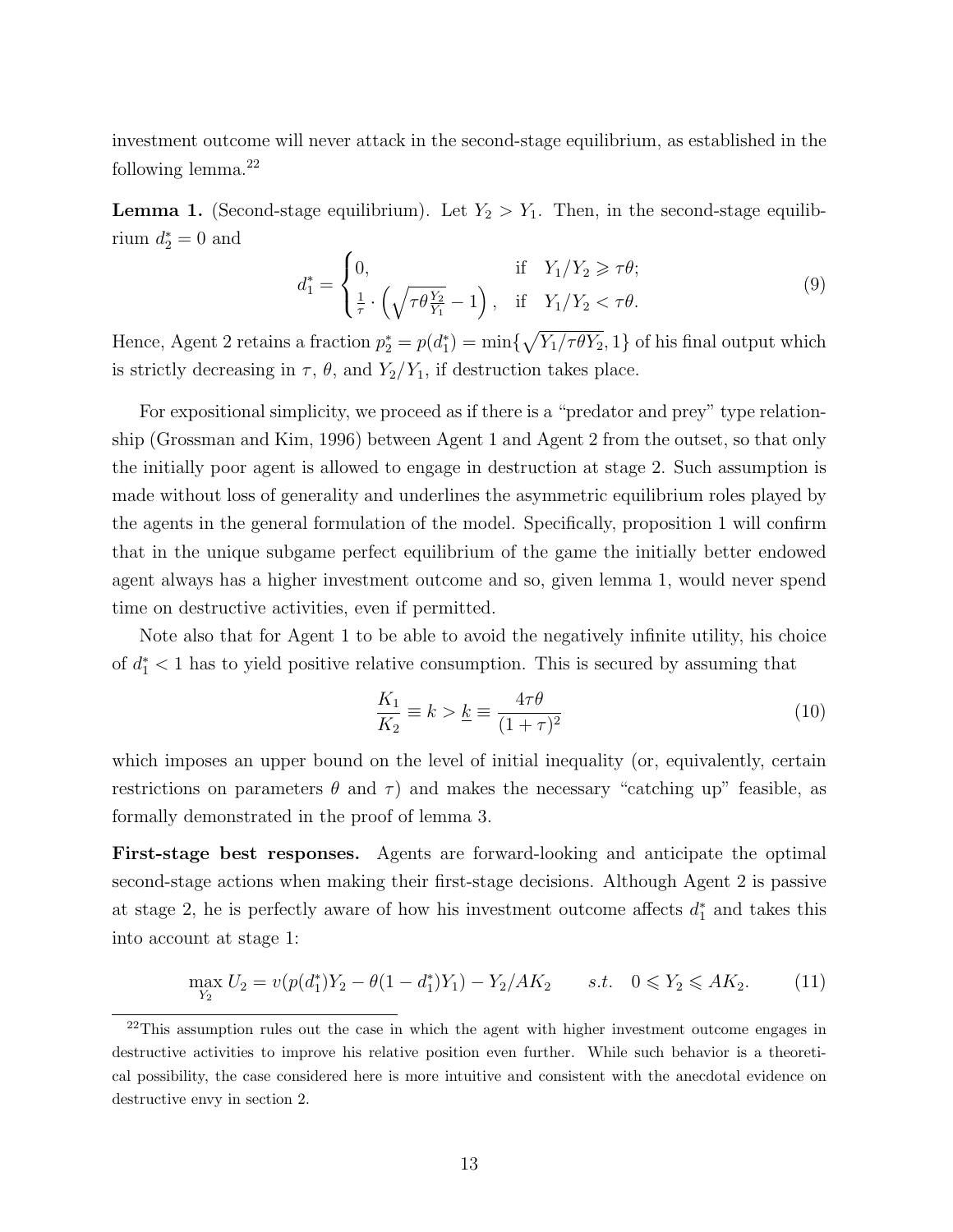investment outcome will never attack in the second-stage equilibrium, as established in the following lemma.[22]

**Lemma 1.** (Second-stage equilibrium). Let $Y_2 > Y_1$. Then, in the second-stage equilibrium $d_2^* = 0$ and

$$d_1^* = \begin{cases} 0, & \text{if} \quad Y_1/Y_2 \geqslant \tau\theta; \\ \frac{1}{\tau} \cdot \left( \sqrt{\tau\theta \frac{Y_2}{Y_1}} - 1 \right), & \text{if} \quad Y_1/Y_2 < \tau\theta. \end{cases} \tag{9}$$

Hence, Agent 2 retains a fraction $p_2^* = p(d_1^*) = \min\{\sqrt{Y_1/\tau\theta Y_2}, 1\}$ of his final output which is strictly decreasing in $\tau$, $\theta$, and $Y_2/Y_1$, if destruction takes place.

For expositional simplicity, we proceed as if there is a "predator and prey" type relationship (Grossman and Kim, 1996) between Agent 1 and Agent 2 from the outset, so that only the initially poor agent is allowed to engage in destruction at stage 2. Such assumption is made without loss of generality and underlines the asymmetric equilibrium roles played by the agents in the general formulation of the model. Specifically, proposition 1 will confirm that in the unique subgame perfect equilibrium of the game the initially better endowed agent always has a higher investment outcome and so, given lemma 1, would never spend time on destructive activities, even if permitted.

Note also that for Agent 1 to be able to avoid the negatively infinite utility, his choice of $d_1^* < 1$ has to yield positive relative consumption. This is secured by assuming that

$$\frac{K_1}{K_2} \equiv k > \underline{k} \equiv \frac{4\tau\theta}{(1+\tau)^2} \tag{10}$$

which imposes an upper bound on the level of initial inequality (or, equivalently, certain restrictions on parameters $\theta$ and $\tau$) and makes the necessary "catching up" feasible, as formally demonstrated in the proof of lemma 3.

**First-stage best responses.** Agents are forward-looking and anticipate the optimal second-stage actions when making their first-stage decisions. Although Agent 2 is passive at stage 2, he is perfectly aware of how his investment outcome affects $d_1^*$ and takes this into account at stage 1:

$$\max_{Y_2} U_2 = v(p(d_1^*)Y_2 - \theta(1 - d_1^*)Y_1) - Y_2/AK_2 \qquad s.t. \quad 0 \leqslant Y_2 \leqslant AK_2. \tag{11}$$

[22] This assumption rules out the case in which the agent with higher investment outcome engages in destructive activities to improve his relative position even further. While such behavior is a theoretical possibility, the case considered here is more intuitive and consistent with the anecdotal evidence on destructive envy in section 2.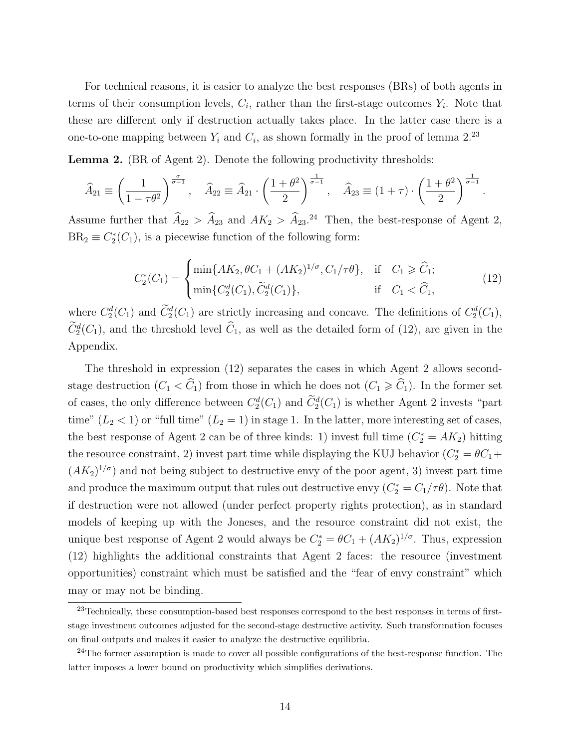For technical reasons, it is easier to analyze the best responses (BRs) of both agents in terms of their consumption levels, $C_i$, rather than the first-stage outcomes $Y_i$. Note that these are different only if destruction actually takes place. In the latter case there is a one-to-one mapping between $Y_i$ and $C_i$, as shown formally in the proof of lemma 2.[23]

**Lemma 2.** (BR of Agent 2). Denote the following productivity thresholds:

$$\widehat{A}_{21} \equiv \left(\frac{1}{1-\tau\theta^2}\right)^{\frac{\sigma}{\sigma-1}}, \quad \widehat{A}_{22} \equiv \widehat{A}_{21} \cdot \left(\frac{1+\theta^2}{2}\right)^{\frac{1}{\sigma-1}}, \quad \widehat{A}_{23} \equiv (1+\tau) \cdot \left(\frac{1+\theta^2}{2}\right)^{\frac{1}{\sigma-1}}.$$

Assume further that $\widehat{A}_{22} > \widehat{A}_{23}$ and $AK_2 > \widehat{A}_{23}$.[24] Then, the best-response of Agent 2, $\mathrm{BR}_2 \equiv C_2^*(C_1)$, is a piecewise function of the following form:

$$C_2^*(C_1) = \begin{cases} \min\{AK_2, \theta C_1 + (AK_2)^{1/\sigma}, C_1/\tau\theta\}, & \text{if} \quad C_1 \geqslant \widehat{C}_1; \\ \min\{C_2^d(C_1), \widetilde{C}_2^d(C_1)\}, & \text{if} \quad C_1 < \widehat{C}_1, \end{cases} \tag{12}$$

where $C_2^d(C_1)$ and $\widetilde{C}_2^d(C_1)$ are strictly increasing and concave. The definitions of $C_2^d(C_1)$, $\widetilde{C}_2^d(C_1)$, and the threshold level $\widehat{C}_1$, as well as the detailed form of (12), are given in the Appendix.

The threshold in expression (12) separates the cases in which Agent 2 allows second-stage destruction ($C_1 < \widehat{C}_1$) from those in which he does not ($C_1 \geqslant \widehat{C}_1$). In the former set of cases, the only difference between $C_2^d(C_1)$ and $\widetilde{C}_2^d(C_1)$ is whether Agent 2 invests "part time" ($L_2 < 1$) or "full time" ($L_2 = 1$) in stage 1. In the latter, more interesting set of cases, the best response of Agent 2 can be of three kinds: 1) invest full time ($C_2^* = AK_2$) hitting the resource constraint, 2) invest part time while displaying the KUJ behavior ($C_2^* = \theta C_1 + (AK_2)^{1/\sigma}$) and not being subject to destructive envy of the poor agent, 3) invest part time and produce the maximum output that rules out destructive envy ($C_2^* = C_1/\tau\theta$). Note that if destruction were not allowed (under perfect property rights protection), as in standard models of keeping up with the Joneses, and the resource constraint did not exist, the unique best response of Agent 2 would always be $C_2^* = \theta C_1 + (AK_2)^{1/\sigma}$. Thus, expression (12) highlights the additional constraints that Agent 2 faces: the resource (investment opportunities) constraint which must be satisfied and the "fear of envy constraint" which may or may not be binding.

[23] Technically, these consumption-based best responses correspond to the best responses in terms of first-stage investment outcomes adjusted for the second-stage destructive activity. Such transformation focuses on final outputs and makes it easier to analyze the destructive equilibria.

[24] The former assumption is made to cover all possible configurations of the best-response function. The latter imposes a lower bound on productivity which simplifies derivations.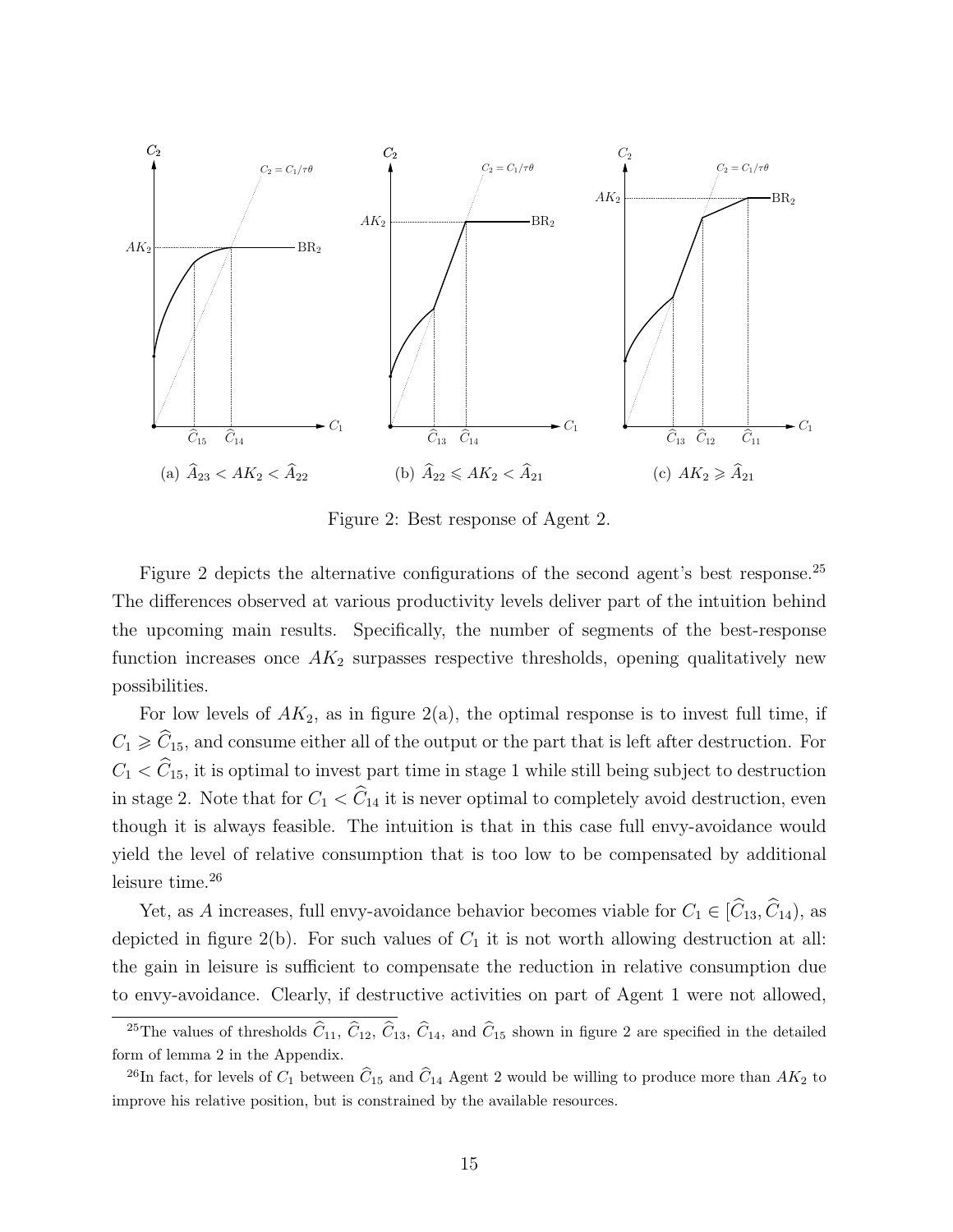(a) $\widehat{A}_{23} < AK_2 < \widehat{A}_{22}$ (b) $\widehat{A}_{22} \leqslant AK_2 < \widehat{A}_{21}$ (c) $AK_2 \geqslant \widehat{A}_{21}$

Figure 2: Best response of Agent 2.

Figure 2 depicts the alternative configurations of the second agent's best response.[25] The differences observed at various productivity levels deliver part of the intuition behind the upcoming main results. Specifically, the number of segments of the best-response function increases once $AK_2$ surpasses respective thresholds, opening qualitatively new possibilities.

For low levels of $AK_2$, as in figure 2(a), the optimal response is to invest full time, if $C_1 \geqslant \widehat{C}_{15}$, and consume either all of the output or the part that is left after destruction. For $C_1 < \widehat{C}_{15}$, it is optimal to invest part time in stage 1 while still being subject to destruction in stage 2. Note that for $C_1 < \widehat{C}_{14}$ it is never optimal to completely avoid destruction, even though it is always feasible. The intuition is that in this case full envy-avoidance would yield the level of relative consumption that is too low to be compensated by additional leisure time.[26]

Yet, as $A$ increases, full envy-avoidance behavior becomes viable for $C_1 \in [\widehat{C}_{13}, \widehat{C}_{14})$, as depicted in figure 2(b). For such values of $C_1$ it is not worth allowing destruction at all: the gain in leisure is sufficient to compensate the reduction in relative consumption due to envy-avoidance. Clearly, if destructive activities on part of Agent 1 were not allowed,

[25] The values of thresholds $\widehat{C}_{11}$, $\widehat{C}_{12}$, $\widehat{C}_{13}$, $\widehat{C}_{14}$, and $\widehat{C}_{15}$ shown in figure 2 are specified in the detailed form of lemma 2 in the Appendix.

[26] In fact, for levels of $C_1$ between $\widehat{C}_{15}$ and $\widehat{C}_{14}$ Agent 2 would be willing to produce more than $AK_2$ to improve his relative position, but is constrained by the available resources.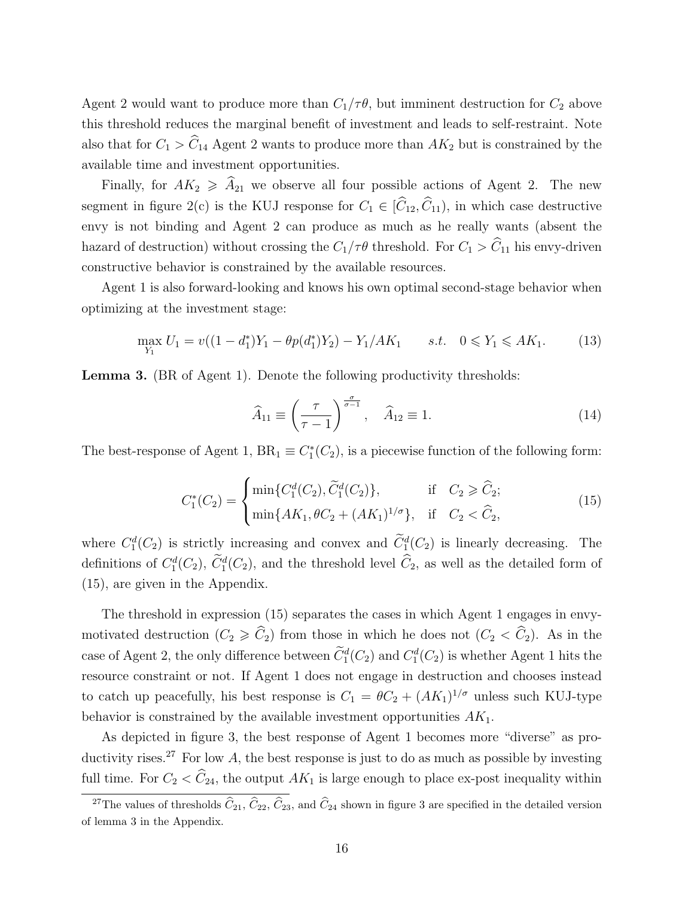Agent 2 would want to produce more than $C_1/\tau\theta$, but imminent destruction for $C_2$ above this threshold reduces the marginal benefit of investment and leads to self-restraint. Note also that for $C_1 > \widehat{C}_{14}$ Agent 2 wants to produce more than $AK_2$ but is constrained by the available time and investment opportunities.

Finally, for $AK_2 \geqslant \widehat{A}_{21}$ we observe all four possible actions of Agent 2. The new segment in figure 2(c) is the KUJ response for $C_1 \in [\widehat{C}_{12}, \widehat{C}_{11})$, in which case destructive envy is not binding and Agent 2 can produce as much as he really wants (absent the hazard of destruction) without crossing the $C_1/\tau\theta$ threshold. For $C_1 > \widehat{C}_{11}$ his envy-driven constructive behavior is constrained by the available resources.

Agent 1 is also forward-looking and knows his own optimal second-stage behavior when optimizing at the investment stage:

$$\max_{Y_1} U_1 = v((1-d_1^*)Y_1 - \theta p(d_1^*)Y_2) - Y_1/AK_1 \qquad s.t. \quad 0 \leqslant Y_1 \leqslant AK_1. \tag{13}$$

**Lemma 3.** (BR of Agent 1). Denote the following productivity thresholds:

$$\widehat{A}_{11} \equiv \left(\frac{\tau}{\tau-1}\right)^{\frac{\sigma}{\sigma-1}}, \quad \widehat{A}_{12} \equiv 1. \tag{14}$$

The best-response of Agent 1, $\text{BR}_1 \equiv C_1^*(C_2)$, is a piecewise function of the following form:

$$C_1^*(C_2) = \begin{cases} \min\{C_1^d(C_2), \widetilde{C}_1^d(C_2)\}, & \text{if} \quad C_2 \geqslant \widehat{C}_2; \\ \min\{AK_1, \theta C_2 + (AK_1)^{1/\sigma}\}, & \text{if} \quad C_2 < \widehat{C}_2, \end{cases} \tag{15}$$

where $C_1^d(C_2)$ is strictly increasing and convex and $\widetilde{C}_1^d(C_2)$ is linearly decreasing. The definitions of $C_1^d(C_2)$, $\widetilde{C}_1^d(C_2)$, and the threshold level $\widehat{C}_2$, as well as the detailed form of (15), are given in the Appendix.

The threshold in expression (15) separates the cases in which Agent 1 engages in envy-motivated destruction ($C_2 \geqslant \widehat{C}_2$) from those in which he does not ($C_2 < \widehat{C}_2$). As in the case of Agent 2, the only difference between $\widetilde{C}_1^d(C_2)$ and $C_1^d(C_2)$ is whether Agent 1 hits the resource constraint or not. If Agent 1 does not engage in destruction and chooses instead to catch up peacefully, his best response is $C_1 = \theta C_2 + (AK_1)^{1/\sigma}$ unless such KUJ-type behavior is constrained by the available investment opportunities $AK_1$.

As depicted in figure 3, the best response of Agent 1 becomes more "diverse" as productivity rises.[27] For low $A$, the best response is just to do as much as possible by investing full time. For $C_2 < \widehat{C}_{24}$, the output $AK_1$ is large enough to place ex-post inequality within

[27] The values of thresholds $\widehat{C}_{21}$, $\widehat{C}_{22}$, $\widehat{C}_{23}$, and $\widehat{C}_{24}$ shown in figure 3 are specified in the detailed version of lemma 3 in the Appendix.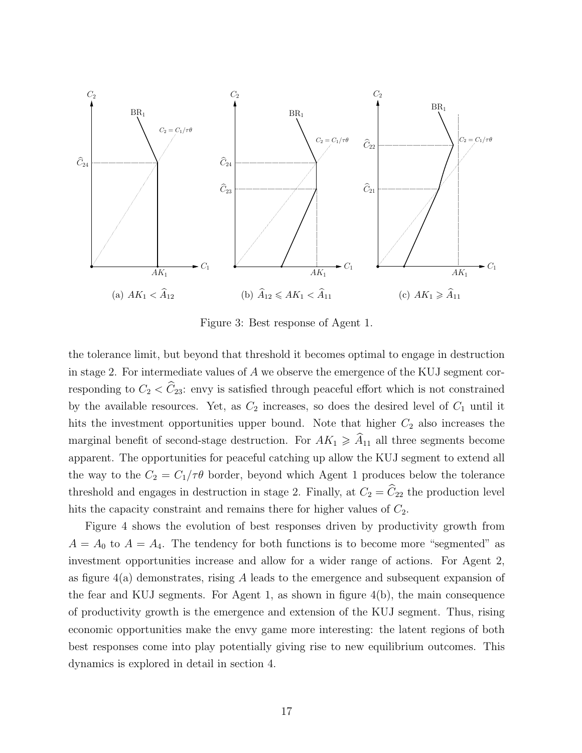Figure 3: Best response of Agent 1.

(a) $AK_1 < \widehat{A}_{12}$ (b) $\widehat{A}_{12} \leqslant AK_1 < \widehat{A}_{11}$ (c) $AK_1 \geqslant \widehat{A}_{11}$

the tolerance limit, but beyond that threshold it becomes optimal to engage in destruction in stage 2. For intermediate values of $A$ we observe the emergence of the KUJ segment corresponding to $C_2 < \widehat{C}_{23}$: envy is satisfied through peaceful effort which is not constrained by the available resources. Yet, as $C_2$ increases, so does the desired level of $C_1$ until it hits the investment opportunities upper bound. Note that higher $C_2$ also increases the marginal benefit of second-stage destruction. For $AK_1 \geqslant \widehat{A}_{11}$ all three segments become apparent. The opportunities for peaceful catching up allow the KUJ segment to extend all the way to the $C_2 = C_1/\tau\theta$ border, beyond which Agent 1 produces below the tolerance threshold and engages in destruction in stage 2. Finally, at $C_2 = \widehat{C}_{22}$ the production level hits the capacity constraint and remains there for higher values of $C_2$.

Figure 4 shows the evolution of best responses driven by productivity growth from $A = A_0$ to $A = A_4$. The tendency for both functions is to become more "segmented" as investment opportunities increase and allow for a wider range of actions. For Agent 2, as figure 4(a) demonstrates, rising $A$ leads to the emergence and subsequent expansion of the fear and KUJ segments. For Agent 1, as shown in figure 4(b), the main consequence of productivity growth is the emergence and extension of the KUJ segment. Thus, rising economic opportunities make the envy game more interesting: the latent regions of both best responses come into play potentially giving rise to new equilibrium outcomes. This dynamics is explored in detail in section 4.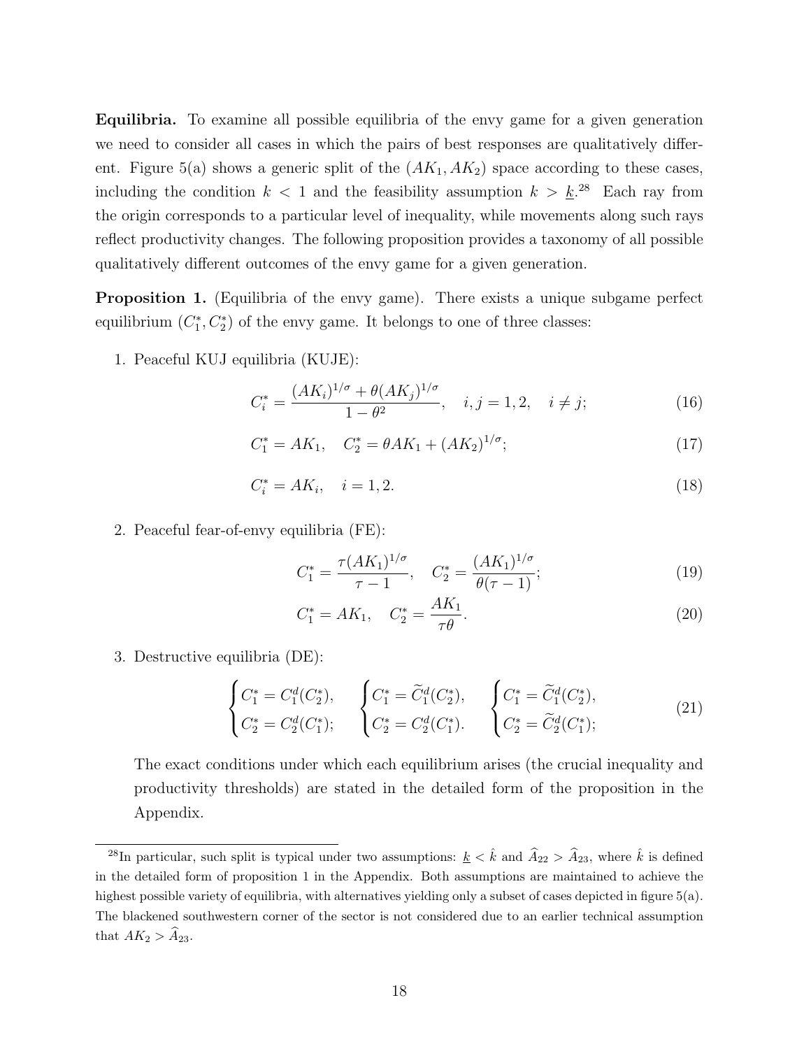**Equilibria.** To examine all possible equilibria of the envy game for a given generation we need to consider all cases in which the pairs of best responses are qualitatively different. Figure 5(a) shows a generic split of the $(AK_1, AK_2)$ space according to these cases, including the condition $k < 1$ and the feasibility assumption $k > \underline{k}$.[28] Each ray from the origin corresponds to a particular level of inequality, while movements along such rays reflect productivity changes. The following proposition provides a taxonomy of all possible qualitatively different outcomes of the envy game for a given generation.

**Proposition 1.** (Equilibria of the envy game). There exists a unique subgame perfect equilibrium $(C_1^*, C_2^*)$ of the envy game. It belongs to one of three classes:

1. Peaceful KUJ equilibria (KUJE):

$$C_i^* = \frac{(AK_i)^{1/\sigma} + \theta(AK_j)^{1/\sigma}}{1-\theta^2}, \quad i,j = 1,2, \quad i \neq j; \tag{16}$$

$$C_1^* = AK_1, \quad C_2^* = \theta AK_1 + (AK_2)^{1/\sigma}; \tag{17}$$

$$C_i^* = AK_i, \quad i = 1,2. \tag{18}$$

2. Peaceful fear-of-envy equilibria (FE):

$$C_1^* = \frac{\tau(AK_1)^{1/\sigma}}{\tau - 1}, \quad C_2^* = \frac{(AK_1)^{1/\sigma}}{\theta(\tau-1)}; \tag{19}$$

$$C_1^* = AK_1, \quad C_2^* = \frac{AK_1}{\tau\theta}. \tag{20}$$

3. Destructive equilibria (DE):

$$\begin{cases} C_1^* = C_1^d(C_2^*), \\ C_2^* = C_2^d(C_1^*); \end{cases} \quad \begin{cases} C_1^* = \widetilde{C}_1^d(C_2^*), \\ C_2^* = C_2^d(C_1^*). \end{cases} \quad \begin{cases} C_1^* = \widetilde{C}_1^d(C_2^*), \\ C_2^* = \widetilde{C}_2^d(C_1^*); \end{cases} \tag{21}$$

   The exact conditions under which each equilibrium arises (the crucial inequality and productivity thresholds) are stated in the detailed form of the proposition in the Appendix.

[28] In particular, such split is typical under two assumptions: $\underline{k} < \hat{k}$ and $\widehat{A}_{22} > \widehat{A}_{23}$, where $\hat{k}$ is defined in the detailed form of proposition 1 in the Appendix. Both assumptions are maintained to achieve the highest possible variety of equilibria, with alternatives yielding only a subset of cases depicted in figure 5(a). The blackened southwestern corner of the sector is not considered due to an earlier technical assumption that $AK_2 > \widehat{A}_{23}$.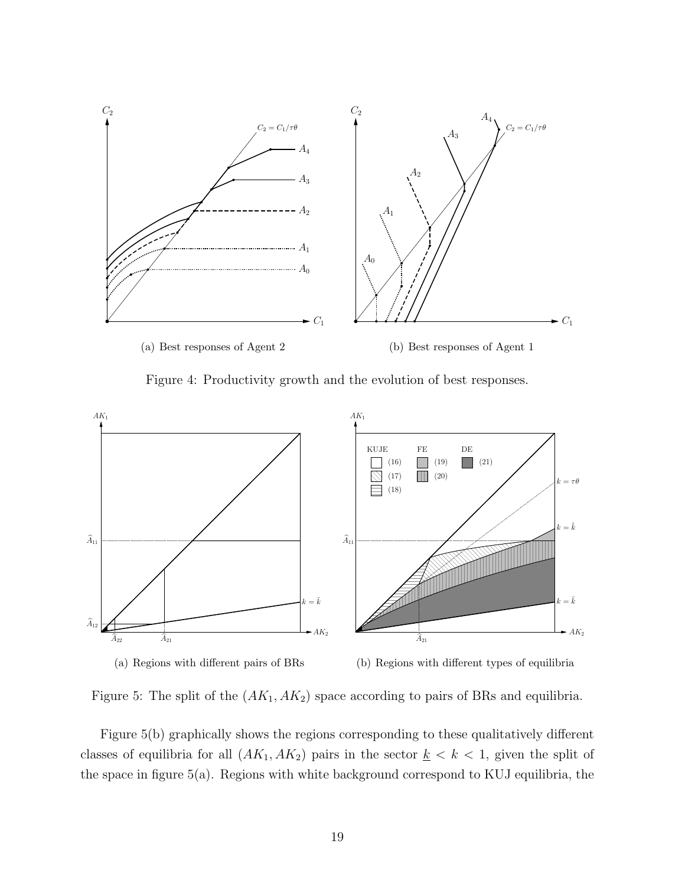(a) Best responses of Agent 2

(b) Best responses of Agent 1

Figure 4: Productivity growth and the evolution of best responses.

(a) Regions with different pairs of BRs

(b) Regions with different types of equilibria

Figure 5: The split of the $(AK_1, AK_2)$ space according to pairs of BRs and equilibria.

Figure 5(b) graphically shows the regions corresponding to these qualitatively different classes of equilibria for all $(AK_1, AK_2)$ pairs in the sector $\underline{k} < k < 1$, given the split of the space in figure 5(a). Regions with white background correspond to KUJ equilibria, the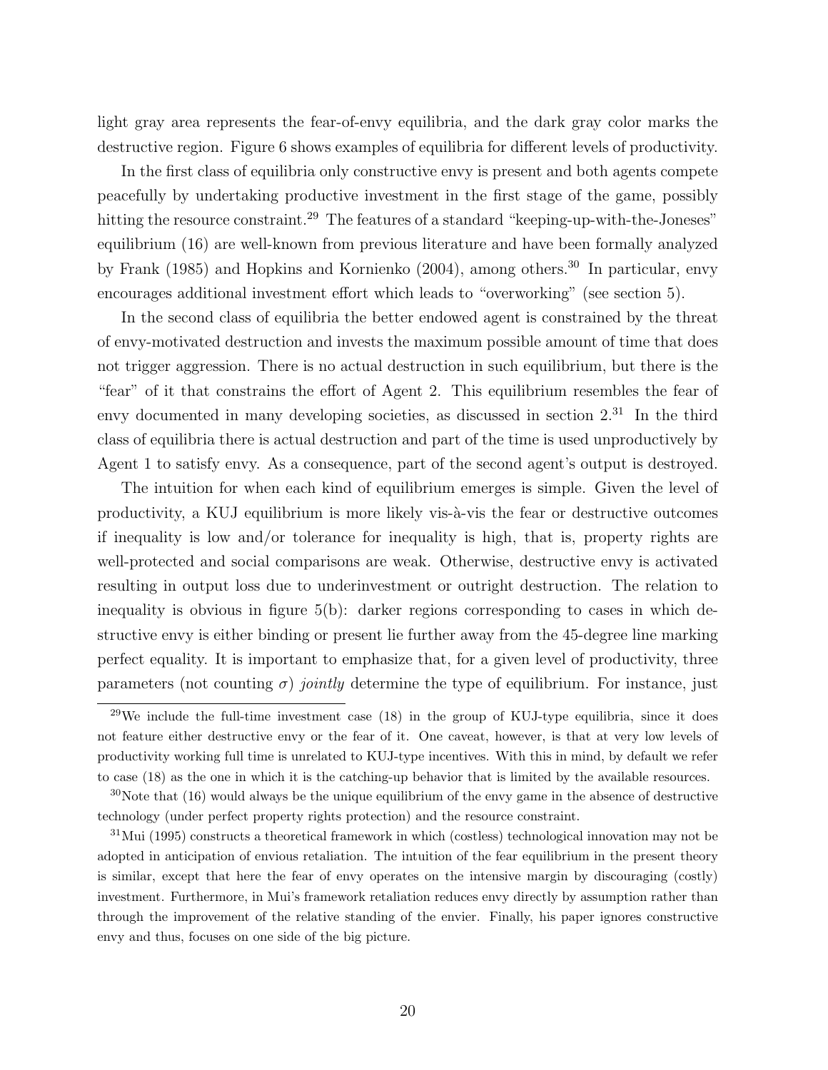light gray area represents the fear-of-envy equilibria, and the dark gray color marks the destructive region. Figure 6 shows examples of equilibria for different levels of productivity.

In the first class of equilibria only constructive envy is present and both agents compete peacefully by undertaking productive investment in the first stage of the game, possibly hitting the resource constraint.[29] The features of a standard "keeping-up-with-the-Joneses" equilibrium (16) are well-known from previous literature and have been formally analyzed by Frank (1985) and Hopkins and Kornienko (2004), among others.[30] In particular, envy encourages additional investment effort which leads to "overworking" (see section 5).

In the second class of equilibria the better endowed agent is constrained by the threat of envy-motivated destruction and invests the maximum possible amount of time that does not trigger aggression. There is no actual destruction in such equilibrium, but there is the "fear" of it that constrains the effort of Agent 2. This equilibrium resembles the fear of envy documented in many developing societies, as discussed in section 2.[31] In the third class of equilibria there is actual destruction and part of the time is used unproductively by Agent 1 to satisfy envy. As a consequence, part of the second agent's output is destroyed.

The intuition for when each kind of equilibrium emerges is simple. Given the level of productivity, a KUJ equilibrium is more likely vis-à-vis the fear or destructive outcomes if inequality is low and/or tolerance for inequality is high, that is, property rights are well-protected and social comparisons are weak. Otherwise, destructive envy is activated resulting in output loss due to underinvestment or outright destruction. The relation to inequality is obvious in figure 5(b): darker regions corresponding to cases in which destructive envy is either binding or present lie further away from the 45-degree line marking perfect equality. It is important to emphasize that, for a given level of productivity, three parameters (not counting $\sigma$) *jointly* determine the type of equilibrium. For instance, just

[29] We include the full-time investment case (18) in the group of KUJ-type equilibria, since it does not feature either destructive envy or the fear of it. One caveat, however, is that at very low levels of productivity working full time is unrelated to KUJ-type incentives. With this in mind, by default we refer to case (18) as the one in which it is the catching-up behavior that is limited by the available resources.

[30] Note that (16) would always be the unique equilibrium of the envy game in the absence of destructive technology (under perfect property rights protection) and the resource constraint.

[31] Mui (1995) constructs a theoretical framework in which (costless) technological innovation may not be adopted in anticipation of envious retaliation. The intuition of the fear equilibrium in the present theory is similar, except that here the fear of envy operates on the intensive margin by discouraging (costly) investment. Furthermore, in Mui's framework retaliation reduces envy directly by assumption rather than through the improvement of the relative standing of the envier. Finally, his paper ignores constructive envy and thus, focuses on one side of the big picture.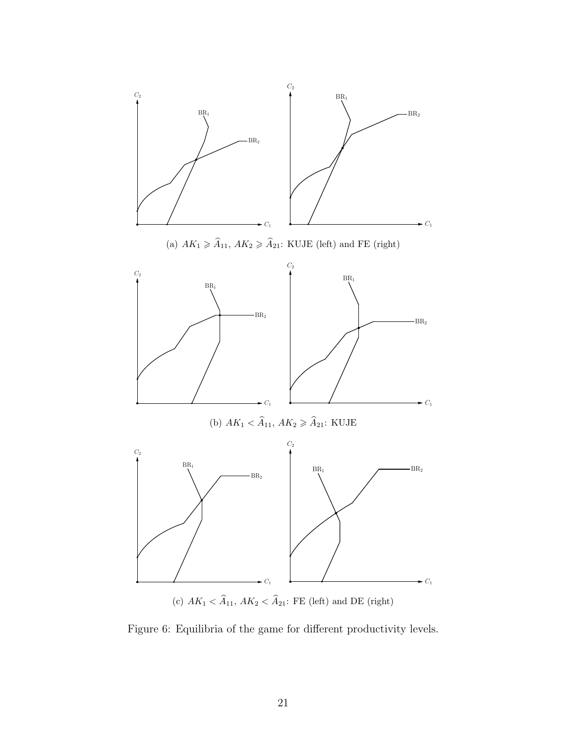(a) $AK_1 \geqslant \widehat{A}_{11}$, $AK_2 \geqslant \widehat{A}_{21}$: KUJE (left) and FE (right)

(b) $AK_1 < \widehat{A}_{11}$, $AK_2 \geqslant \widehat{A}_{21}$: KUJE

(c) $AK_1 < \widehat{A}_{11}$, $AK_2 < \widehat{A}_{21}$: FE (left) and DE (right)

Figure 6: Equilibria of the game for different productivity levels.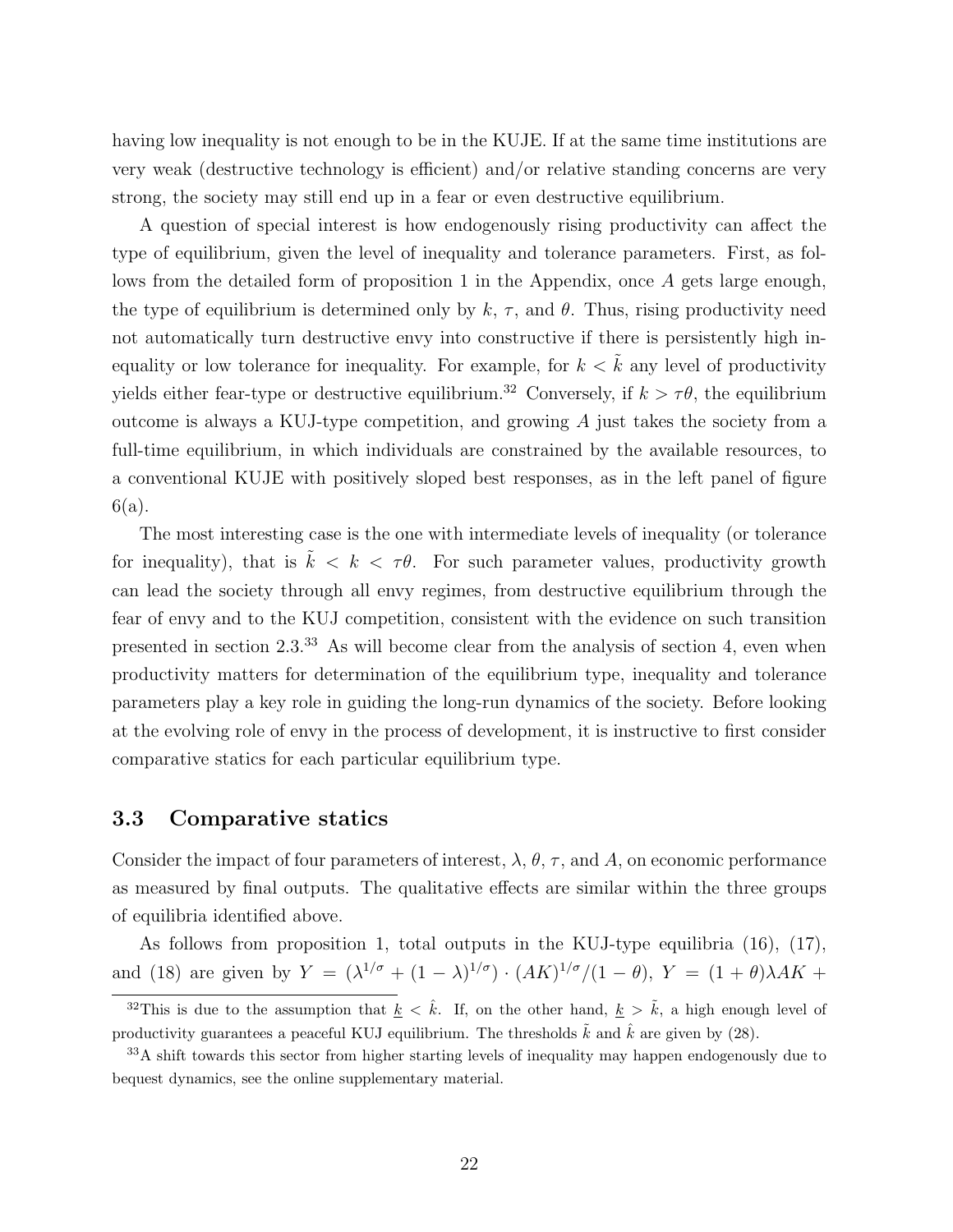having low inequality is not enough to be in the KUJE. If at the same time institutions are very weak (destructive technology is efficient) and/or relative standing concerns are very strong, the society may still end up in a fear or even destructive equilibrium.

A question of special interest is how endogenously rising productivity can affect the type of equilibrium, given the level of inequality and tolerance parameters. First, as follows from the detailed form of proposition 1 in the Appendix, once $A$ gets large enough, the type of equilibrium is determined only by $k$, $\tau$, and $\theta$. Thus, rising productivity need not automatically turn destructive envy into constructive if there is persistently high inequality or low tolerance for inequality. For example, for $k < \tilde{k}$ any level of productivity yields either fear-type or destructive equilibrium.[32] Conversely, if $k > \tau\theta$, the equilibrium outcome is always a KUJ-type competition, and growing $A$ just takes the society from a full-time equilibrium, in which individuals are constrained by the available resources, to a conventional KUJE with positively sloped best responses, as in the left panel of figure 6(a).

The most interesting case is the one with intermediate levels of inequality (or tolerance for inequality), that is $\tilde{k} < k < \tau\theta$. For such parameter values, productivity growth can lead the society through all envy regimes, from destructive equilibrium through the fear of envy and to the KUJ competition, consistent with the evidence on such transition presented in section 2.3.[33] As will become clear from the analysis of section 4, even when productivity matters for determination of the equilibrium type, inequality and tolerance parameters play a key role in guiding the long-run dynamics of the society. Before looking at the evolving role of envy in the process of development, it is instructive to first consider comparative statics for each particular equilibrium type.

### 3.3 Comparative statics

Consider the impact of four parameters of interest, $\lambda$, $\theta$, $\tau$, and $A$, on economic performance as measured by final outputs. The qualitative effects are similar within the three groups of equilibria identified above.

As follows from proposition 1, total outputs in the KUJ-type equilibria (16), (17), and (18) are given by $Y = (\lambda^{1/\sigma} + (1-\lambda)^{1/\sigma}) \cdot (AK)^{1/\sigma}/(1-\theta)$, $Y = (1+\theta)\lambda AK +$

[32] This is due to the assumption that $\underline{k} < \hat{k}$. If, on the other hand, $\underline{k} > \tilde{k}$, a high enough level of productivity guarantees a peaceful KUJ equilibrium. The thresholds $\tilde{k}$ and $\hat{k}$ are given by (28).

[33] A shift towards this sector from higher starting levels of inequality may happen endogenously due to bequest dynamics, see the online supplementary material.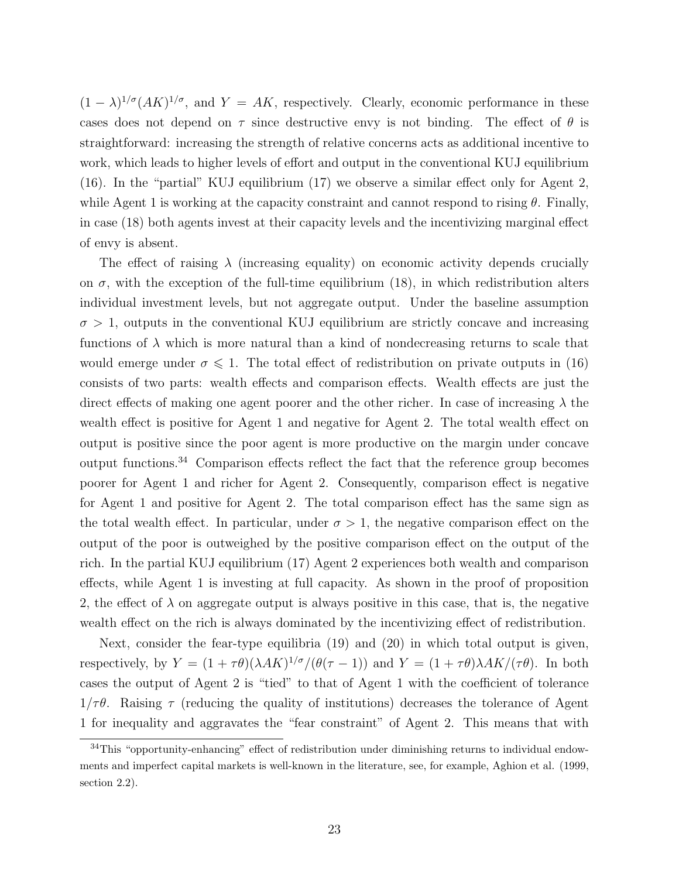$(1-\lambda)^{1/\sigma}(AK)^{1/\sigma}$, and $Y = AK$, respectively. Clearly, economic performance in these cases does not depend on $\tau$ since destructive envy is not binding. The effect of $\theta$ is straightforward: increasing the strength of relative concerns acts as additional incentive to work, which leads to higher levels of effort and output in the conventional KUJ equilibrium (16). In the "partial" KUJ equilibrium (17) we observe a similar effect only for Agent 2, while Agent 1 is working at the capacity constraint and cannot respond to rising $\theta$. Finally, in case (18) both agents invest at their capacity levels and the incentivizing marginal effect of envy is absent.

The effect of raising $\lambda$ (increasing equality) on economic activity depends crucially on $\sigma$, with the exception of the full-time equilibrium (18), in which redistribution alters individual investment levels, but not aggregate output. Under the baseline assumption $\sigma > 1$, outputs in the conventional KUJ equilibrium are strictly concave and increasing functions of $\lambda$ which is more natural than a kind of nondecreasing returns to scale that would emerge under $\sigma \leqslant 1$. The total effect of redistribution on private outputs in (16) consists of two parts: wealth effects and comparison effects. Wealth effects are just the direct effects of making one agent poorer and the other richer. In case of increasing $\lambda$ the wealth effect is positive for Agent 1 and negative for Agent 2. The total wealth effect on output is positive since the poor agent is more productive on the margin under concave output functions.[34] Comparison effects reflect the fact that the reference group becomes poorer for Agent 1 and richer for Agent 2. Consequently, comparison effect is negative for Agent 1 and positive for Agent 2. The total comparison effect has the same sign as the total wealth effect. In particular, under $\sigma > 1$, the negative comparison effect on the output of the poor is outweighed by the positive comparison effect on the output of the rich. In the partial KUJ equilibrium (17) Agent 2 experiences both wealth and comparison effects, while Agent 1 is investing at full capacity. As shown in the proof of proposition 2, the effect of $\lambda$ on aggregate output is always positive in this case, that is, the negative wealth effect on the rich is always dominated by the incentivizing effect of redistribution.

Next, consider the fear-type equilibria (19) and (20) in which total output is given, respectively, by $Y = (1+\tau\theta)(\lambda AK)^{1/\sigma}/(\theta(\tau-1))$ and $Y = (1+\tau\theta)\lambda AK/(\tau\theta)$. In both cases the output of Agent 2 is "tied" to that of Agent 1 with the coefficient of tolerance $1/\tau\theta$. Raising $\tau$ (reducing the quality of institutions) decreases the tolerance of Agent 1 for inequality and aggravates the "fear constraint" of Agent 2. This means that with

[34] This "opportunity-enhancing" effect of redistribution under diminishing returns to individual endowments and imperfect capital markets is well-known in the literature, see, for example, Aghion et al. (1999, section 2.2).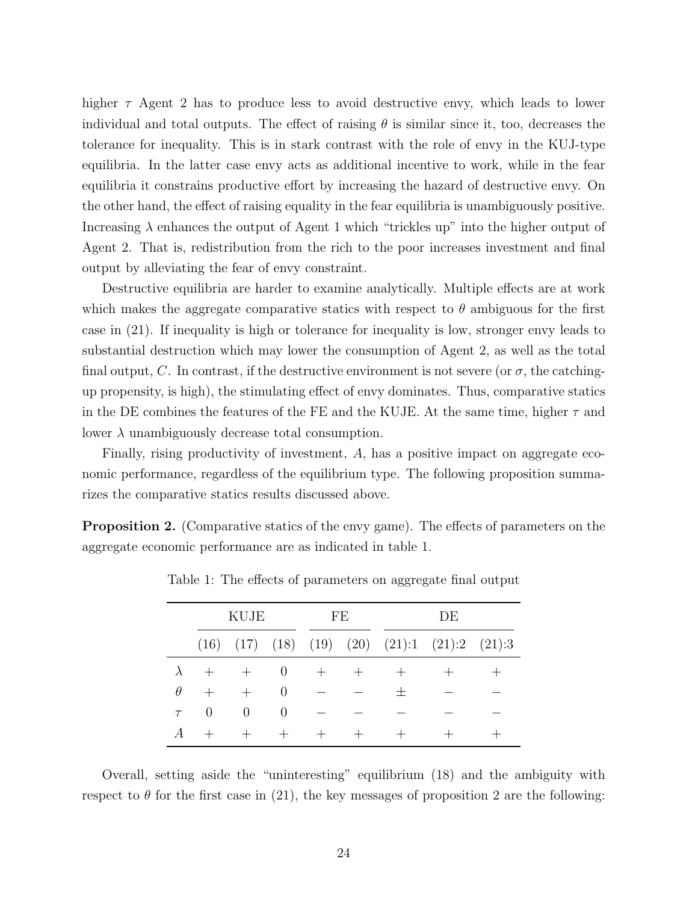higher $\tau$ Agent 2 has to produce less to avoid destructive envy, which leads to lower individual and total outputs. The effect of raising $\theta$ is similar since it, too, decreases the tolerance for inequality. This is in stark contrast with the role of envy in the KUJ-type equilibria. In the latter case envy acts as additional incentive to work, while in the fear equilibria it constrains productive effort by increasing the hazard of destructive envy. On the other hand, the effect of raising equality in the fear equilibria is unambiguously positive. Increasing $\lambda$ enhances the output of Agent 1 which "trickles up" into the higher output of Agent 2. That is, redistribution from the rich to the poor increases investment and final output by alleviating the fear of envy constraint.

Destructive equilibria are harder to examine analytically. Multiple effects are at work which makes the aggregate comparative statics with respect to $\theta$ ambiguous for the first case in (21). If inequality is high or tolerance for inequality is low, stronger envy leads to substantial destruction which may lower the consumption of Agent 2, as well as the total final output, $C$. In contrast, if the destructive environment is not severe (or $\sigma$, the catching-up propensity, is high), the stimulating effect of envy dominates. Thus, comparative statics in the DE combines the features of the FE and the KUJE. At the same time, higher $\tau$ and lower $\lambda$ unambiguously decrease total consumption.

Finally, rising productivity of investment, $A$, has a positive impact on aggregate economic performance, regardless of the equilibrium type. The following proposition summarizes the comparative statics results discussed above.

**Proposition 2.** (Comparative statics of the envy game). The effects of parameters on the aggregate economic performance are as indicated in table 1.

Table 1: The effects of parameters on aggregate final output

| | KUJE | | | FE | | DE | | |
|---|---|---|---|---|---|---|---|---|
| | (16) | (17) | (18) | (19) | (20) | (21):1 | (21):2 | (21):3 |
| $\lambda$ | + | + | 0 | + | + | + | + | + |
| $\theta$ | + | + | 0 | − | − | ± | − | − |
| $\tau$ | 0 | 0 | 0 | − | − | − | − | − |
| $A$ | + | + | + | + | + | + | + | + |

Overall, setting aside the "uninteresting" equilibrium (18) and the ambiguity with respect to $\theta$ for the first case in (21), the key messages of proposition 2 are the following: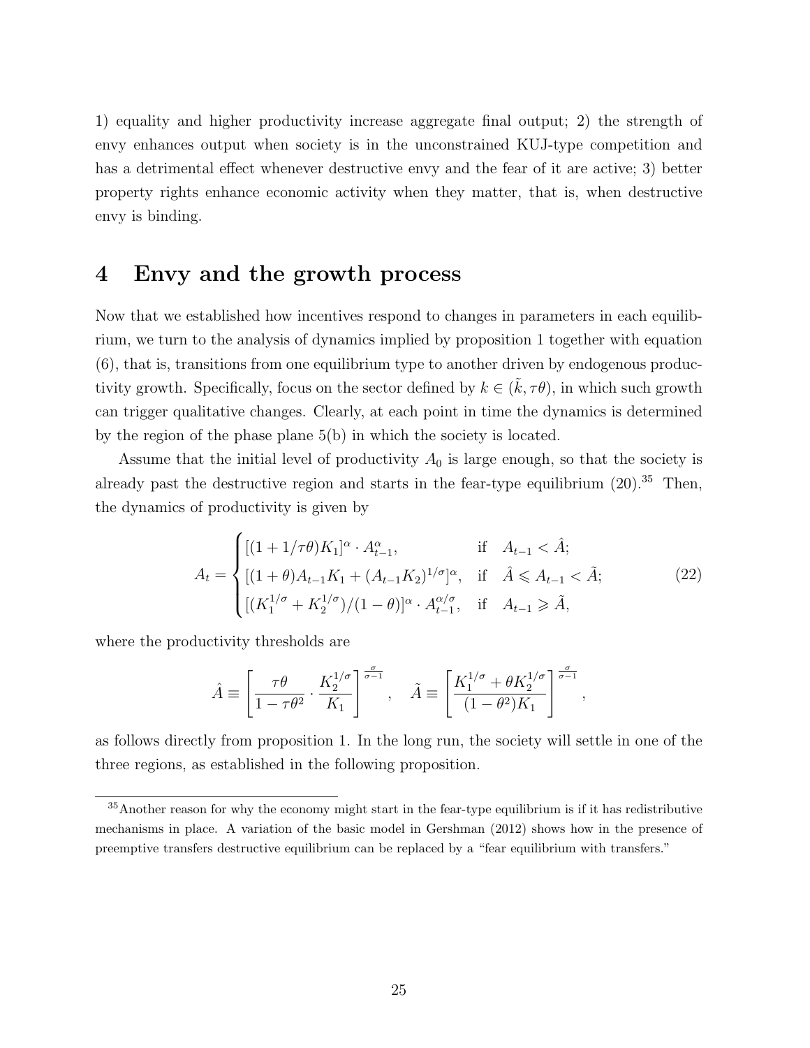1) equality and higher productivity increase aggregate final output; 2) the strength of envy enhances output when society is in the unconstrained KUJ-type competition and has a detrimental effect whenever destructive envy and the fear of it are active; 3) better property rights enhance economic activity when they matter, that is, when destructive envy is binding.

# 4 Envy and the growth process

Now that we established how incentives respond to changes in parameters in each equilibrium, we turn to the analysis of dynamics implied by proposition 1 together with equation (6), that is, transitions from one equilibrium type to another driven by endogenous productivity growth. Specifically, focus on the sector defined by $k \in (\tilde{k}, \tau\theta)$, in which such growth can trigger qualitative changes. Clearly, at each point in time the dynamics is determined by the region of the phase plane 5(b) in which the society is located.

Assume that the initial level of productivity $A_0$ is large enough, so that the society is already past the destructive region and starts in the fear-type equilibrium (20).[35] Then, the dynamics of productivity is given by

$$A_t = \begin{cases} [(1+1/\tau\theta)K_1]^{\alpha} \cdot A_{t-1}^{\alpha}, & \text{if} \quad A_{t-1} < \hat{A}; \\ [(1+\theta)A_{t-1}K_1 + (A_{t-1}K_2)^{1/\sigma}]^{\alpha}, & \text{if} \quad \hat{A} \leqslant A_{t-1} < \tilde{A}; \\ [(K_1^{1/\sigma} + K_2^{1/\sigma})/(1-\theta)]^{\alpha} \cdot A_{t-1}^{\alpha/\sigma}, & \text{if} \quad A_{t-1} \geqslant \tilde{A}, \end{cases} \tag{22}$$

where the productivity thresholds are

$$\hat{A} \equiv \left[\frac{\tau\theta}{1-\tau\theta^2} \cdot \frac{K_2^{1/\sigma}}{K_1}\right]^{\frac{\sigma}{\sigma-1}}, \quad \tilde{A} \equiv \left[\frac{K_1^{1/\sigma} + \theta K_2^{1/\sigma}}{(1-\theta^2)K_1}\right]^{\frac{\sigma}{\sigma-1}},$$

as follows directly from proposition 1. In the long run, the society will settle in one of the three regions, as established in the following proposition.

[35] Another reason for why the economy might start in the fear-type equilibrium is if it has redistributive mechanisms in place. A variation of the basic model in Gershman (2012) shows how in the presence of preemptive transfers destructive equilibrium can be replaced by a "fear equilibrium with transfers."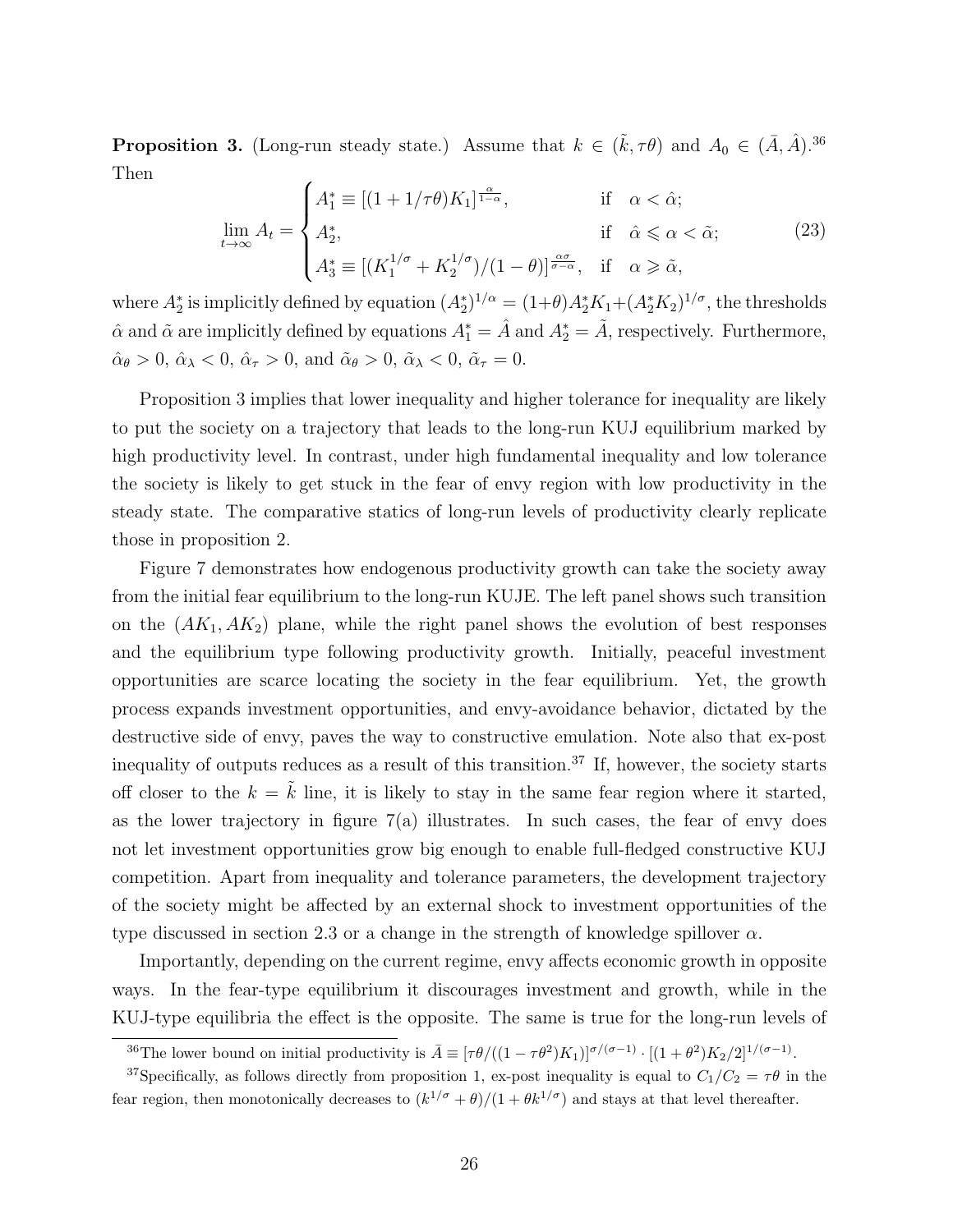**Proposition 3.** (Long-run steady state.) Assume that $k \in (\tilde{k}, \tau\theta)$ and $A_0 \in (\bar{A}, \hat{A})$.[36] Then

$$\lim_{t\to\infty} A_t = \begin{cases} A_1^* \equiv [(1+1/\tau\theta)K_1]^{\frac{\alpha}{1-\alpha}}, & \text{if} \quad \alpha < \hat{\alpha}; \\ A_2^*, & \text{if} \quad \hat{\alpha} \leqslant \alpha < \tilde{\alpha}; \\ A_3^* \equiv [(K_1^{1/\sigma} + K_2^{1/\sigma})/(1-\theta)]^{\frac{\alpha\sigma}{\sigma-\alpha}}, & \text{if} \quad \alpha \geqslant \tilde{\alpha}, \end{cases} \tag{23}$$

where $A_2^*$ is implicitly defined by equation $(A_2^*)^{1/\alpha} = (1+\theta)A_2^*K_1 + (A_2^*K_2)^{1/\sigma}$, the thresholds $\hat{\alpha}$ and $\tilde{\alpha}$ are implicitly defined by equations $A_1^* = \hat{A}$ and $A_2^* = \tilde{A}$, respectively. Furthermore, $\hat{\alpha}_\theta > 0$, $\hat{\alpha}_\lambda < 0$, $\hat{\alpha}_\tau > 0$, and $\tilde{\alpha}_\theta > 0$, $\tilde{\alpha}_\lambda < 0$, $\tilde{\alpha}_\tau = 0$.

Proposition 3 implies that lower inequality and higher tolerance for inequality are likely to put the society on a trajectory that leads to the long-run KUJ equilibrium marked by high productivity level. In contrast, under high fundamental inequality and low tolerance the society is likely to get stuck in the fear of envy region with low productivity in the steady state. The comparative statics of long-run levels of productivity clearly replicate those in proposition 2.

Figure 7 demonstrates how endogenous productivity growth can take the society away from the initial fear equilibrium to the long-run KUJE. The left panel shows such transition on the $(AK_1, AK_2)$ plane, while the right panel shows the evolution of best responses and the equilibrium type following productivity growth. Initially, peaceful investment opportunities are scarce locating the society in the fear equilibrium. Yet, the growth process expands investment opportunities, and envy-avoidance behavior, dictated by the destructive side of envy, paves the way to constructive emulation. Note also that ex-post inequality of outputs reduces as a result of this transition.[37] If, however, the society starts off closer to the $k = \tilde{k}$ line, it is likely to stay in the same fear region where it started, as the lower trajectory in figure 7(a) illustrates. In such cases, the fear of envy does not let investment opportunities grow big enough to enable full-fledged constructive KUJ competition. Apart from inequality and tolerance parameters, the development trajectory of the society might be affected by an external shock to investment opportunities of the type discussed in section 2.3 or a change in the strength of knowledge spillover $\alpha$.

Importantly, depending on the current regime, envy affects economic growth in opposite ways. In the fear-type equilibrium it discourages investment and growth, while in the KUJ-type equilibria the effect is the opposite. The same is true for the long-run levels of

[36] The lower bound on initial productivity is $\bar{A} \equiv [\tau\theta/((1-\tau\theta^2)K_1)]^{\sigma/(\sigma-1)} \cdot [(1+\theta^2)K_2/2]^{1/(\sigma-1)}$.

[37] Specifically, as follows directly from proposition 1, ex-post inequality is equal to $C_1/C_2 = \tau\theta$ in the fear region, then monotonically decreases to $(k^{1/\sigma} + \theta)/(1 + \theta k^{1/\sigma})$ and stays at that level thereafter.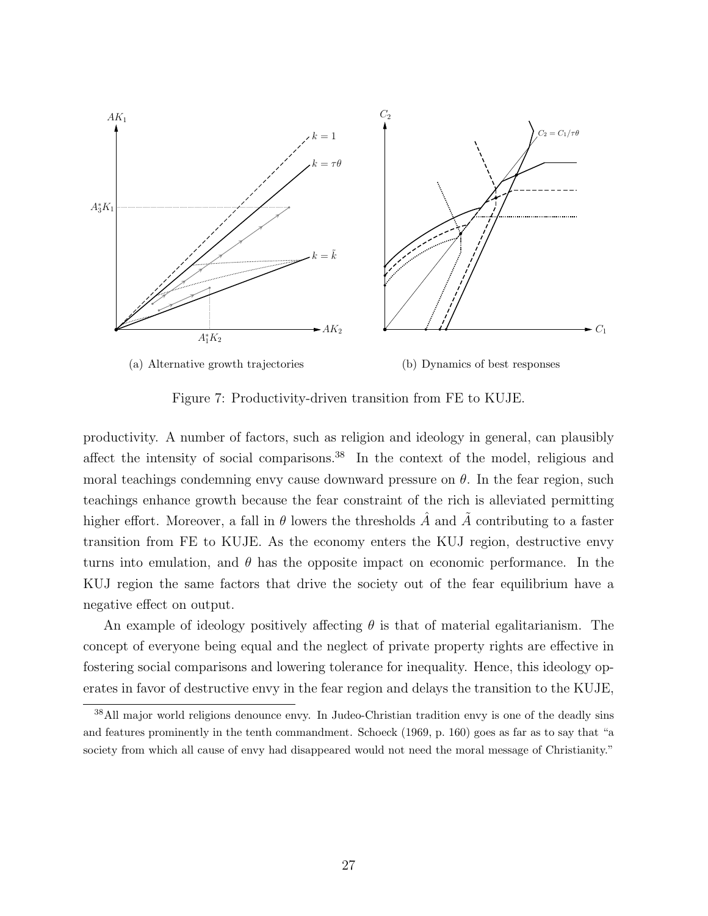(a) Alternative growth trajectories

(b) Dynamics of best responses

Figure 7: Productivity-driven transition from FE to KUJE.

productivity. A number of factors, such as religion and ideology in general, can plausibly affect the intensity of social comparisons.[38] In the context of the model, religious and moral teachings condemning envy cause downward pressure on $\theta$. In the fear region, such teachings enhance growth because the fear constraint of the rich is alleviated permitting higher effort. Moreover, a fall in $\theta$ lowers the thresholds $\hat{A}$ and $\tilde{A}$ contributing to a faster transition from FE to KUJE. As the economy enters the KUJ region, destructive envy turns into emulation, and $\theta$ has the opposite impact on economic performance. In the KUJ region the same factors that drive the society out of the fear equilibrium have a negative effect on output.

An example of ideology positively affecting $\theta$ is that of material egalitarianism. The concept of everyone being equal and the neglect of private property rights are effective in fostering social comparisons and lowering tolerance for inequality. Hence, this ideology operates in favor of destructive envy in the fear region and delays the transition to the KUJE,

[38] All major world religions denounce envy. In Judeo-Christian tradition envy is one of the deadly sins and features prominently in the tenth commandment. Schoeck (1969, p. 160) goes as far as to say that "a society from which all cause of envy had disappeared would not need the moral message of Christianity."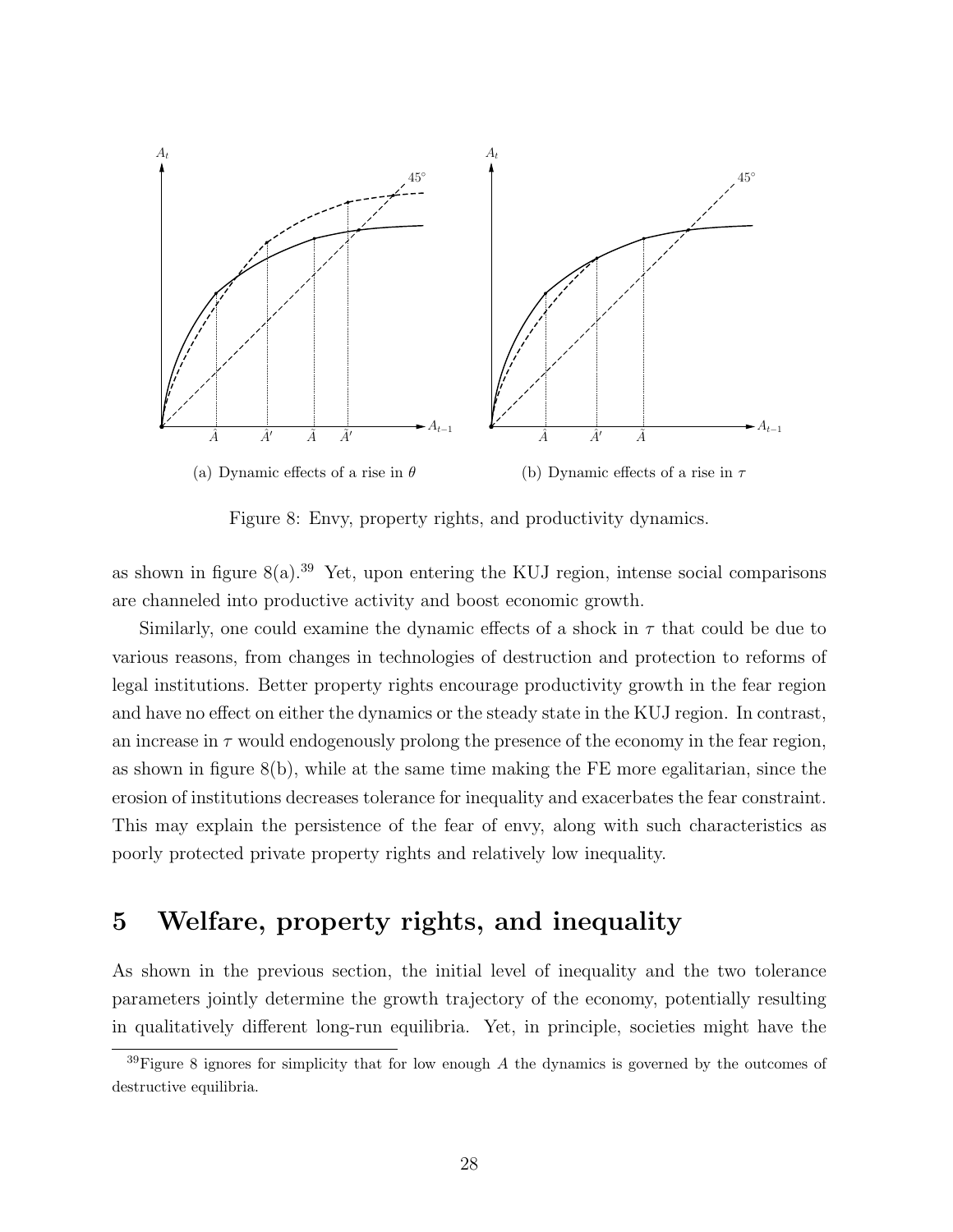(a) Dynamic effects of a rise in $\theta$

(b) Dynamic effects of a rise in $\tau$

Figure 8: Envy, property rights, and productivity dynamics.

as shown in figure 8(a).[39] Yet, upon entering the KUJ region, intense social comparisons are channeled into productive activity and boost economic growth.

Similarly, one could examine the dynamic effects of a shock in $\tau$ that could be due to various reasons, from changes in technologies of destruction and protection to reforms of legal institutions. Better property rights encourage productivity growth in the fear region and have no effect on either the dynamics or the steady state in the KUJ region. In contrast, an increase in $\tau$ would endogenously prolong the presence of the economy in the fear region, as shown in figure 8(b), while at the same time making the FE more egalitarian, since the erosion of institutions decreases tolerance for inequality and exacerbates the fear constraint. This may explain the persistence of the fear of envy, along with such characteristics as poorly protected private property rights and relatively low inequality.

# 5 Welfare, property rights, and inequality

As shown in the previous section, the initial level of inequality and the two tolerance parameters jointly determine the growth trajectory of the economy, potentially resulting in qualitatively different long-run equilibria. Yet, in principle, societies might have the

[39] Figure 8 ignores for simplicity that for low enough $A$ the dynamics is governed by the outcomes of destructive equilibria.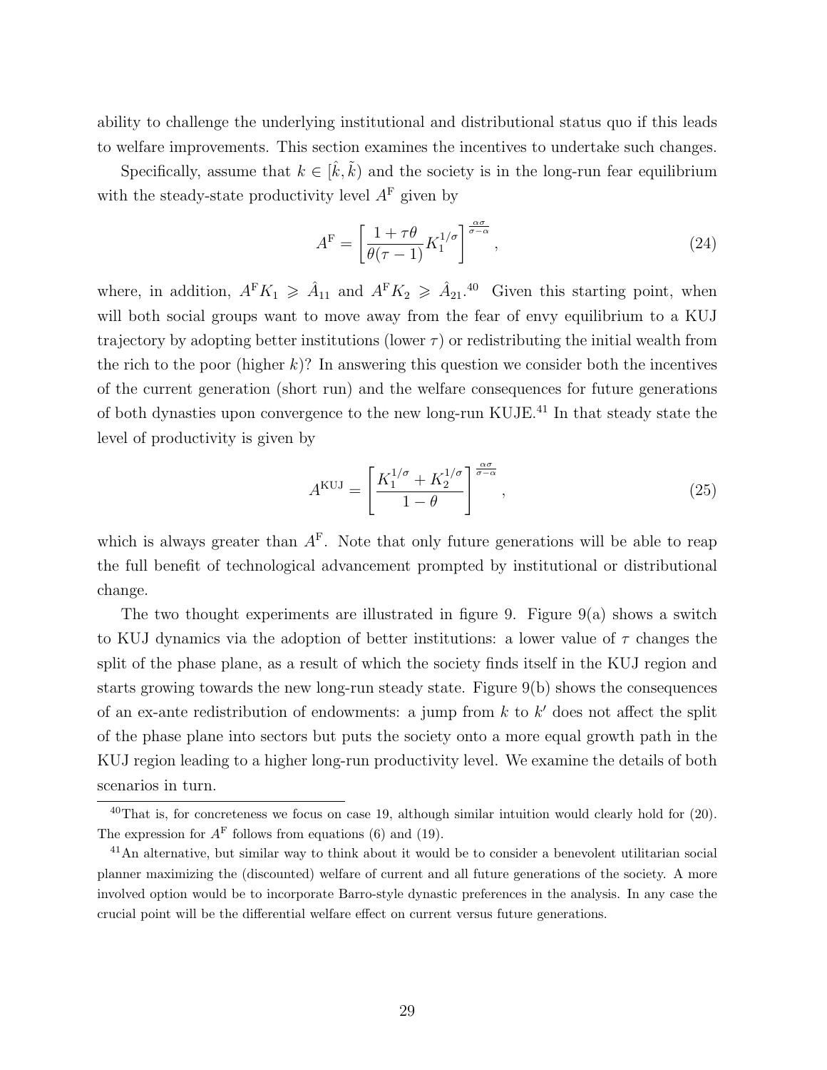ability to challenge the underlying institutional and distributional status quo if this leads to welfare improvements. This section examines the incentives to undertake such changes.

Specifically, assume that $k \in [\hat{k}, \tilde{k})$ and the society is in the long-run fear equilibrium with the steady-state productivity level $A^{\mathrm{F}}$ given by

$$A^{\mathrm{F}} = \left[ \frac{1 + \tau\theta}{\theta(\tau - 1)} K_1^{1/\sigma} \right]^{\frac{\alpha\sigma}{\sigma - \alpha}}, \tag{24}$$

where, in addition, $A^{\mathrm{F}} K_1 \geqslant \hat{A}_{11}$ and $A^{\mathrm{F}} K_2 \geqslant \hat{A}_{21}$.[40] Given this starting point, when will both social groups want to move away from the fear of envy equilibrium to a KUJ trajectory by adopting better institutions (lower $\tau$) or redistributing the initial wealth from the rich to the poor (higher $k$)? In answering this question we consider both the incentives of the current generation (short run) and the welfare consequences for future generations of both dynasties upon convergence to the new long-run KUJE.[41] In that steady state the level of productivity is given by

$$A^{\mathrm{KUJ}} = \left[ \frac{K_1^{1/\sigma} + K_2^{1/\sigma}}{1 - \theta} \right]^{\frac{\alpha\sigma}{\sigma - \alpha}}, \tag{25}$$

which is always greater than $A^{\mathrm{F}}$. Note that only future generations will be able to reap the full benefit of technological advancement prompted by institutional or distributional change.

The two thought experiments are illustrated in figure 9. Figure 9(a) shows a switch to KUJ dynamics via the adoption of better institutions: a lower value of $\tau$ changes the split of the phase plane, as a result of which the society finds itself in the KUJ region and starts growing towards the new long-run steady state. Figure 9(b) shows the consequences of an ex-ante redistribution of endowments: a jump from $k$ to $k'$ does not affect the split of the phase plane into sectors but puts the society onto a more equal growth path in the KUJ region leading to a higher long-run productivity level. We examine the details of both scenarios in turn.

[40] That is, for concreteness we focus on case 19, although similar intuition would clearly hold for (20). The expression for $A^{\mathrm{F}}$ follows from equations (6) and (19).

[41] An alternative, but similar way to think about it would be to consider a benevolent utilitarian social planner maximizing the (discounted) welfare of current and all future generations of the society. A more involved option would be to incorporate Barro-style dynastic preferences in the analysis. In any case the crucial point will be the differential welfare effect on current versus future generations.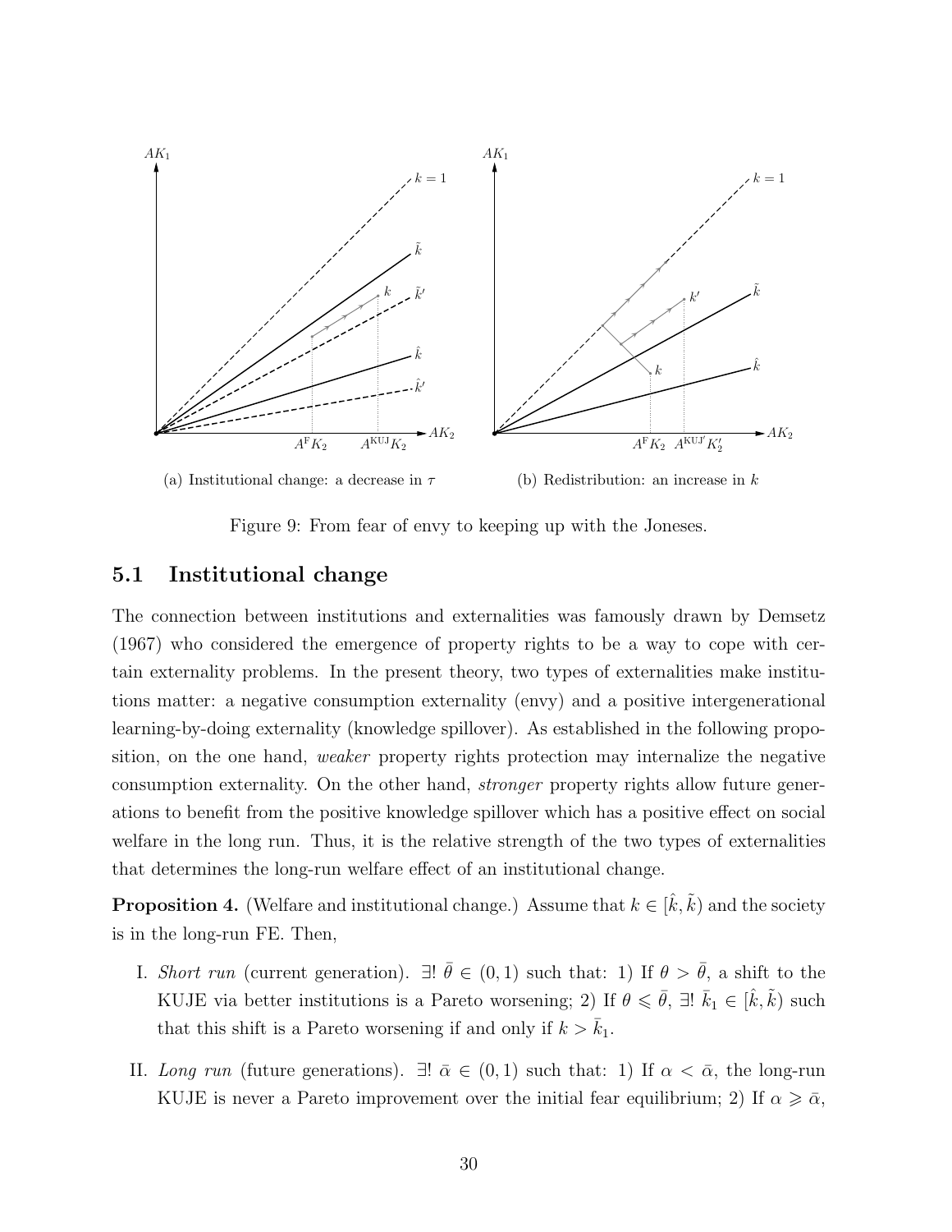(a) Institutional change: a decrease in $\tau$

(b) Redistribution: an increase in $k$

Figure 9: From fear of envy to keeping up with the Joneses.

## 5.1 Institutional change

The connection between institutions and externalities was famously drawn by Demsetz (1967) who considered the emergence of property rights to be a way to cope with certain externality problems. In the present theory, two types of externalities make institutions matter: a negative consumption externality (envy) and a positive intergenerational learning-by-doing externality (knowledge spillover). As established in the following proposition, on the one hand, *weaker* property rights protection may internalize the negative consumption externality. On the other hand, *stronger* property rights allow future generations to benefit from the positive knowledge spillover which has a positive effect on social welfare in the long run. Thus, it is the relative strength of the two types of externalities that determines the long-run welfare effect of an institutional change.

**Proposition 4.** (Welfare and institutional change.) Assume that $k \in [\hat{k}, \tilde{k})$ and the society is in the long-run FE. Then,

I. *Short run* (current generation). $\exists!\ \bar{\theta} \in (0, 1)$ such that: 1) If $\theta > \bar{\theta}$, a shift to the KUJE via better institutions is a Pareto worsening; 2) If $\theta \leqslant \bar{\theta}$, $\exists!\ \bar{k}_1 \in [\hat{k}, \tilde{k})$ such that this shift is a Pareto worsening if and only if $k > \bar{k}_1$.

II. *Long run* (future generations). $\exists!\ \bar{\alpha} \in (0, 1)$ such that: 1) If $\alpha < \bar{\alpha}$, the long-run KUJE is never a Pareto improvement over the initial fear equilibrium; 2) If $\alpha \geqslant \bar{\alpha}$,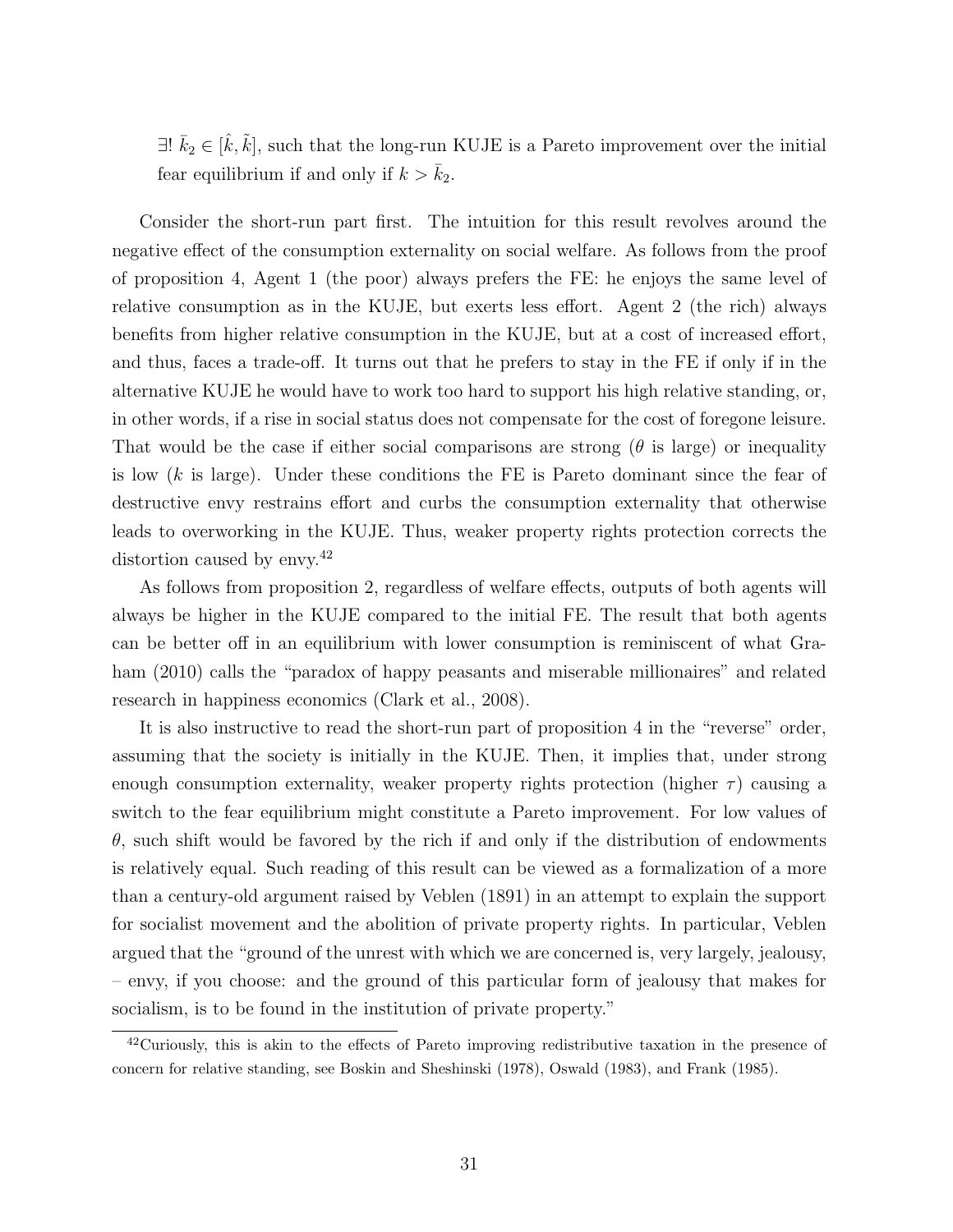$\exists! \; \bar{k}_2 \in [\hat{k}, \tilde{k}]$, such that the long-run KUJE is a Pareto improvement over the initial fear equilibrium if and only if $k > \bar{k}_2$.

Consider the short-run part first. The intuition for this result revolves around the negative effect of the consumption externality on social welfare. As follows from the proof of proposition 4, Agent 1 (the poor) always prefers the FE: he enjoys the same level of relative consumption as in the KUJE, but exerts less effort. Agent 2 (the rich) always benefits from higher relative consumption in the KUJE, but at a cost of increased effort, and thus, faces a trade-off. It turns out that he prefers to stay in the FE if only if in the alternative KUJE he would have to work too hard to support his high relative standing, or, in other words, if a rise in social status does not compensate for the cost of foregone leisure. That would be the case if either social comparisons are strong ($\theta$ is large) or inequality is low ($k$ is large). Under these conditions the FE is Pareto dominant since the fear of destructive envy restrains effort and curbs the consumption externality that otherwise leads to overworking in the KUJE. Thus, weaker property rights protection corrects the distortion caused by envy.[42]

As follows from proposition 2, regardless of welfare effects, outputs of both agents will always be higher in the KUJE compared to the initial FE. The result that both agents can be better off in an equilibrium with lower consumption is reminiscent of what Graham (2010) calls the "paradox of happy peasants and miserable millionaires" and related research in happiness economics (Clark et al., 2008).

It is also instructive to read the short-run part of proposition 4 in the "reverse" order, assuming that the society is initially in the KUJE. Then, it implies that, under strong enough consumption externality, weaker property rights protection (higher $\tau$) causing a switch to the fear equilibrium might constitute a Pareto improvement. For low values of $\theta$, such shift would be favored by the rich if and only if the distribution of endowments is relatively equal. Such reading of this result can be viewed as a formalization of a more than a century-old argument raised by Veblen (1891) in an attempt to explain the support for socialist movement and the abolition of private property rights. In particular, Veblen argued that the "ground of the unrest with which we are concerned is, very largely, jealousy, – envy, if you choose: and the ground of this particular form of jealousy that makes for socialism, is to be found in the institution of private property."

[42] Curiously, this is akin to the effects of Pareto improving redistributive taxation in the presence of concern for relative standing, see Boskin and Sheshinski (1978), Oswald (1983), and Frank (1985).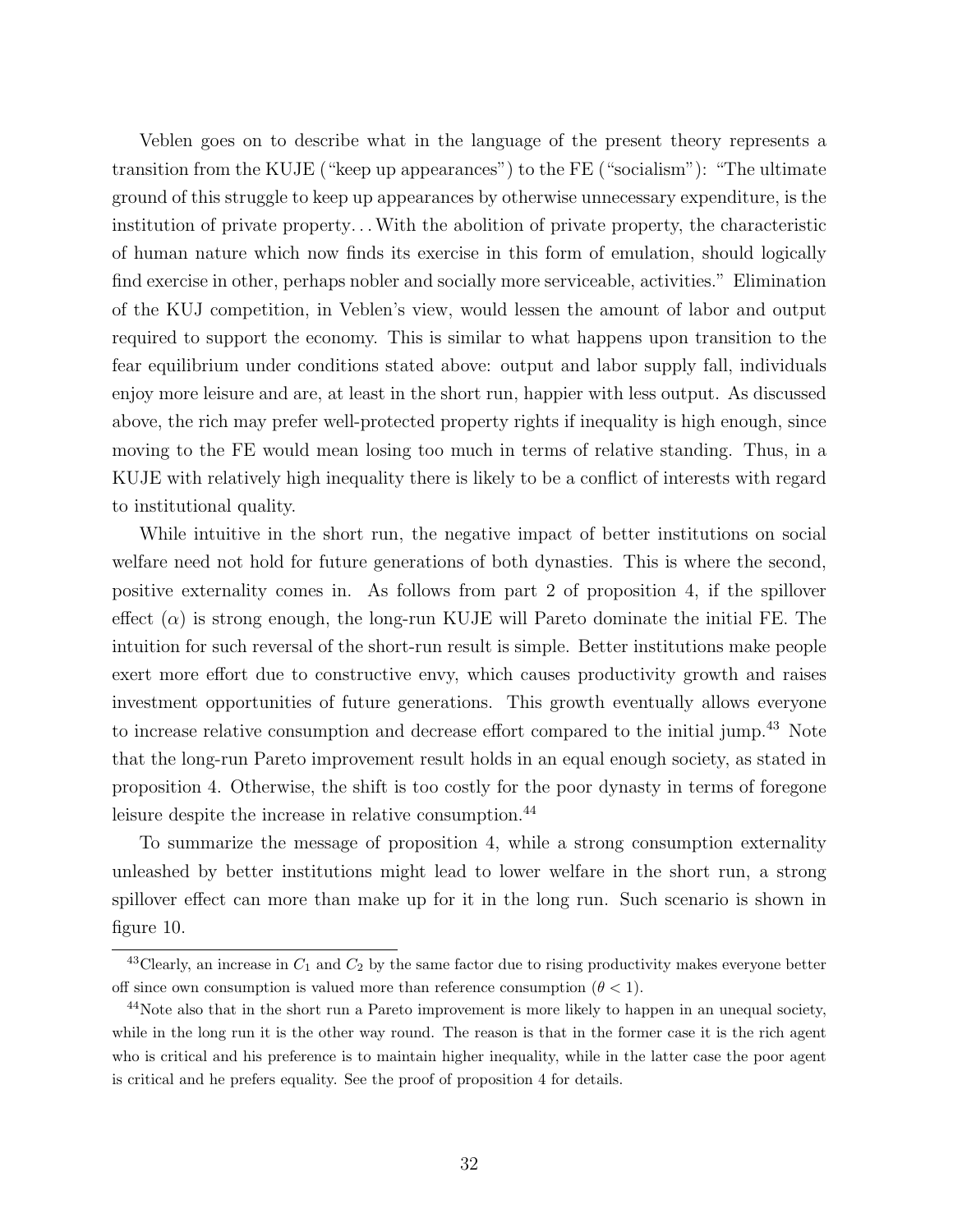Veblen goes on to describe what in the language of the present theory represents a transition from the KUJE ("keep up appearances") to the FE ("socialism"): "The ultimate ground of this struggle to keep up appearances by otherwise unnecessary expenditure, is the institution of private property... With the abolition of private property, the characteristic of human nature which now finds its exercise in this form of emulation, should logically find exercise in other, perhaps nobler and socially more serviceable, activities." Elimination of the KUJ competition, in Veblen's view, would lessen the amount of labor and output required to support the economy. This is similar to what happens upon transition to the fear equilibrium under conditions stated above: output and labor supply fall, individuals enjoy more leisure and are, at least in the short run, happier with less output. As discussed above, the rich may prefer well-protected property rights if inequality is high enough, since moving to the FE would mean losing too much in terms of relative standing. Thus, in a KUJE with relatively high inequality there is likely to be a conflict of interests with regard to institutional quality.

While intuitive in the short run, the negative impact of better institutions on social welfare need not hold for future generations of both dynasties. This is where the second, positive externality comes in. As follows from part 2 of proposition 4, if the spillover effect ($\alpha$) is strong enough, the long-run KUJE will Pareto dominate the initial FE. The intuition for such reversal of the short-run result is simple. Better institutions make people exert more effort due to constructive envy, which causes productivity growth and raises investment opportunities of future generations. This growth eventually allows everyone to increase relative consumption and decrease effort compared to the initial jump.[43] Note that the long-run Pareto improvement result holds in an equal enough society, as stated in proposition 4. Otherwise, the shift is too costly for the poor dynasty in terms of foregone leisure despite the increase in relative consumption.[44]

To summarize the message of proposition 4, while a strong consumption externality unleashed by better institutions might lead to lower welfare in the short run, a strong spillover effect can more than make up for it in the long run. Such scenario is shown in figure 10.

[43] Clearly, an increase in $C_1$ and $C_2$ by the same factor due to rising productivity makes everyone better off since own consumption is valued more than reference consumption ($\theta < 1$).

[44] Note also that in the short run a Pareto improvement is more likely to happen in an unequal society, while in the long run it is the other way round. The reason is that in the former case it is the rich agent who is critical and his preference is to maintain higher inequality, while in the latter case the poor agent is critical and he prefers equality. See the proof of proposition 4 for details.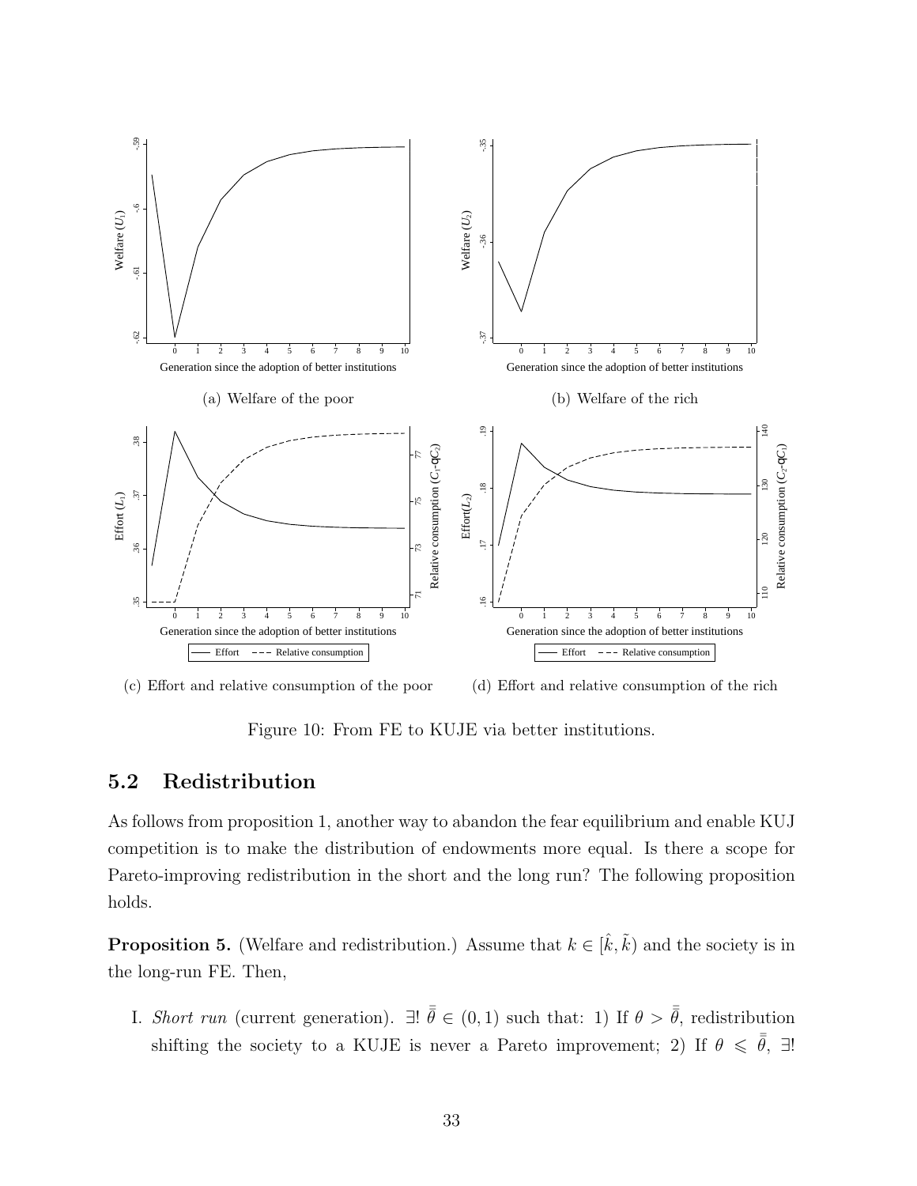(a) Welfare of the poor

(b) Welfare of the rich

(c) Effort and relative consumption of the poor

(d) Effort and relative consumption of the rich

Figure 10: From FE to KUJE via better institutions.

## 5.2 Redistribution

As follows from proposition 1, another way to abandon the fear equilibrium and enable KUJ competition is to make the distribution of endowments more equal. Is there a scope for Pareto-improving redistribution in the short and the long run? The following proposition holds.

**Proposition 5.** (Welfare and redistribution.) Assume that $k \in [\hat{k}, \tilde{k})$ and the society is in the long-run FE. Then,

I. *Short run* (current generation). $\exists! \, \bar{\bar{\theta}} \in (0, 1)$ such that: 1) If $\theta > \bar{\bar{\theta}}$, redistribution shifting the society to a KUJE is never a Pareto improvement; 2) If $\theta \leqslant \bar{\bar{\theta}}$, $\exists!$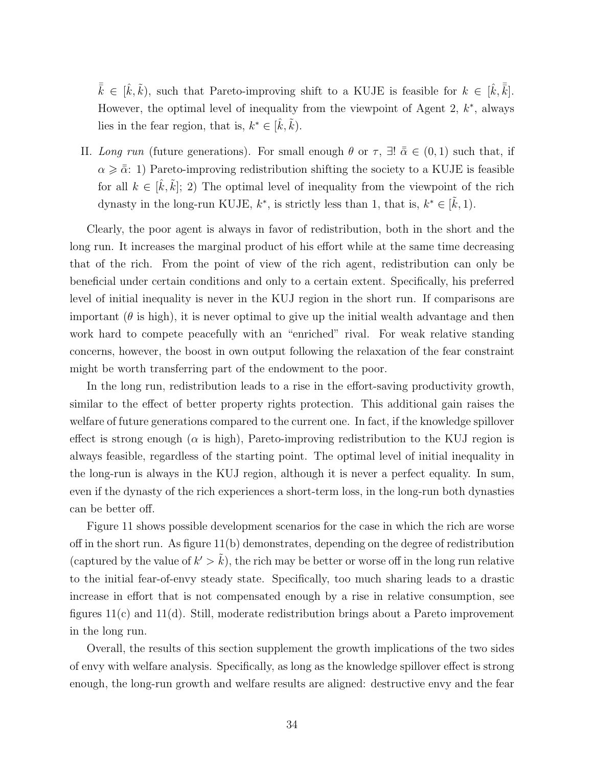$\bar{\bar{k}} \in [\hat{k}, \tilde{k})$, such that Pareto-improving shift to a KUJE is feasible for $k \in [\hat{k}, \bar{\bar{k}}]$. However, the optimal level of inequality from the viewpoint of Agent 2, $k^*$, always lies in the fear region, that is, $k^* \in [\hat{k}, \tilde{k})$.

II. *Long run* (future generations). For small enough $\theta$ or $\tau$, $\exists! \; \bar{\bar{\alpha}} \in (0, 1)$ such that, if $\alpha \geqslant \bar{\bar{\alpha}}$: 1) Pareto-improving redistribution shifting the society to a KUJE is feasible for all $k \in [\hat{k}, \tilde{k}]$; 2) The optimal level of inequality from the viewpoint of the rich dynasty in the long-run KUJE, $k^*$, is strictly less than 1, that is, $k^* \in [\tilde{k}, 1)$.

Clearly, the poor agent is always in favor of redistribution, both in the short and the long run. It increases the marginal product of his effort while at the same time decreasing that of the rich. From the point of view of the rich agent, redistribution can only be beneficial under certain conditions and only to a certain extent. Specifically, his preferred level of initial inequality is never in the KUJ region in the short run. If comparisons are important ($\theta$ is high), it is never optimal to give up the initial wealth advantage and then work hard to compete peacefully with an "enriched" rival. For weak relative standing concerns, however, the boost in own output following the relaxation of the fear constraint might be worth transferring part of the endowment to the poor.

In the long run, redistribution leads to a rise in the effort-saving productivity growth, similar to the effect of better property rights protection. This additional gain raises the welfare of future generations compared to the current one. In fact, if the knowledge spillover effect is strong enough ($\alpha$ is high), Pareto-improving redistribution to the KUJ region is always feasible, regardless of the starting point. The optimal level of initial inequality in the long-run is always in the KUJ region, although it is never a perfect equality. In sum, even if the dynasty of the rich experiences a short-term loss, in the long-run both dynasties can be better off.

Figure 11 shows possible development scenarios for the case in which the rich are worse off in the short run. As figure 11(b) demonstrates, depending on the degree of redistribution (captured by the value of $k' > \tilde{k}$), the rich may be better or worse off in the long run relative to the initial fear-of-envy steady state. Specifically, too much sharing leads to a drastic increase in effort that is not compensated enough by a rise in relative consumption, see figures 11(c) and 11(d). Still, moderate redistribution brings about a Pareto improvement in the long run.

Overall, the results of this section supplement the growth implications of the two sides of envy with welfare analysis. Specifically, as long as the knowledge spillover effect is strong enough, the long-run growth and welfare results are aligned: destructive envy and the fear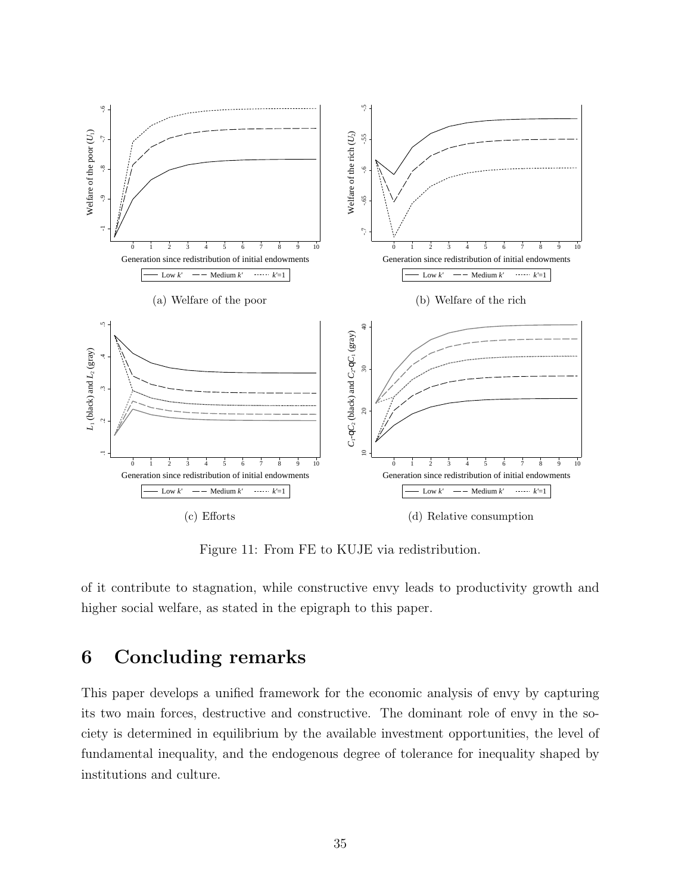(a) Welfare of the poor

(b) Welfare of the rich

(c) Efforts

(d) Relative consumption

Figure 11: From FE to KUJE via redistribution.

of it contribute to stagnation, while constructive envy leads to productivity growth and higher social welfare, as stated in the epigraph to this paper.

# 6 Concluding remarks

This paper develops a unified framework for the economic analysis of envy by capturing its two main forces, destructive and constructive. The dominant role of envy in the society is determined in equilibrium by the available investment opportunities, the level of fundamental inequality, and the endogenous degree of tolerance for inequality shaped by institutions and culture.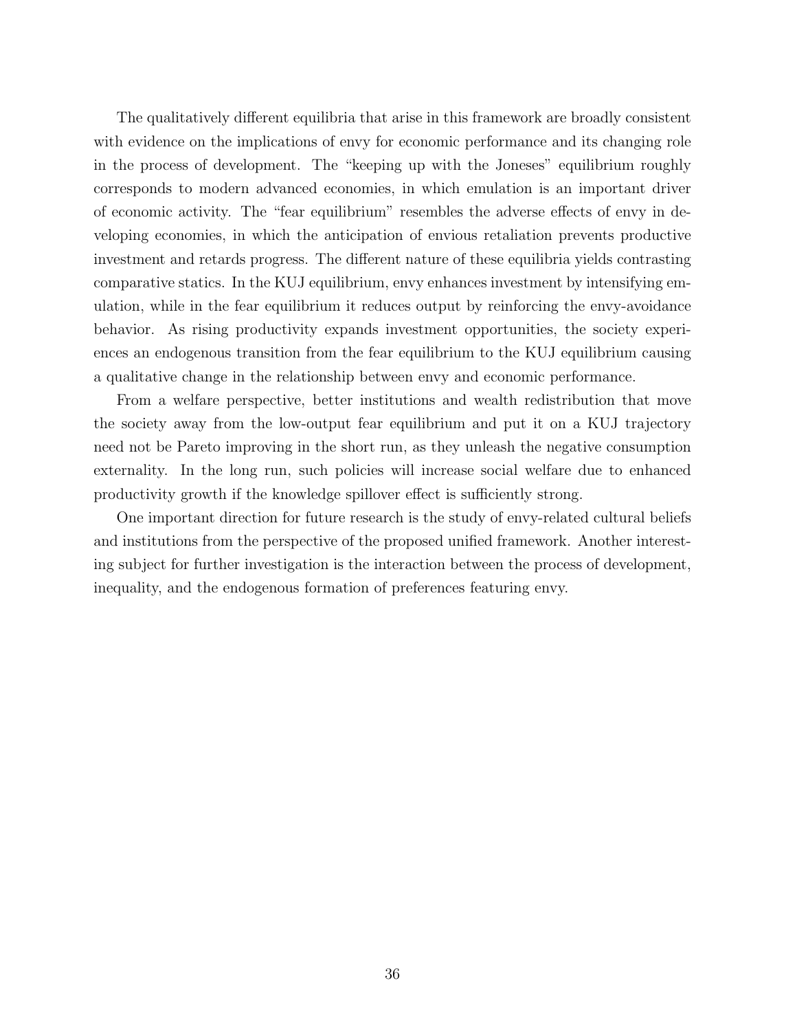The qualitatively different equilibria that arise in this framework are broadly consistent with evidence on the implications of envy for economic performance and its changing role in the process of development. The "keeping up with the Joneses" equilibrium roughly corresponds to modern advanced economies, in which emulation is an important driver of economic activity. The "fear equilibrium" resembles the adverse effects of envy in developing economies, in which the anticipation of envious retaliation prevents productive investment and retards progress. The different nature of these equilibria yields contrasting comparative statics. In the KUJ equilibrium, envy enhances investment by intensifying emulation, while in the fear equilibrium it reduces output by reinforcing the envy-avoidance behavior. As rising productivity expands investment opportunities, the society experiences an endogenous transition from the fear equilibrium to the KUJ equilibrium causing a qualitative change in the relationship between envy and economic performance.

From a welfare perspective, better institutions and wealth redistribution that move the society away from the low-output fear equilibrium and put it on a KUJ trajectory need not be Pareto improving in the short run, as they unleash the negative consumption externality. In the long run, such policies will increase social welfare due to enhanced productivity growth if the knowledge spillover effect is sufficiently strong.

One important direction for future research is the study of envy-related cultural beliefs and institutions from the perspective of the proposed unified framework. Another interesting subject for further investigation is the interaction between the process of development, inequality, and the endogenous formation of preferences featuring envy.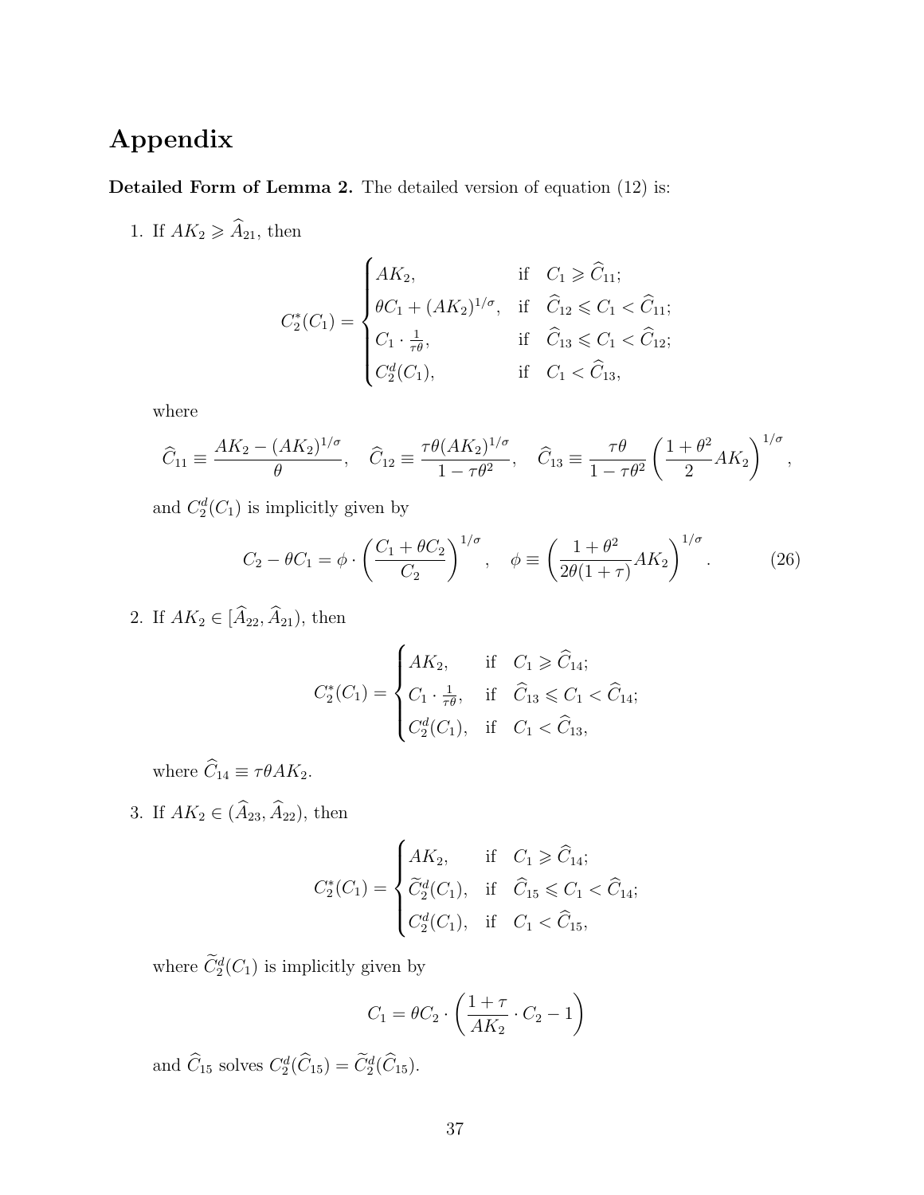# Appendix

**Detailed Form of Lemma 2.** The detailed version of equation (12) is:

1. If $AK_2 \geqslant \widehat{A}_{21}$, then

$$C_2^*(C_1) = \begin{cases} AK_2, & \text{if} \quad C_1 \geqslant \widehat{C}_{11}; \\ \theta C_1 + (AK_2)^{1/\sigma}, & \text{if} \quad \widehat{C}_{12} \leqslant C_1 < \widehat{C}_{11}; \\ C_1 \cdot \frac{1}{\tau\theta}, & \text{if} \quad \widehat{C}_{13} \leqslant C_1 < \widehat{C}_{12}; \\ C_2^d(C_1), & \text{if} \quad C_1 < \widehat{C}_{13}, \end{cases}$$

   where

$$\widehat{C}_{11} \equiv \frac{AK_2 - (AK_2)^{1/\sigma}}{\theta}, \quad \widehat{C}_{12} \equiv \frac{\tau\theta(AK_2)^{1/\sigma}}{1-\tau\theta^2}, \quad \widehat{C}_{13} \equiv \frac{\tau\theta}{1-\tau\theta^2}\left(\frac{1+\theta^2}{2}AK_2\right)^{1/\sigma},$$

   and $C_2^d(C_1)$ is implicitly given by

$$C_2 - \theta C_1 = \phi \cdot \left(\frac{C_1 + \theta C_2}{C_2}\right)^{1/\sigma}, \quad \phi \equiv \left(\frac{1+\theta^2}{2\theta(1+\tau)}AK_2\right)^{1/\sigma}. \tag{26}$$

2. If $AK_2 \in [\widehat{A}_{22}, \widehat{A}_{21})$, then

$$C_2^*(C_1) = \begin{cases} AK_2, & \text{if} \quad C_1 \geqslant \widehat{C}_{14}; \\ C_1 \cdot \frac{1}{\tau\theta}, & \text{if} \quad \widehat{C}_{13} \leqslant C_1 < \widehat{C}_{14}; \\ C_2^d(C_1), & \text{if} \quad C_1 < \widehat{C}_{13}, \end{cases}$$

   where $\widehat{C}_{14} \equiv \tau\theta AK_2$.

3. If $AK_2 \in (\widehat{A}_{23}, \widehat{A}_{22})$, then

$$C_2^*(C_1) = \begin{cases} AK_2, & \text{if} \quad C_1 \geqslant \widehat{C}_{14}; \\ \widetilde{C}_2^d(C_1), & \text{if} \quad \widehat{C}_{15} \leqslant C_1 < \widehat{C}_{14}; \\ C_2^d(C_1), & \text{if} \quad C_1 < \widehat{C}_{15}, \end{cases}$$

   where $\widetilde{C}_2^d(C_1)$ is implicitly given by

$$C_1 = \theta C_2 \cdot \left(\frac{1+\tau}{AK_2} \cdot C_2 - 1\right)$$

   and $\widehat{C}_{15}$ solves $C_2^d(\widehat{C}_{15}) = \widetilde{C}_2^d(\widehat{C}_{15})$.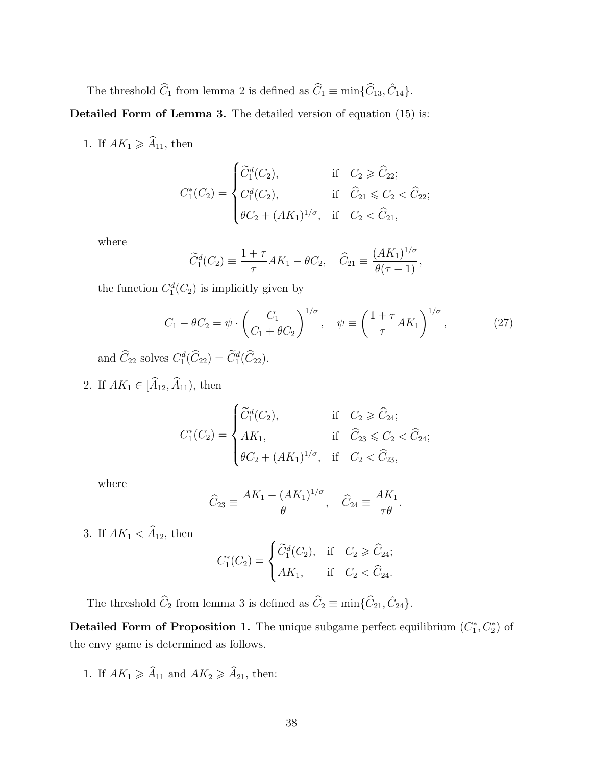The threshold $\widehat{C}_1$ from lemma 2 is defined as $\widehat{C}_1 \equiv \min\{\widehat{C}_{13}, \hat{C}_{14}\}$.

**Detailed Form of Lemma 3.** The detailed version of equation (15) is:

1. If $AK_1 \geqslant \widehat{A}_{11}$, then

$$C_1^*(C_2) = \begin{cases} \widetilde{C}_1^d(C_2), & \text{if} \quad C_2 \geqslant \widehat{C}_{22}; \\ C_1^d(C_2), & \text{if} \quad \widehat{C}_{21} \leqslant C_2 < \widehat{C}_{22}; \\ \theta C_2 + (AK_1)^{1/\sigma}, & \text{if} \quad C_2 < \widehat{C}_{21}, \end{cases}$$

   where

$$\widetilde{C}_1^d(C_2) \equiv \frac{1+\tau}{\tau} AK_1 - \theta C_2, \quad \widehat{C}_{21} \equiv \frac{(AK_1)^{1/\sigma}}{\theta(\tau - 1)},$$

   the function $C_1^d(C_2)$ is implicitly given by

$$C_1 - \theta C_2 = \psi \cdot \left( \frac{C_1}{C_1 + \theta C_2} \right)^{1/\sigma}, \quad \psi \equiv \left( \frac{1+\tau}{\tau} AK_1 \right)^{1/\sigma}, \tag{27}$$

   and $\widehat{C}_{22}$ solves $C_1^d(\widehat{C}_{22}) = \widetilde{C}_1^d(\widehat{C}_{22})$.

2. If $AK_1 \in [\widehat{A}_{12}, \widehat{A}_{11})$, then

$$C_1^*(C_2) = \begin{cases} \widetilde{C}_1^d(C_2), & \text{if} \quad C_2 \geqslant \widehat{C}_{24}; \\ AK_1, & \text{if} \quad \widehat{C}_{23} \leqslant C_2 < \widehat{C}_{24}; \\ \theta C_2 + (AK_1)^{1/\sigma}, & \text{if} \quad C_2 < \widehat{C}_{23}, \end{cases}$$

   where

$$\widehat{C}_{23} \equiv \frac{AK_1 - (AK_1)^{1/\sigma}}{\theta}, \quad \widehat{C}_{24} \equiv \frac{AK_1}{\tau\theta}.$$

3. If $AK_1 < \widehat{A}_{12}$, then

$$C_1^*(C_2) = \begin{cases} \widetilde{C}_1^d(C_2), & \text{if} \quad C_2 \geqslant \widehat{C}_{24}; \\ AK_1, & \text{if} \quad C_2 < \widehat{C}_{24}. \end{cases}$$

The threshold $\widehat{C}_2$ from lemma 3 is defined as $\widehat{C}_2 \equiv \min\{\widehat{C}_{21}, \hat{C}_{24}\}$.

**Detailed Form of Proposition 1.** The unique subgame perfect equilibrium $(C_1^*, C_2^*)$ of the envy game is determined as follows.

1. If $AK_1 \geqslant \widehat{A}_{11}$ and $AK_2 \geqslant \widehat{A}_{21}$, then: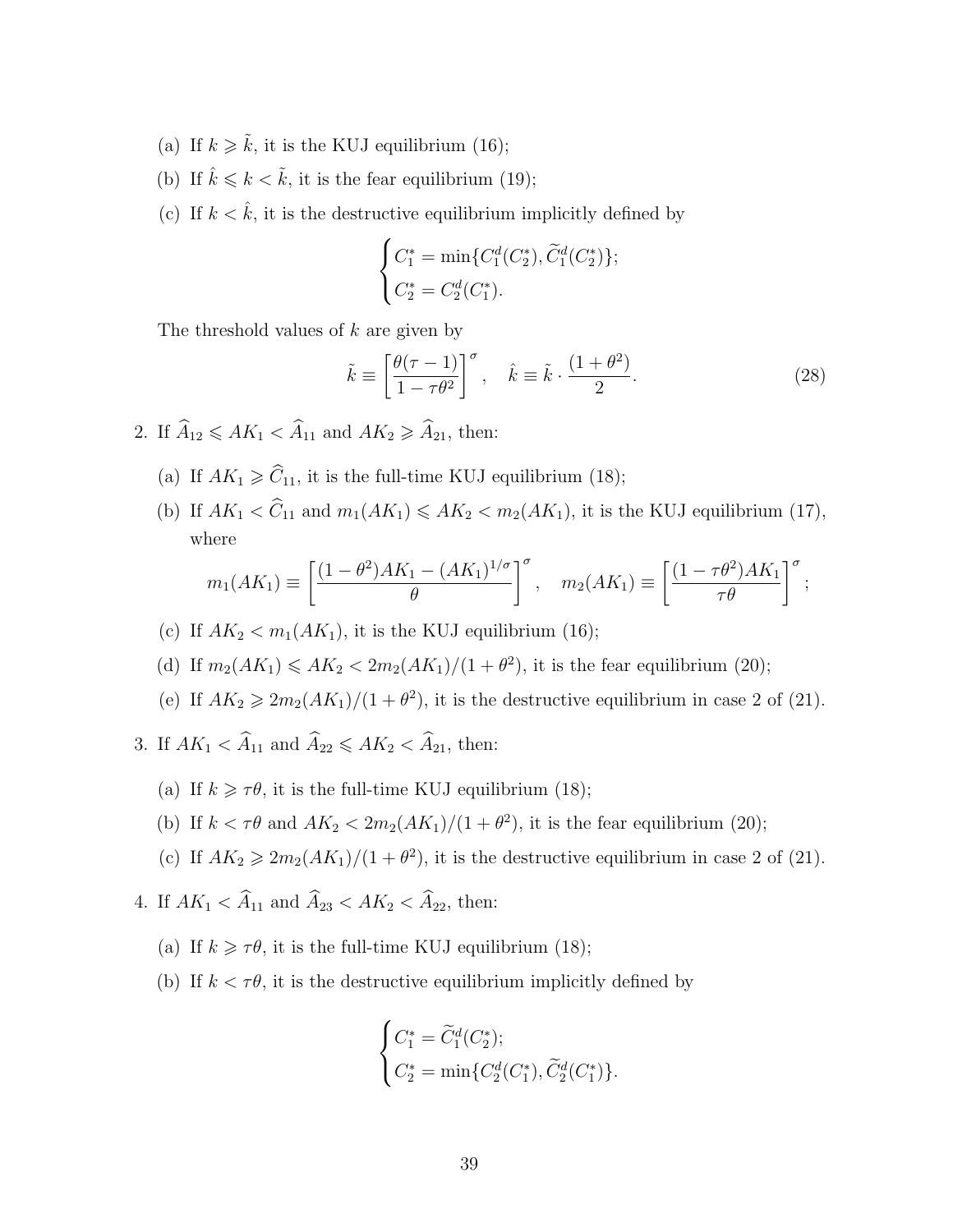(a) If $k \geqslant \tilde{k}$, it is the KUJ equilibrium (16);

(b) If $\hat{k} \leqslant k < \tilde{k}$, it is the fear equilibrium (19);

(c) If $k < \hat{k}$, it is the destructive equilibrium implicitly defined by

$$\begin{cases} C_1^* = \min\{C_1^d(C_2^*), \widetilde{C}_1^d(C_2^*)\}; \\ C_2^* = C_2^d(C_1^*). \end{cases}$$

The threshold values of $k$ are given by

$$\tilde{k} \equiv \left[\frac{\theta(\tau - 1)}{1 - \tau\theta^2}\right]^\sigma, \quad \hat{k} \equiv \tilde{k} \cdot \frac{(1 + \theta^2)}{2}. \tag{28}$$

2. If $\widehat{A}_{12} \leqslant AK_1 < \widehat{A}_{11}$ and $AK_2 \geqslant \widehat{A}_{21}$, then:

   (a) If $AK_1 \geqslant \widehat{C}_{11}$, it is the full-time KUJ equilibrium (18);

   (b) If $AK_1 < \widehat{C}_{11}$ and $m_1(AK_1) \leqslant AK_2 < m_2(AK_1)$, it is the KUJ equilibrium (17), where

   $$m_1(AK_1) \equiv \left[\frac{(1 - \theta^2)AK_1 - (AK_1)^{1/\sigma}}{\theta}\right]^\sigma, \quad m_2(AK_1) \equiv \left[\frac{(1 - \tau\theta^2)AK_1}{\tau\theta}\right]^\sigma;$$

   (c) If $AK_2 < m_1(AK_1)$, it is the KUJ equilibrium (16);

   (d) If $m_2(AK_1) \leqslant AK_2 < 2m_2(AK_1)/(1 + \theta^2)$, it is the fear equilibrium (20);

   (e) If $AK_2 \geqslant 2m_2(AK_1)/(1 + \theta^2)$, it is the destructive equilibrium in case 2 of (21).

3. If $AK_1 < \widehat{A}_{11}$ and $\widehat{A}_{22} \leqslant AK_2 < \widehat{A}_{21}$, then:

   (a) If $k \geqslant \tau\theta$, it is the full-time KUJ equilibrium (18);

   (b) If $k < \tau\theta$ and $AK_2 < 2m_2(AK_1)/(1 + \theta^2)$, it is the fear equilibrium (20);

   (c) If $AK_2 \geqslant 2m_2(AK_1)/(1 + \theta^2)$, it is the destructive equilibrium in case 2 of (21).

4. If $AK_1 < \widehat{A}_{11}$ and $\widehat{A}_{23} < AK_2 < \widehat{A}_{22}$, then:

   (a) If $k \geqslant \tau\theta$, it is the full-time KUJ equilibrium (18);

   (b) If $k < \tau\theta$, it is the destructive equilibrium implicitly defined by

   $$\begin{cases} C_1^* = \widetilde{C}_1^d(C_2^*); \\ C_2^* = \min\{C_2^d(C_1^*), \widetilde{C}_2^d(C_1^*)\}. \end{cases}$$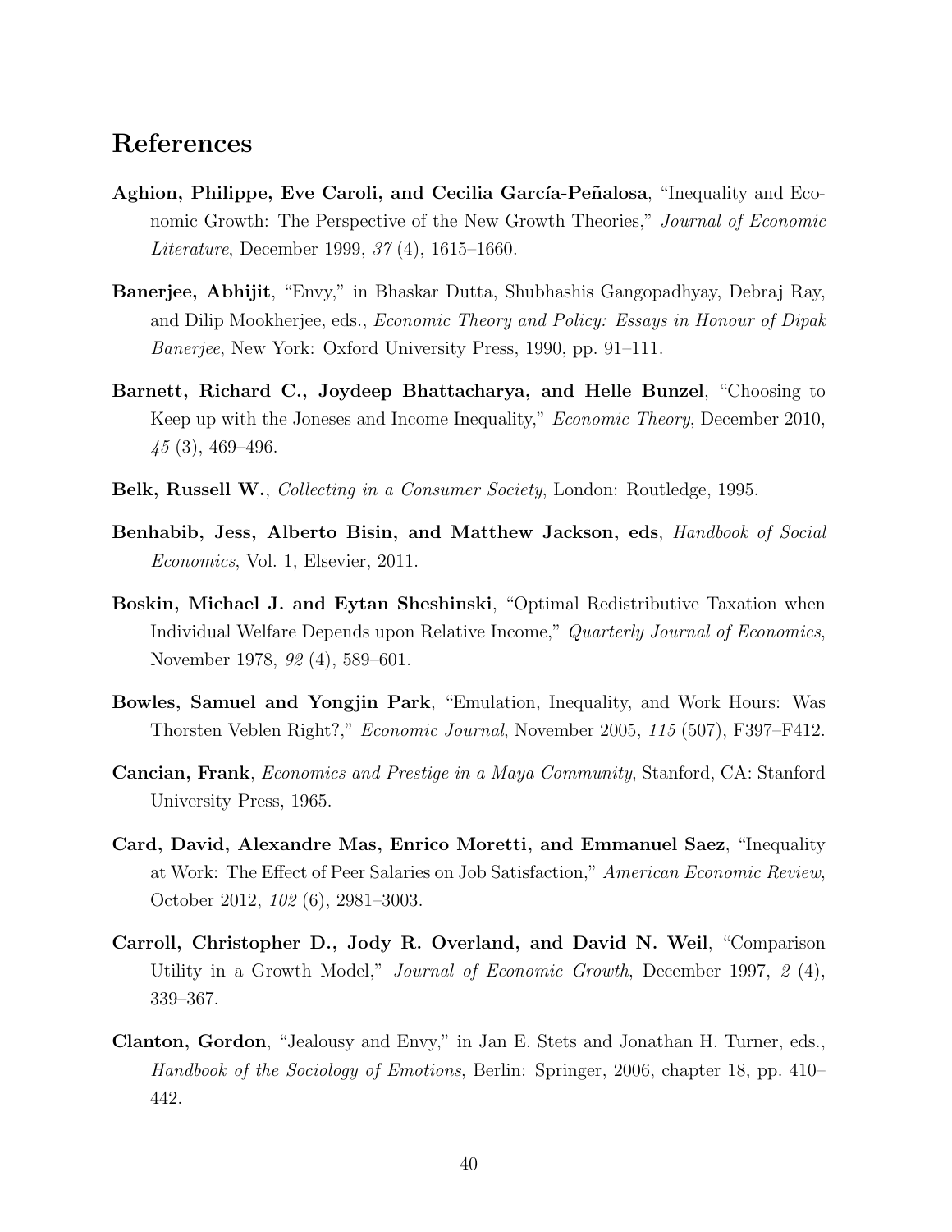## References

**Aghion, Philippe, Eve Caroli, and Cecilia García-Peñalosa**, "Inequality and Economic Growth: The Perspective of the New Growth Theories," *Journal of Economic Literature*, December 1999, *37* (4), 1615–1660.

**Banerjee, Abhijit**, "Envy," in Bhaskar Dutta, Shubhashis Gangopadhyay, Debraj Ray, and Dilip Mookherjee, eds., *Economic Theory and Policy: Essays in Honour of Dipak Banerjee*, New York: Oxford University Press, 1990, pp. 91–111.

**Barnett, Richard C., Joydeep Bhattacharya, and Helle Bunzel**, "Choosing to Keep up with the Joneses and Income Inequality," *Economic Theory*, December 2010, *45* (3), 469–496.

**Belk, Russell W.**, *Collecting in a Consumer Society*, London: Routledge, 1995.

**Benhabib, Jess, Alberto Bisin, and Matthew Jackson, eds**, *Handbook of Social Economics*, Vol. 1, Elsevier, 2011.

**Boskin, Michael J. and Eytan Sheshinski**, "Optimal Redistributive Taxation when Individual Welfare Depends upon Relative Income," *Quarterly Journal of Economics*, November 1978, *92* (4), 589–601.

**Bowles, Samuel and Yongjin Park**, "Emulation, Inequality, and Work Hours: Was Thorsten Veblen Right?," *Economic Journal*, November 2005, *115* (507), F397–F412.

**Cancian, Frank**, *Economics and Prestige in a Maya Community*, Stanford, CA: Stanford University Press, 1965.

**Card, David, Alexandre Mas, Enrico Moretti, and Emmanuel Saez**, "Inequality at Work: The Effect of Peer Salaries on Job Satisfaction," *American Economic Review*, October 2012, *102* (6), 2981–3003.

**Carroll, Christopher D., Jody R. Overland, and David N. Weil**, "Comparison Utility in a Growth Model," *Journal of Economic Growth*, December 1997, *2* (4), 339–367.

**Clanton, Gordon**, "Jealousy and Envy," in Jan E. Stets and Jonathan H. Turner, eds., *Handbook of the Sociology of Emotions*, Berlin: Springer, 2006, chapter 18, pp. 410–442.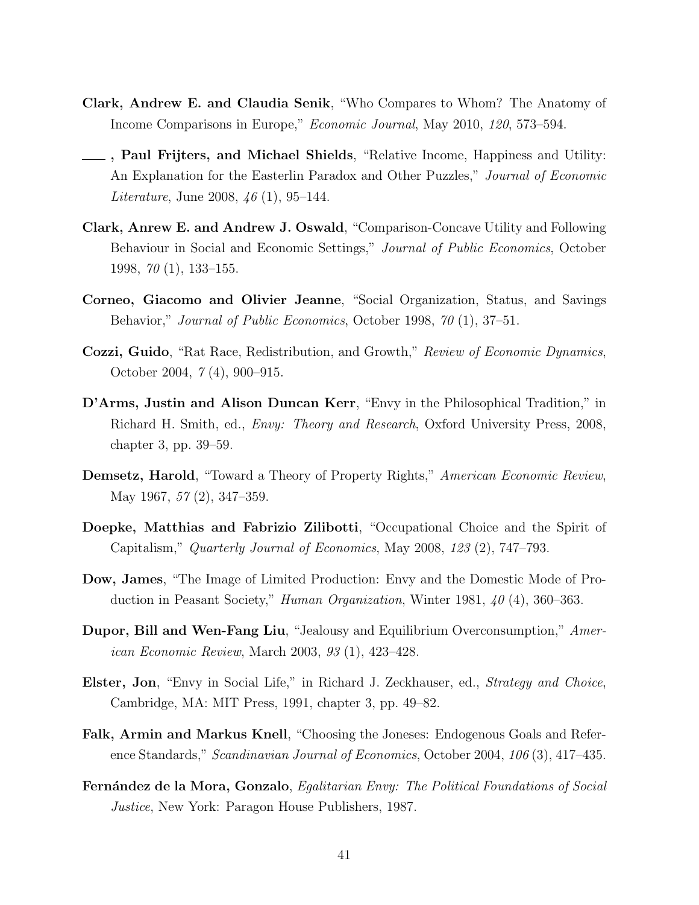**Clark, Andrew E. and Claudia Senik**, "Who Compares to Whom? The Anatomy of Income Comparisons in Europe," *Economic Journal*, May 2010, *120*, 573–594.

**___, Paul Frijters, and Michael Shields**, "Relative Income, Happiness and Utility: An Explanation for the Easterlin Paradox and Other Puzzles," *Journal of Economic Literature*, June 2008, *46* (1), 95–144.

**Clark, Anrew E. and Andrew J. Oswald**, "Comparison-Concave Utility and Following Behaviour in Social and Economic Settings," *Journal of Public Economics*, October 1998, *70* (1), 133–155.

**Corneo, Giacomo and Olivier Jeanne**, "Social Organization, Status, and Savings Behavior," *Journal of Public Economics*, October 1998, *70* (1), 37–51.

**Cozzi, Guido**, "Rat Race, Redistribution, and Growth," *Review of Economic Dynamics*, October 2004, *7* (4), 900–915.

**D'Arms, Justin and Alison Duncan Kerr**, "Envy in the Philosophical Tradition," in Richard H. Smith, ed., *Envy: Theory and Research*, Oxford University Press, 2008, chapter 3, pp. 39–59.

**Demsetz, Harold**, "Toward a Theory of Property Rights," *American Economic Review*, May 1967, *57* (2), 347–359.

**Doepke, Matthias and Fabrizio Zilibotti**, "Occupational Choice and the Spirit of Capitalism," *Quarterly Journal of Economics*, May 2008, *123* (2), 747–793.

**Dow, James**, "The Image of Limited Production: Envy and the Domestic Mode of Production in Peasant Society," *Human Organization*, Winter 1981, *40* (4), 360–363.

**Dupor, Bill and Wen-Fang Liu**, "Jealousy and Equilibrium Overconsumption," *American Economic Review*, March 2003, *93* (1), 423–428.

**Elster, Jon**, "Envy in Social Life," in Richard J. Zeckhauser, ed., *Strategy and Choice*, Cambridge, MA: MIT Press, 1991, chapter 3, pp. 49–82.

**Falk, Armin and Markus Knell**, "Choosing the Joneses: Endogenous Goals and Reference Standards," *Scandinavian Journal of Economics*, October 2004, *106* (3), 417–435.

**Fernández de la Mora, Gonzalo**, *Egalitarian Envy: The Political Foundations of Social Justice*, New York: Paragon House Publishers, 1987.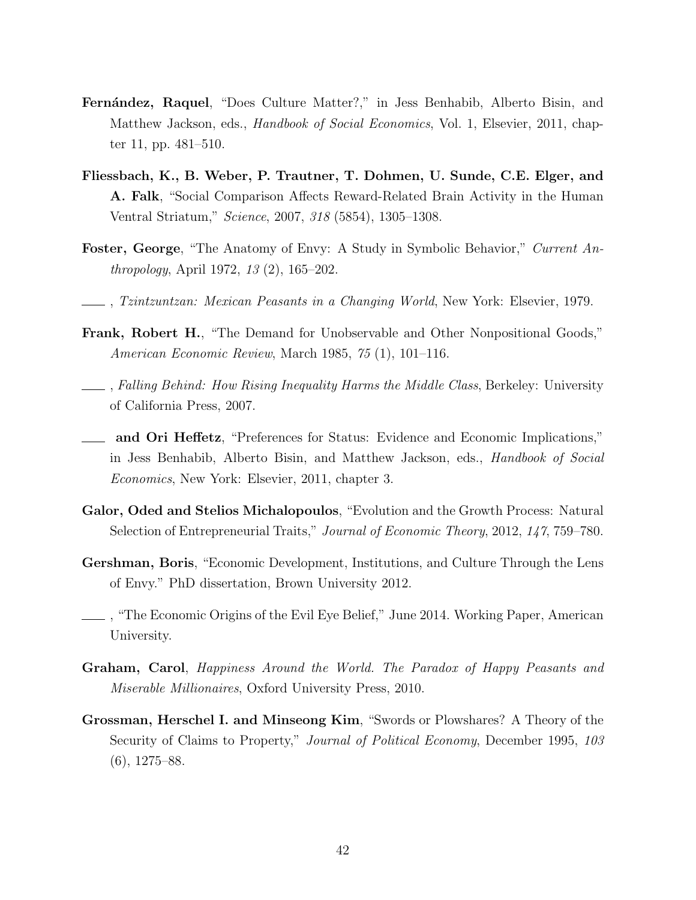**Fernández, Raquel**, "Does Culture Matter?," in Jess Benhabib, Alberto Bisin, and Matthew Jackson, eds., *Handbook of Social Economics*, Vol. 1, Elsevier, 2011, chapter 11, pp. 481–510.

**Fliessbach, K., B. Weber, P. Trautner, T. Dohmen, U. Sunde, C.E. Elger, and A. Falk**, "Social Comparison Affects Reward-Related Brain Activity in the Human Ventral Striatum," *Science*, 2007, *318* (5854), 1305–1308.

**Foster, George**, "The Anatomy of Envy: A Study in Symbolic Behavior," *Current Anthropology*, April 1972, *13* (2), 165–202.

\_\_\_\_ , *Tzintzuntzan: Mexican Peasants in a Changing World*, New York: Elsevier, 1979.

**Frank, Robert H.**, "The Demand for Unobservable and Other Nonpositional Goods," *American Economic Review*, March 1985, *75* (1), 101–116.

\_\_\_\_ , *Falling Behind: How Rising Inequality Harms the Middle Class*, Berkeley: University of California Press, 2007.

\_\_\_\_ **and Ori Heffetz**, "Preferences for Status: Evidence and Economic Implications," in Jess Benhabib, Alberto Bisin, and Matthew Jackson, eds., *Handbook of Social Economics*, New York: Elsevier, 2011, chapter 3.

**Galor, Oded and Stelios Michalopoulos**, "Evolution and the Growth Process: Natural Selection of Entrepreneurial Traits," *Journal of Economic Theory*, 2012, *147*, 759–780.

**Gershman, Boris**, "Economic Development, Institutions, and Culture Through the Lens of Envy." PhD dissertation, Brown University 2012.

\_\_\_\_ , "The Economic Origins of the Evil Eye Belief," June 2014. Working Paper, American University.

**Graham, Carol**, *Happiness Around the World. The Paradox of Happy Peasants and Miserable Millionaires*, Oxford University Press, 2010.

**Grossman, Herschel I. and Minseong Kim**, "Swords or Plowshares? A Theory of the Security of Claims to Property," *Journal of Political Economy*, December 1995, *103* (6), 1275–88.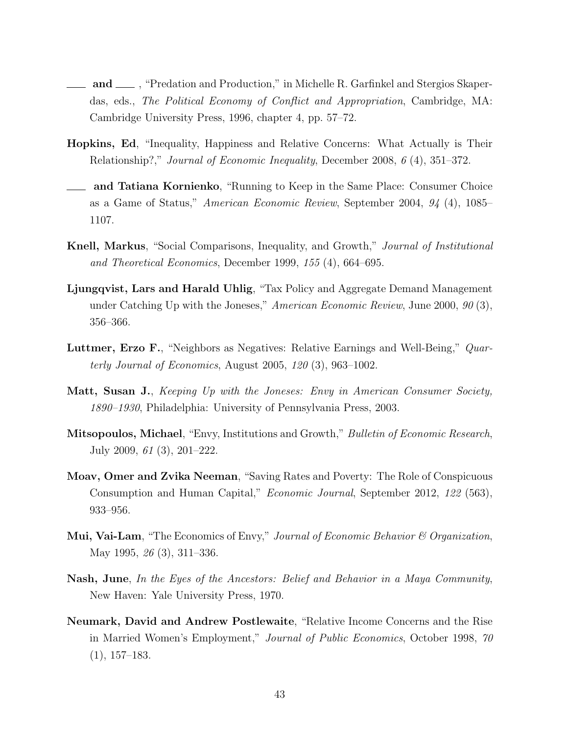\_\_\_\_ **and** \_\_\_\_ , "Predation and Production," in Michelle R. Garfinkel and Stergios Skaperdas, eds., *The Political Economy of Conflict and Appropriation*, Cambridge, MA: Cambridge University Press, 1996, chapter 4, pp. 57–72.

**Hopkins, Ed**, "Inequality, Happiness and Relative Concerns: What Actually is Their Relationship?," *Journal of Economic Inequality*, December 2008, *6* (4), 351–372.

\_\_\_\_ **and Tatiana Kornienko**, "Running to Keep in the Same Place: Consumer Choice as a Game of Status," *American Economic Review*, September 2004, *94* (4), 1085–1107.

**Knell, Markus**, "Social Comparisons, Inequality, and Growth," *Journal of Institutional and Theoretical Economics*, December 1999, *155* (4), 664–695.

**Ljungqvist, Lars and Harald Uhlig**, "Tax Policy and Aggregate Demand Management under Catching Up with the Joneses," *American Economic Review*, June 2000, *90* (3), 356–366.

**Luttmer, Erzo F.**, "Neighbors as Negatives: Relative Earnings and Well-Being," *Quarterly Journal of Economics*, August 2005, *120* (3), 963–1002.

**Matt, Susan J.**, *Keeping Up with the Joneses: Envy in American Consumer Society, 1890–1930*, Philadelphia: University of Pennsylvania Press, 2003.

**Mitsopoulos, Michael**, "Envy, Institutions and Growth," *Bulletin of Economic Research*, July 2009, *61* (3), 201–222.

**Moav, Omer and Zvika Neeman**, "Saving Rates and Poverty: The Role of Conspicuous Consumption and Human Capital," *Economic Journal*, September 2012, *122* (563), 933–956.

**Mui, Vai-Lam**, "The Economics of Envy," *Journal of Economic Behavior & Organization*, May 1995, *26* (3), 311–336.

**Nash, June**, *In the Eyes of the Ancestors: Belief and Behavior in a Maya Community*, New Haven: Yale University Press, 1970.

**Neumark, David and Andrew Postlewaite**, "Relative Income Concerns and the Rise in Married Women's Employment," *Journal of Public Economics*, October 1998, *70* (1), 157–183.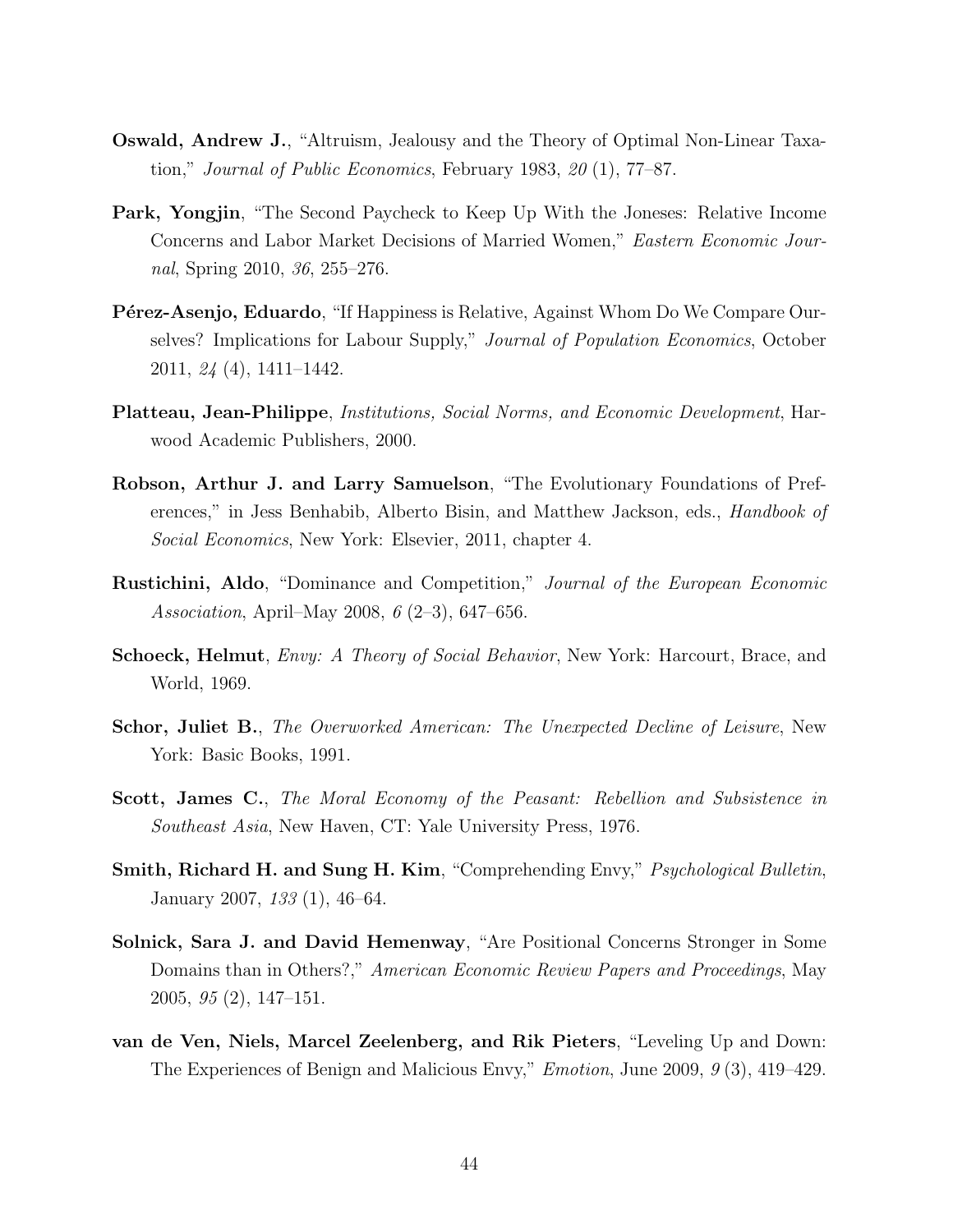**Oswald, Andrew J.**, "Altruism, Jealousy and the Theory of Optimal Non-Linear Taxation," *Journal of Public Economics*, February 1983, *20* (1), 77–87.

**Park, Yongjin**, "The Second Paycheck to Keep Up With the Joneses: Relative Income Concerns and Labor Market Decisions of Married Women," *Eastern Economic Journal*, Spring 2010, *36*, 255–276.

**Pérez-Asenjo, Eduardo**, "If Happiness is Relative, Against Whom Do We Compare Ourselves? Implications for Labour Supply," *Journal of Population Economics*, October 2011, *24* (4), 1411–1442.

**Platteau, Jean-Philippe**, *Institutions, Social Norms, and Economic Development*, Harwood Academic Publishers, 2000.

**Robson, Arthur J. and Larry Samuelson**, "The Evolutionary Foundations of Preferences," in Jess Benhabib, Alberto Bisin, and Matthew Jackson, eds., *Handbook of Social Economics*, New York: Elsevier, 2011, chapter 4.

**Rustichini, Aldo**, "Dominance and Competition," *Journal of the European Economic Association*, April–May 2008, *6* (2–3), 647–656.

**Schoeck, Helmut**, *Envy: A Theory of Social Behavior*, New York: Harcourt, Brace, and World, 1969.

**Schor, Juliet B.**, *The Overworked American: The Unexpected Decline of Leisure*, New York: Basic Books, 1991.

**Scott, James C.**, *The Moral Economy of the Peasant: Rebellion and Subsistence in Southeast Asia*, New Haven, CT: Yale University Press, 1976.

**Smith, Richard H. and Sung H. Kim**, "Comprehending Envy," *Psychological Bulletin*, January 2007, *133* (1), 46–64.

**Solnick, Sara J. and David Hemenway**, "Are Positional Concerns Stronger in Some Domains than in Others?," *American Economic Review Papers and Proceedings*, May 2005, *95* (2), 147–151.

**van de Ven, Niels, Marcel Zeelenberg, and Rik Pieters**, "Leveling Up and Down: The Experiences of Benign and Malicious Envy," *Emotion*, June 2009, *9* (3), 419–429.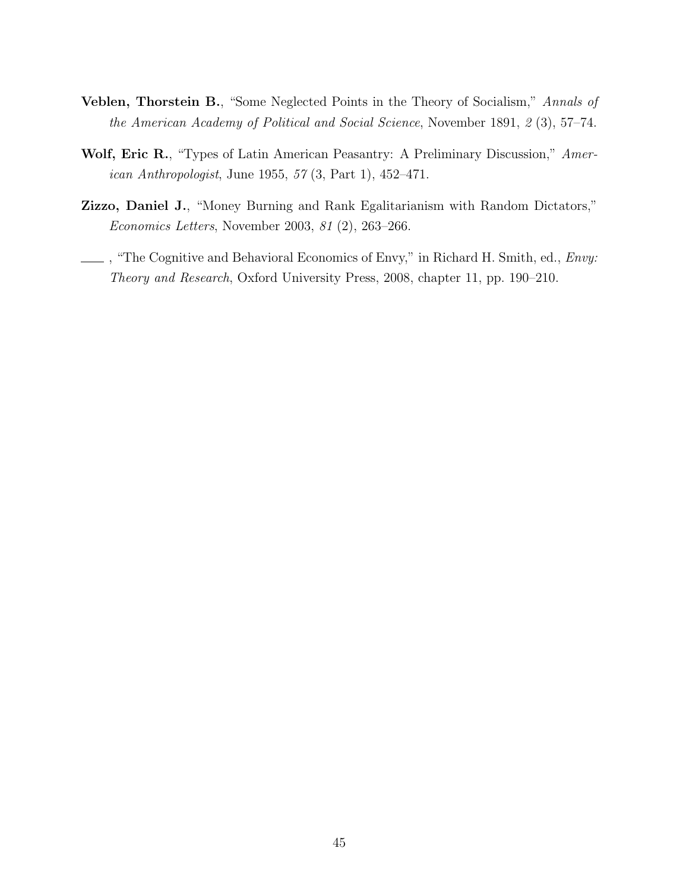**Veblen, Thorstein B.**, "Some Neglected Points in the Theory of Socialism," *Annals of the American Academy of Political and Social Science*, November 1891, *2* (3), 57–74.

**Wolf, Eric R.**, "Types of Latin American Peasantry: A Preliminary Discussion," *American Anthropologist*, June 1955, *57* (3, Part 1), 452–471.

**Zizzo, Daniel J.**, "Money Burning and Rank Egalitarianism with Random Dictators," *Economics Letters*, November 2003, *81* (2), 263–266.

\_\_\_\_ , "The Cognitive and Behavioral Economics of Envy," in Richard H. Smith, ed., *Envy: Theory and Research*, Oxford University Press, 2008, chapter 11, pp. 190–210.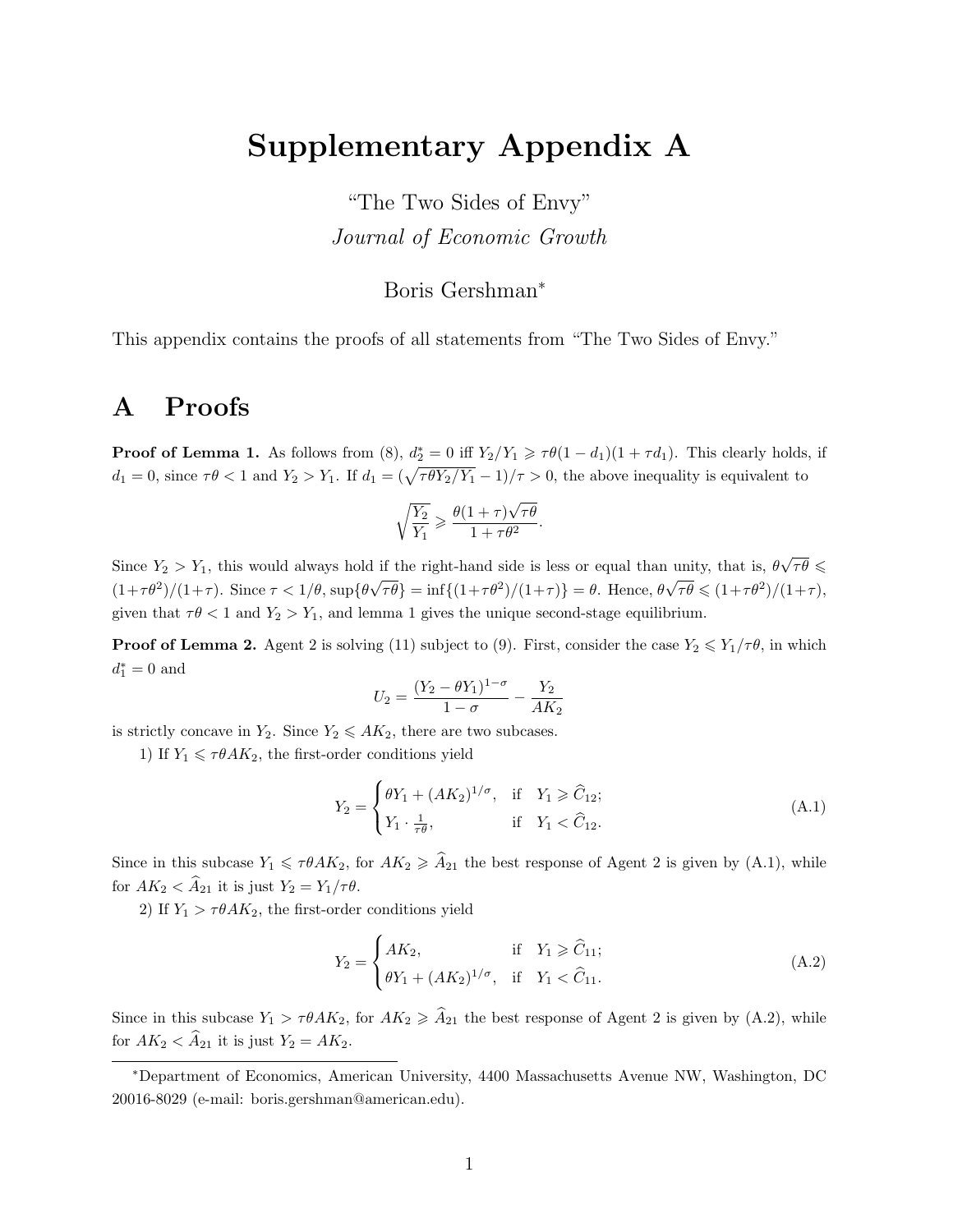# Supplementary Appendix A

"The Two Sides of Envy"

*Journal of Economic Growth*

Boris Gershman*

This appendix contains the proofs of all statements from "The Two Sides of Envy."

## A Proofs

**Proof of Lemma 1.** As follows from (8), $d_2^* = 0$ iff $Y_2/Y_1 \geqslant \tau\theta(1-d_1)(1+\tau d_1)$. This clearly holds, if $d_1 = 0$, since $\tau\theta < 1$ and $Y_2 > Y_1$. If $d_1 = (\sqrt{\tau\theta Y_2/Y_1} - 1)/\tau > 0$, the above inequality is equivalent to

$$\sqrt{\frac{Y_2}{Y_1}} \geqslant \frac{\theta(1+\tau)\sqrt{\tau\theta}}{1+\tau\theta^2}.$$

Since $Y_2 > Y_1$, this would always hold if the right-hand side is less or equal than unity, that is, $\theta\sqrt{\tau\theta} \leqslant (1+\tau\theta^2)/(1+\tau)$. Since $\tau < 1/\theta$, $\sup\{\theta\sqrt{\tau\theta}\} = \inf\{(1+\tau\theta^2)/(1+\tau)\} = \theta$. Hence, $\theta\sqrt{\tau\theta} \leqslant (1+\tau\theta^2)/(1+\tau)$, given that $\tau\theta < 1$ and $Y_2 > Y_1$, and lemma 1 gives the unique second-stage equilibrium.

**Proof of Lemma 2.** Agent 2 is solving (11) subject to (9). First, consider the case $Y_2 \leqslant Y_1/\tau\theta$, in which $d_1^* = 0$ and

$$U_2 = \frac{(Y_2 - \theta Y_1)^{1-\sigma}}{1-\sigma} - \frac{Y_2}{AK_2}$$

is strictly concave in $Y_2$. Since $Y_2 \leqslant AK_2$, there are two subcases.

1) If $Y_1 \leqslant \tau\theta AK_2$, the first-order conditions yield

$$Y_2 = \begin{cases} \theta Y_1 + (AK_2)^{1/\sigma}, & \text{if} \quad Y_1 \geqslant \widehat{C}_{12}; \\ Y_1 \cdot \frac{1}{\tau\theta}, & \text{if} \quad Y_1 < \widehat{C}_{12}. \end{cases} \tag{A.1}$$

Since in this subcase $Y_1 \leqslant \tau\theta AK_2$, for $AK_2 \geqslant \widehat{A}_{21}$ the best response of Agent 2 is given by (A.1), while for $AK_2 < \widehat{A}_{21}$ it is just $Y_2 = Y_1/\tau\theta$.

2) If $Y_1 > \tau\theta AK_2$, the first-order conditions yield

$$Y_2 = \begin{cases} AK_2, & \text{if} \quad Y_1 \geqslant \widehat{C}_{11}; \\ \theta Y_1 + (AK_2)^{1/\sigma}, & \text{if} \quad Y_1 < \widehat{C}_{11}. \end{cases} \tag{A.2}$$

Since in this subcase $Y_1 > \tau\theta AK_2$, for $AK_2 \geqslant \widehat{A}_{21}$ the best response of Agent 2 is given by (A.2), while for $AK_2 < \widehat{A}_{21}$ it is just $Y_2 = AK_2$.

*Department of Economics, American University, 4400 Massachusetts Avenue NW, Washington, DC 20016-8029 (e-mail: boris.gershman@american.edu).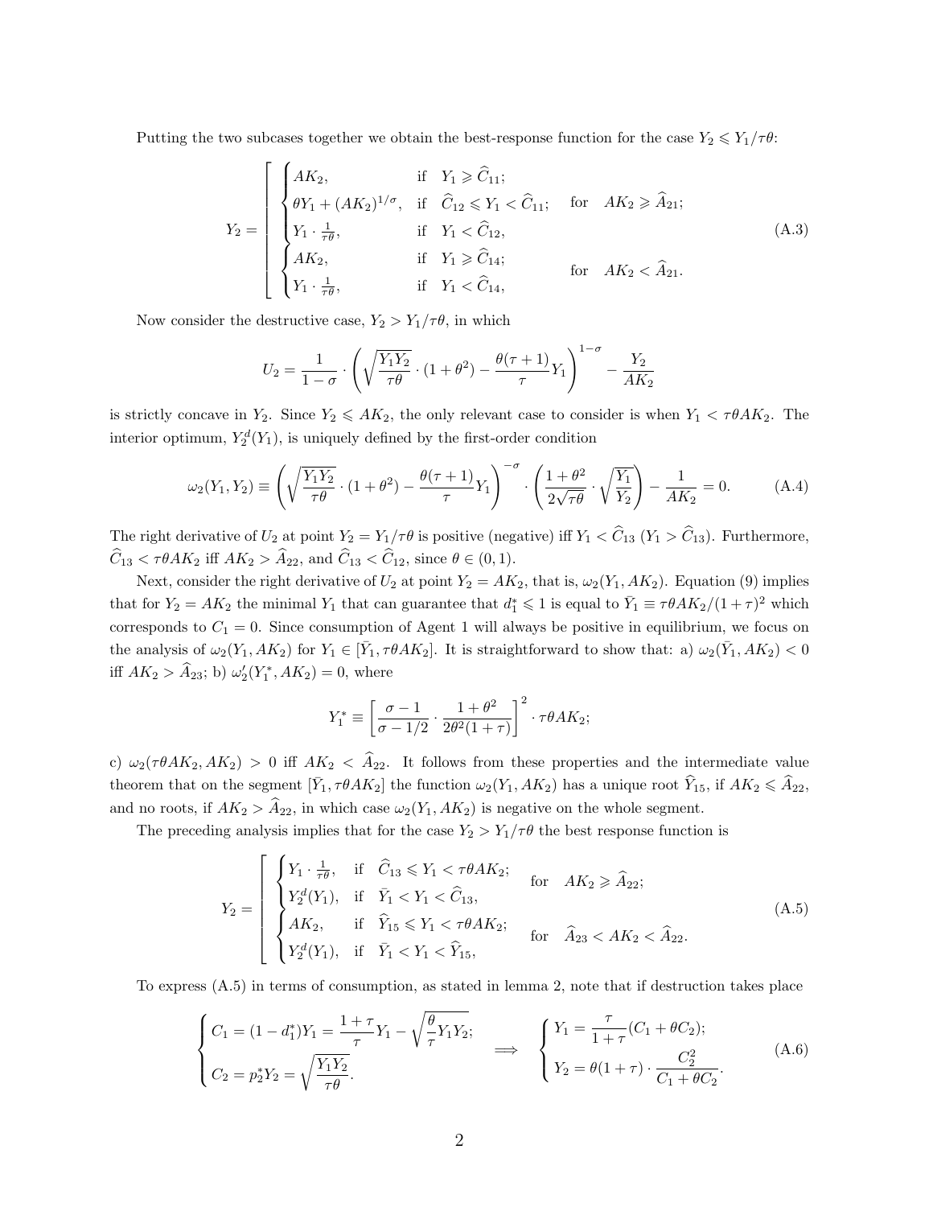Putting the two subcases together we obtain the best-response function for the case $Y_2 \leqslant Y_1/\tau\theta$:

$$
Y_2 = \left[\begin{array}{ll}
\begin{cases} AK_2, & \text{if} \quad Y_1 \geqslant \widehat{C}_{11}; \\ \theta Y_1 + (AK_2)^{1/\sigma}, & \text{if} \quad \widehat{C}_{12} \leqslant Y_1 < \widehat{C}_{11}; \\ Y_1 \cdot \frac{1}{\tau\theta}, & \text{if} \quad Y_1 < \widehat{C}_{12}, \end{cases} & \text{for} \quad AK_2 \geqslant \widehat{A}_{21}; \\
\begin{cases} AK_2, & \text{if} \quad Y_1 \geqslant \widehat{C}_{14}; \\ Y_1 \cdot \frac{1}{\tau\theta}, & \text{if} \quad Y_1 < \widehat{C}_{14}, \end{cases} & \text{for} \quad AK_2 < \widehat{A}_{21}.
\end{array}\right. \tag{A.3}
$$

Now consider the destructive case, $Y_2 > Y_1/\tau\theta$, in which

$$
U_2 = \frac{1}{1-\sigma} \cdot \left( \sqrt{\frac{Y_1 Y_2}{\tau\theta}} \cdot (1+\theta^2) - \frac{\theta(\tau+1)}{\tau} Y_1 \right)^{1-\sigma} - \frac{Y_2}{AK_2}
$$

is strictly concave in $Y_2$. Since $Y_2 \leqslant AK_2$, the only relevant case to consider is when $Y_1 < \tau\theta AK_2$. The interior optimum, $Y_2^d(Y_1)$, is uniquely defined by the first-order condition

$$
\omega_2(Y_1, Y_2) \equiv \left( \sqrt{\frac{Y_1 Y_2}{\tau\theta}} \cdot (1+\theta^2) - \frac{\theta(\tau+1)}{\tau} Y_1 \right)^{-\sigma} \cdot \left( \frac{1+\theta^2}{2\sqrt{\tau\theta}} \cdot \sqrt{\frac{Y_1}{Y_2}} \right) - \frac{1}{AK_2} = 0. \tag{A.4}
$$

The right derivative of $U_2$ at point $Y_2 = Y_1/\tau\theta$ is positive (negative) iff $Y_1 < \widehat{C}_{13}$ ($Y_1 > \widehat{C}_{13}$). Furthermore, $\widehat{C}_{13} < \tau\theta AK_2$ iff $AK_2 > \widehat{A}_{22}$, and $\widehat{C}_{13} < \widehat{C}_{12}$, since $\theta \in (0,1)$.

Next, consider the right derivative of $U_2$ at point $Y_2 = AK_2$, that is, $\omega_2(Y_1, AK_2)$. Equation (9) implies that for $Y_2 = AK_2$ the minimal $Y_1$ that can guarantee that $d_1^* \leqslant 1$ is equal to $\bar{Y}_1 \equiv \tau\theta AK_2/(1+\tau)^2$ which corresponds to $C_1 = 0$. Since consumption of Agent 1 will always be positive in equilibrium, we focus on the analysis of $\omega_2(Y_1, AK_2)$ for $Y_1 \in [\bar{Y}_1, \tau\theta AK_2]$. It is straightforward to show that: a) $\omega_2(\bar{Y}_1, AK_2) < 0$ iff $AK_2 > \widehat{A}_{23}$; b) $\omega_2'(Y_1^*, AK_2) = 0$, where

$$
Y_1^* \equiv \left[ \frac{\sigma - 1}{\sigma - 1/2} \cdot \frac{1+\theta^2}{2\theta^2(1+\tau)} \right]^2 \cdot \tau\theta AK_2;
$$

c) $\omega_2(\tau\theta AK_2, AK_2) > 0$ iff $AK_2 < \widehat{A}_{22}$. It follows from these properties and the intermediate value theorem that on the segment $[\bar{Y}_1, \tau\theta AK_2]$ the function $\omega_2(Y_1, AK_2)$ has a unique root $\widehat{Y}_{15}$, if $AK_2 \leqslant \widehat{A}_{22}$, and no roots, if $AK_2 > \widehat{A}_{22}$, in which case $\omega_2(Y_1, AK_2)$ is negative on the whole segment.

The preceding analysis implies that for the case $Y_2 > Y_1/\tau\theta$ the best response function is

$$
Y_2 = \left[\begin{array}{ll}
\begin{cases} Y_1 \cdot \frac{1}{\tau\theta}, & \text{if} \quad \widehat{C}_{13} \leqslant Y_1 < \tau\theta AK_2; \\ Y_2^d(Y_1), & \text{if} \quad \bar{Y}_1 < Y_1 < \widehat{C}_{13}, \end{cases} & \text{for} \quad AK_2 \geqslant \widehat{A}_{22}; \\
\begin{cases} AK_2, & \text{if} \quad \widehat{Y}_{15} \leqslant Y_1 < \tau\theta AK_2; \\ Y_2^d(Y_1), & \text{if} \quad \bar{Y}_1 < Y_1 < \widehat{Y}_{15}, \end{cases} & \text{for} \quad \widehat{A}_{23} < AK_2 < \widehat{A}_{22}.
\end{array}\right. \tag{A.5}
$$

To express (A.5) in terms of consumption, as stated in lemma 2, note that if destruction takes place

$$
\begin{cases} C_1 = (1-d_1^*)Y_1 = \dfrac{1+\tau}{\tau} Y_1 - \sqrt{\dfrac{\theta}{\tau} Y_1 Y_2}; \\ C_2 = p_2^* Y_2 = \sqrt{\dfrac{Y_1 Y_2}{\tau\theta}}. \end{cases} \quad \Longrightarrow \quad \begin{cases} Y_1 = \dfrac{\tau}{1+\tau}(C_1 + \theta C_2); \\ Y_2 = \theta(1+\tau) \cdot \dfrac{C_2^2}{C_1 + \theta C_2}. \end{cases} \tag{A.6}
$$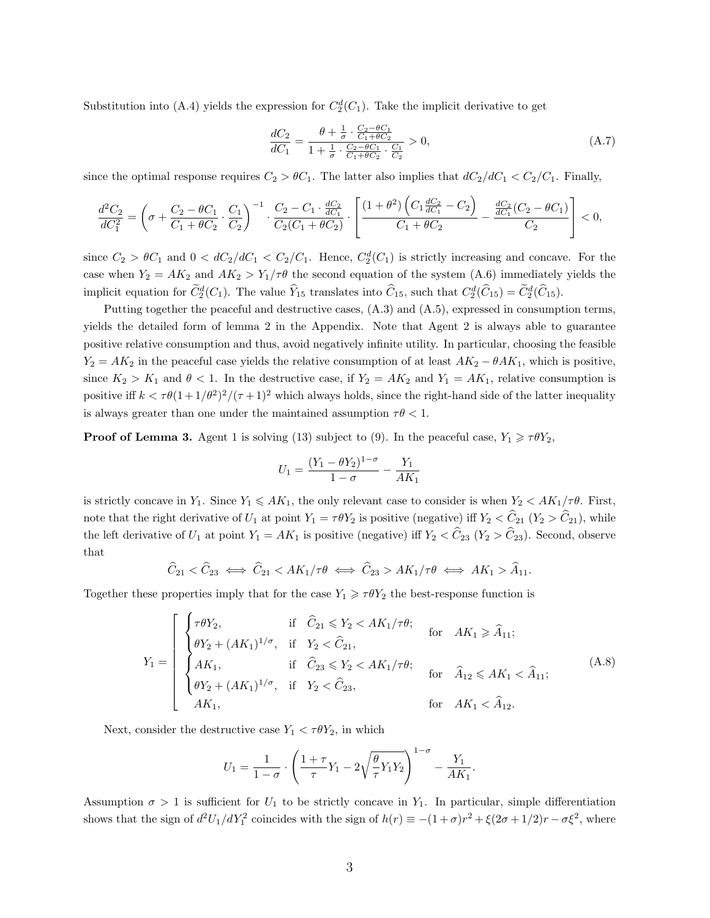Substitution into (A.4) yields the expression for $C_2^d(C_1)$. Take the implicit derivative to get

$$\frac{dC_2}{dC_1} = \frac{\theta + \frac{1}{\sigma} \cdot \frac{C_2 - \theta C_1}{C_1 + \theta C_2}}{1 + \frac{1}{\sigma} \cdot \frac{C_2 - \theta C_1}{C_1 + \theta C_2} \cdot \frac{C_1}{C_2}} > 0, \tag{A.7}$$

since the optimal response requires $C_2 > \theta C_1$. The latter also implies that $dC_2/dC_1 < C_2/C_1$. Finally,

$$\frac{d^2 C_2}{dC_1^2} = \left(\sigma + \frac{C_2 - \theta C_1}{C_1 + \theta C_2} \cdot \frac{C_1}{C_2}\right)^{-1} \cdot \frac{C_2 - C_1 \cdot \frac{dC_2}{dC_1}}{C_2(C_1 + \theta C_2)} \cdot \left[\frac{(1+\theta^2)\left(C_1 \frac{dC_2}{dC_1} - C_2\right)}{C_1 + \theta C_2} - \frac{\frac{dC_2}{dC_1}(C_2 - \theta C_1)}{C_2}\right] < 0,$$

since $C_2 > \theta C_1$ and $0 < dC_2/dC_1 < C_2/C_1$. Hence, $C_2^d(C_1)$ is strictly increasing and concave. For the case when $Y_2 = AK_2$ and $AK_2 > Y_1/\tau\theta$ the second equation of the system (A.6) immediately yields the implicit equation for $\widetilde{C}_2^d(C_1)$. The value $\widehat{Y}_{15}$ translates into $\widehat{C}_{15}$, such that $C_2^d(\widehat{C}_{15}) = \widetilde{C}_2^d(\widehat{C}_{15})$.

Putting together the peaceful and destructive cases, (A.3) and (A.5), expressed in consumption terms, yields the detailed form of lemma 2 in the Appendix. Note that Agent 2 is always able to guarantee positive relative consumption and thus, avoid negatively infinite utility. In particular, choosing the feasible $Y_2 = AK_2$ in the peaceful case yields the relative consumption of at least $AK_2 - \theta AK_1$, which is positive, since $K_2 > K_1$ and $\theta < 1$. In the destructive case, if $Y_2 = AK_2$ and $Y_1 = AK_1$, relative consumption is positive iff $k < \tau\theta(1 + 1/\theta^2)^2/(\tau + 1)^2$ which always holds, since the right-hand side of the latter inequality is always greater than one under the maintained assumption $\tau\theta < 1$.

**Proof of Lemma 3.** Agent 1 is solving (13) subject to (9). In the peaceful case, $Y_1 \geqslant \tau\theta Y_2$,

$$U_1 = \frac{(Y_1 - \theta Y_2)^{1-\sigma}}{1-\sigma} - \frac{Y_1}{AK_1}$$

is strictly concave in $Y_1$. Since $Y_1 \leqslant AK_1$, the only relevant case to consider is when $Y_2 < AK_1/\tau\theta$. First, note that the right derivative of $U_1$ at point $Y_1 = \tau\theta Y_2$ is positive (negative) iff $Y_2 < \widehat{C}_{21}$ ($Y_2 > \widehat{C}_{21}$), while the left derivative of $U_1$ at point $Y_1 = AK_1$ is positive (negative) iff $Y_2 < \widehat{C}_{23}$ ($Y_2 > \widehat{C}_{23}$). Second, observe that

$$\widehat{C}_{21} < \widehat{C}_{23} \iff \widehat{C}_{21} < AK_1/\tau\theta \iff \widehat{C}_{23} > AK_1/\tau\theta \iff AK_1 > \widehat{A}_{11}.$$

Together these properties imply that for the case $Y_1 \geqslant \tau\theta Y_2$ the best-response function is

$$Y_1 = \left[\begin{array}{ll} \begin{cases} \tau\theta Y_2, & \text{if} \quad \widehat{C}_{21} \leqslant Y_2 < AK_1/\tau\theta; \\ \theta Y_2 + (AK_1)^{1/\sigma}, & \text{if} \quad Y_2 < \widehat{C}_{21}, \end{cases} & \text{for} \quad AK_1 \geqslant \widehat{A}_{11}; \\ \begin{cases} AK_1, & \text{if} \quad \widehat{C}_{23} \leqslant Y_2 < AK_1/\tau\theta; \\ \theta Y_2 + (AK_1)^{1/\sigma}, & \text{if} \quad Y_2 < \widehat{C}_{23}, \end{cases} & \text{for} \quad \widehat{A}_{12} \leqslant AK_1 < \widehat{A}_{11}; \\ \quad AK_1, & \text{for} \quad AK_1 < \widehat{A}_{12}. \end{array}\right. \tag{A.8}$$

Next, consider the destructive case $Y_1 < \tau\theta Y_2$, in which

$$U_1 = \frac{1}{1-\sigma} \cdot \left(\frac{1+\tau}{\tau} Y_1 - 2\sqrt{\frac{\theta}{\tau} Y_1 Y_2}\right)^{1-\sigma} - \frac{Y_1}{AK_1}.$$

Assumption $\sigma > 1$ is sufficient for $U_1$ to be strictly concave in $Y_1$. In particular, simple differentiation shows that the sign of $d^2 U_1/dY_1^2$ coincides with the sign of $h(r) \equiv -(1+\sigma)r^2 + \xi(2\sigma + 1/2)r - \sigma\xi^2$, where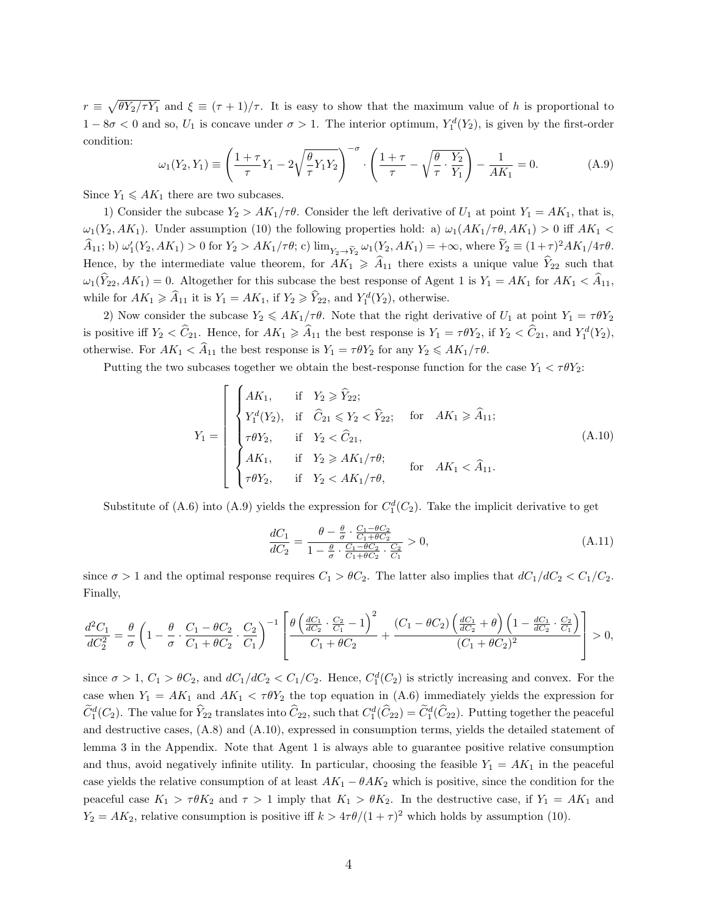$r \equiv \sqrt{\theta Y_2/\tau Y_1}$ and $\xi \equiv (\tau+1)/\tau$. It is easy to show that the maximum value of $h$ is proportional to $1 - 8\sigma < 0$ and so, $U_1$ is concave under $\sigma > 1$. The interior optimum, $Y_1^d(Y_2)$, is given by the first-order condition:

$$\omega_1(Y_2, Y_1) \equiv \left( \frac{1+\tau}{\tau} Y_1 - 2\sqrt{\frac{\theta}{\tau} Y_1 Y_2} \right)^{-\sigma} \cdot \left( \frac{1+\tau}{\tau} - \sqrt{\frac{\theta}{\tau} \cdot \frac{Y_2}{Y_1}} \right) - \frac{1}{AK_1} = 0. \tag{A.9}$$

Since $Y_1 \leqslant AK_1$ there are two subcases.

1) Consider the subcase $Y_2 > AK_1/\tau\theta$. Consider the left derivative of $U_1$ at point $Y_1 = AK_1$, that is, $\omega_1(Y_2, AK_1)$. Under assumption (10) the following properties hold: a) $\omega_1(AK_1/\tau\theta, AK_1) > 0$ iff $AK_1 < \widehat{A}_{11}$; b) $\omega_1'(Y_2, AK_1) > 0$ for $Y_2 > AK_1/\tau\theta$; c) $\lim_{Y_2 \to \widetilde{Y}_2} \omega_1(Y_2, AK_1) = +\infty$, where $\widetilde{Y}_2 \equiv (1+\tau)^2 AK_1/4\tau\theta$. Hence, by the intermediate value theorem, for $AK_1 \geqslant \widehat{A}_{11}$ there exists a unique value $\widehat{Y}_{22}$ such that $\omega_1(\widehat{Y}_{22}, AK_1) = 0$. Altogether for this subcase the best response of Agent 1 is $Y_1 = AK_1$ for $AK_1 < \widehat{A}_{11}$, while for $AK_1 \geqslant \widehat{A}_{11}$ it is $Y_1 = AK_1$, if $Y_2 \geqslant \widehat{Y}_{22}$, and $Y_1^d(Y_2)$, otherwise.

2) Now consider the subcase $Y_2 \leqslant AK_1/\tau\theta$. Note that the right derivative of $U_1$ at point $Y_1 = \tau\theta Y_2$ is positive iff $Y_2 < \widehat{C}_{21}$. Hence, for $AK_1 \geqslant \widehat{A}_{11}$ the best response is $Y_1 = \tau\theta Y_2$, if $Y_2 < \widehat{C}_{21}$, and $Y_1^d(Y_2)$, otherwise. For $AK_1 < \widehat{A}_{11}$ the best response is $Y_1 = \tau\theta Y_2$ for any $Y_2 \leqslant AK_1/\tau\theta$.

Putting the two subcases together we obtain the best-response function for the case $Y_1 < \tau\theta Y_2$:

$$Y_1 = \left[ \begin{array}{ll} \begin{cases} AK_1, & \text{if} \quad Y_2 \geqslant \widehat{Y}_{22}; \\ Y_1^d(Y_2), & \text{if} \quad \widehat{C}_{21} \leqslant Y_2 < \widehat{Y}_{22}; \\ \tau\theta Y_2, & \text{if} \quad Y_2 < \widehat{C}_{21}, \end{cases} & \text{for} \quad AK_1 \geqslant \widehat{A}_{11}; \\ \begin{cases} AK_1, & \text{if} \quad Y_2 \geqslant AK_1/\tau\theta; \\ \tau\theta Y_2, & \text{if} \quad Y_2 < AK_1/\tau\theta, \end{cases} & \text{for} \quad AK_1 < \widehat{A}_{11}. \end{array} \right. \tag{A.10}$$

Substitute of (A.6) into (A.9) yields the expression for $C_1^d(C_2)$. Take the implicit derivative to get

$$\frac{dC_1}{dC_2} = \frac{\theta - \frac{\theta}{\sigma} \cdot \frac{C_1 - \theta C_2}{C_1 + \theta C_2}}{1 - \frac{\theta}{\sigma} \cdot \frac{C_1 - \theta C_2}{C_1 + \theta C_2} \cdot \frac{C_2}{C_1}} > 0, \tag{A.11}$$

since $\sigma > 1$ and the optimal response requires $C_1 > \theta C_2$. The latter also implies that $dC_1/dC_2 < C_1/C_2$. Finally,

$$\frac{d^2 C_1}{dC_2^2} = \frac{\theta}{\sigma} \left( 1 - \frac{\theta}{\sigma} \cdot \frac{C_1 - \theta C_2}{C_1 + \theta C_2} \cdot \frac{C_2}{C_1} \right)^{-1} \left[ \frac{\theta \left( \frac{dC_1}{dC_2} \cdot \frac{C_2}{C_1} - 1 \right)^2}{C_1 + \theta C_2} + \frac{(C_1 - \theta C_2)\left( \frac{dC_1}{dC_2} + \theta \right)\left( 1 - \frac{dC_1}{dC_2} \cdot \frac{C_2}{C_1} \right)}{(C_1 + \theta C_2)^2} \right] > 0,$$

since $\sigma > 1$, $C_1 > \theta C_2$, and $dC_1/dC_2 < C_1/C_2$. Hence, $C_1^d(C_2)$ is strictly increasing and convex. For the case when $Y_1 = AK_1$ and $AK_1 < \tau\theta Y_2$ the top equation in (A.6) immediately yields the expression for $\widetilde{C}_1^d(C_2)$. The value for $\widehat{Y}_{22}$ translates into $\widehat{C}_{22}$, such that $C_1^d(\widehat{C}_{22}) = \widetilde{C}_1^d(\widehat{C}_{22})$. Putting together the peaceful and destructive cases, (A.8) and (A.10), expressed in consumption terms, yields the detailed statement of lemma 3 in the Appendix. Note that Agent 1 is always able to guarantee positive relative consumption and thus, avoid negatively infinite utility. In particular, choosing the feasible $Y_1 = AK_1$ in the peaceful case yields the relative consumption of at least $AK_1 - \theta AK_2$ which is positive, since the condition for the peaceful case $K_1 > \tau\theta K_2$ and $\tau > 1$ imply that $K_1 > \theta K_2$. In the destructive case, if $Y_1 = AK_1$ and $Y_2 = AK_2$, relative consumption is positive iff $k > 4\tau\theta/(1+\tau)^2$ which holds by assumption (10).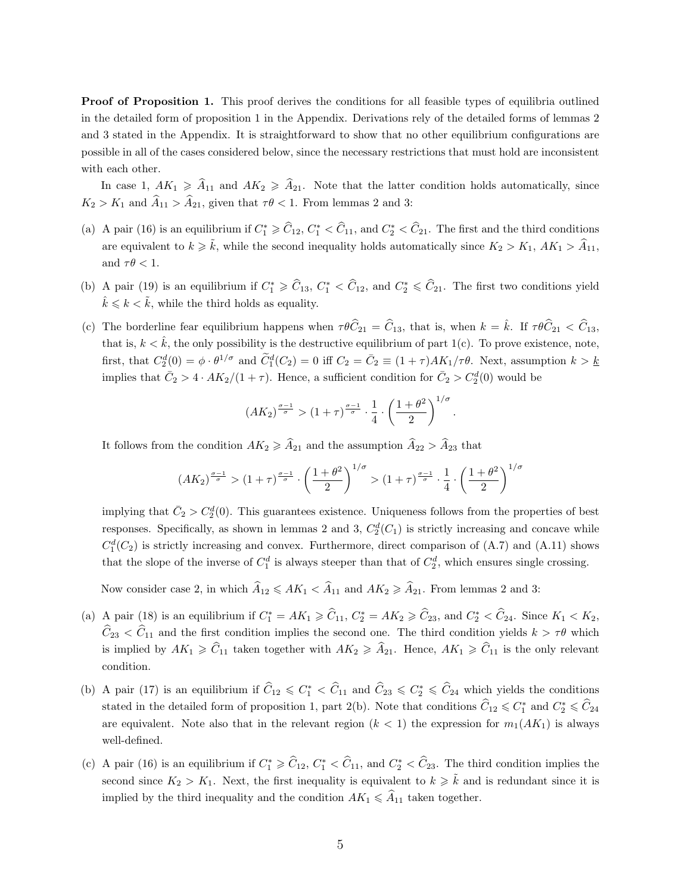**Proof of Proposition 1.** This proof derives the conditions for all feasible types of equilibria outlined in the detailed form of proposition 1 in the Appendix. Derivations rely of the detailed forms of lemmas 2 and 3 stated in the Appendix. It is straightforward to show that no other equilibrium configurations are possible in all of the cases considered below, since the necessary restrictions that must hold are inconsistent with each other.

In case 1, $AK_1 \geqslant \widehat{A}_{11}$ and $AK_2 \geqslant \widehat{A}_{21}$. Note that the latter condition holds automatically, since $K_2 > K_1$ and $\widehat{A}_{11} > \widehat{A}_{21}$, given that $\tau\theta < 1$. From lemmas 2 and 3:

(a) A pair (16) is an equilibrium if $C_1^* \geqslant \widehat{C}_{12}$, $C_1^* < \widehat{C}_{11}$, and $C_2^* < \widehat{C}_{21}$. The first and the third conditions are equivalent to $k \geqslant \tilde{k}$, while the second inequality holds automatically since $K_2 > K_1$, $AK_1 > \widehat{A}_{11}$, and $\tau\theta < 1$.

(b) A pair (19) is an equilibrium if $C_1^* \geqslant \widehat{C}_{13}$, $C_1^* < \widehat{C}_{12}$, and $C_2^* \leqslant \widehat{C}_{21}$. The first two conditions yield $\hat{k} \leqslant k < \tilde{k}$, while the third holds as equality.

(c) The borderline fear equilibrium happens when $\tau\theta\widehat{C}_{21} = \widehat{C}_{13}$, that is, when $k = \hat{k}$. If $\tau\theta\widehat{C}_{21} < \widehat{C}_{13}$, that is, $k < \hat{k}$, the only possibility is the destructive equilibrium of part 1(c). To prove existence, note, first, that $C_2^d(0) = \phi \cdot \theta^{1/\sigma}$ and $\widetilde{C}_1^d(C_2) = 0$ iff $C_2 = \bar{C}_2 \equiv (1+\tau)AK_1/\tau\theta$. Next, assumption $k > \underline{k}$ implies that $\bar{C}_2 > 4 \cdot AK_2/(1+\tau)$. Hence, a sufficient condition for $\bar{C}_2 > C_2^d(0)$ would be

$$(AK_2)^{\frac{\sigma-1}{\sigma}} > (1+\tau)^{\frac{\sigma-1}{\sigma}} \cdot \frac{1}{4} \cdot \left(\frac{1+\theta^2}{2}\right)^{1/\sigma}.$$

It follows from the condition $AK_2 \geqslant \widehat{A}_{21}$ and the assumption $\widehat{A}_{22} > \widehat{A}_{23}$ that

$$(AK_2)^{\frac{\sigma-1}{\sigma}} > (1+\tau)^{\frac{\sigma-1}{\sigma}} \cdot \left(\frac{1+\theta^2}{2}\right)^{1/\sigma} > (1+\tau)^{\frac{\sigma-1}{\sigma}} \cdot \frac{1}{4} \cdot \left(\frac{1+\theta^2}{2}\right)^{1/\sigma}$$

implying that $\bar{C}_2 > C_2^d(0)$. This guarantees existence. Uniqueness follows from the properties of best responses. Specifically, as shown in lemmas 2 and 3, $C_2^d(C_1)$ is strictly increasing and concave while $C_1^d(C_2)$ is strictly increasing and convex. Furthermore, direct comparison of (A.7) and (A.11) shows that the slope of the inverse of $C_1^d$ is always steeper than that of $C_2^d$, which ensures single crossing.

Now consider case 2, in which $\widehat{A}_{12} \leqslant AK_1 < \widehat{A}_{11}$ and $AK_2 \geqslant \widehat{A}_{21}$. From lemmas 2 and 3:

(a) A pair (18) is an equilibrium if $C_1^* = AK_1 \geqslant \widehat{C}_{11}$, $C_2^* = AK_2 \geqslant \widehat{C}_{23}$, and $C_2^* < \widehat{C}_{24}$. Since $K_1 < K_2$, $\widehat{C}_{23} < \widehat{C}_{11}$ and the first condition implies the second one. The third condition yields $k > \tau\theta$ which is implied by $AK_1 \geqslant \widehat{C}_{11}$ taken together with $AK_2 \geqslant \widehat{A}_{21}$. Hence, $AK_1 \geqslant \widehat{C}_{11}$ is the only relevant condition.

(b) A pair (17) is an equilibrium if $\widehat{C}_{12} \leqslant C_1^* < \widehat{C}_{11}$ and $\widehat{C}_{23} \leqslant C_2^* \leqslant \widehat{C}_{24}$ which yields the conditions stated in the detailed form of proposition 1, part 2(b). Note that conditions $\widehat{C}_{12} \leqslant C_1^*$ and $C_2^* \leqslant \widehat{C}_{24}$ are equivalent. Note also that in the relevant region ($k < 1$) the expression for $m_1(AK_1)$ is always well-defined.

(c) A pair (16) is an equilibrium if $C_1^* \geqslant \widehat{C}_{12}$, $C_1^* < \widehat{C}_{11}$, and $C_2^* < \widehat{C}_{23}$. The third condition implies the second since $K_2 > K_1$. Next, the first inequality is equivalent to $k \geqslant \tilde{k}$ and is redundant since it is implied by the third inequality and the condition $AK_1 \leqslant \widehat{A}_{11}$ taken together.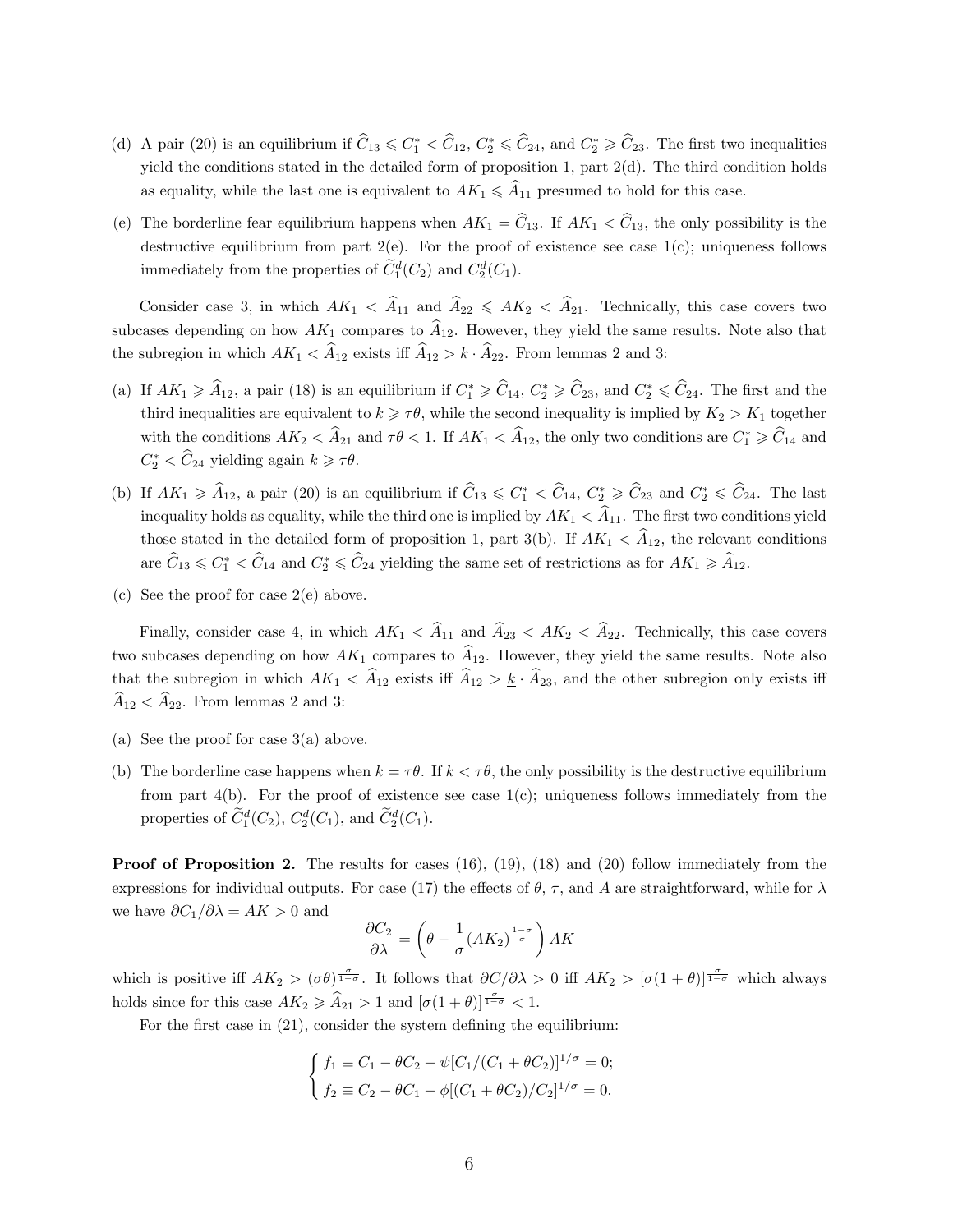(d) A pair (20) is an equilibrium if $\widehat{C}_{13} \leqslant C_1^* < \widehat{C}_{12}$, $C_2^* \leqslant \widehat{C}_{24}$, and $C_2^* \geqslant \widehat{C}_{23}$. The first two inequalities yield the conditions stated in the detailed form of proposition 1, part 2(d). The third condition holds as equality, while the last one is equivalent to $AK_1 \leqslant \widehat{A}_{11}$ presumed to hold for this case.

(e) The borderline fear equilibrium happens when $AK_1 = \widehat{C}_{13}$. If $AK_1 < \widehat{C}_{13}$, the only possibility is the destructive equilibrium from part 2(e). For the proof of existence see case 1(c); uniqueness follows immediately from the properties of $\widetilde{C}_1^d(C_2)$ and $C_2^d(C_1)$.

Consider case 3, in which $AK_1 < \widehat{A}_{11}$ and $\widehat{A}_{22} \leqslant AK_2 < \widehat{A}_{21}$. Technically, this case covers two subcases depending on how $AK_1$ compares to $\widehat{A}_{12}$. However, they yield the same results. Note also that the subregion in which $AK_1 < \widehat{A}_{12}$ exists iff $\widehat{A}_{12} > \underline{k} \cdot \widehat{A}_{22}$. From lemmas 2 and 3:

(a) If $AK_1 \geqslant \widehat{A}_{12}$, a pair (18) is an equilibrium if $C_1^* \geqslant \widehat{C}_{14}$, $C_2^* \geqslant \widehat{C}_{23}$, and $C_2^* \leqslant \widehat{C}_{24}$. The first and the third inequalities are equivalent to $k \geqslant \tau\theta$, while the second inequality is implied by $K_2 > K_1$ together with the conditions $AK_2 < \widehat{A}_{21}$ and $\tau\theta < 1$. If $AK_1 < \widehat{A}_{12}$, the only two conditions are $C_1^* \geqslant \widehat{C}_{14}$ and $C_2^* < \widehat{C}_{24}$ yielding again $k \geqslant \tau\theta$.

(b) If $AK_1 \geqslant \widehat{A}_{12}$, a pair (20) is an equilibrium if $\widehat{C}_{13} \leqslant C_1^* < \widehat{C}_{14}$, $C_2^* \geqslant \widehat{C}_{23}$ and $C_2^* \leqslant \widehat{C}_{24}$. The last inequality holds as equality, while the third one is implied by $AK_1 < \widehat{A}_{11}$. The first two conditions yield those stated in the detailed form of proposition 1, part 3(b). If $AK_1 < \widehat{A}_{12}$, the relevant conditions are $\widehat{C}_{13} \leqslant C_1^* < \widehat{C}_{14}$ and $C_2^* \leqslant \widehat{C}_{24}$ yielding the same set of restrictions as for $AK_1 \geqslant \widehat{A}_{12}$.

(c) See the proof for case 2(e) above.

Finally, consider case 4, in which $AK_1 < \widehat{A}_{11}$ and $\widehat{A}_{23} < AK_2 < \widehat{A}_{22}$. Technically, this case covers two subcases depending on how $AK_1$ compares to $\widehat{A}_{12}$. However, they yield the same results. Note also that the subregion in which $AK_1 < \widehat{A}_{12}$ exists iff $\widehat{A}_{12} > \underline{k} \cdot \widehat{A}_{23}$, and the other subregion only exists iff $\widehat{A}_{12} < \widehat{A}_{22}$. From lemmas 2 and 3:

(a) See the proof for case 3(a) above.

(b) The borderline case happens when $k = \tau\theta$. If $k < \tau\theta$, the only possibility is the destructive equilibrium from part 4(b). For the proof of existence see case 1(c); uniqueness follows immediately from the properties of $\widetilde{C}_1^d(C_2)$, $C_2^d(C_1)$, and $\widetilde{C}_2^d(C_1)$.

**Proof of Proposition 2.** The results for cases (16), (19), (18) and (20) follow immediately from the expressions for individual outputs. For case (17) the effects of $\theta$, $\tau$, and $A$ are straightforward, while for $\lambda$ we have $\partial C_1/\partial\lambda = AK > 0$ and

$$\frac{\partial C_2}{\partial \lambda} = \left(\theta - \frac{1}{\sigma}(AK_2)^{\frac{1-\sigma}{\sigma}}\right) AK$$

which is positive iff $AK_2 > (\sigma\theta)^{\frac{\sigma}{1-\sigma}}$. It follows that $\partial C/\partial\lambda > 0$ iff $AK_2 > [\sigma(1+\theta)]^{\frac{\sigma}{1-\sigma}}$ which always holds since for this case $AK_2 \geqslant \widehat{A}_{21} > 1$ and $[\sigma(1+\theta)]^{\frac{\sigma}{1-\sigma}} < 1$.

For the first case in (21), consider the system defining the equilibrium:

$$\begin{cases} f_1 \equiv C_1 - \theta C_2 - \psi[C_1/(C_1 + \theta C_2)]^{1/\sigma} = 0; \\ f_2 \equiv C_2 - \theta C_1 - \phi[(C_1 + \theta C_2)/C_2]^{1/\sigma} = 0. \end{cases}$$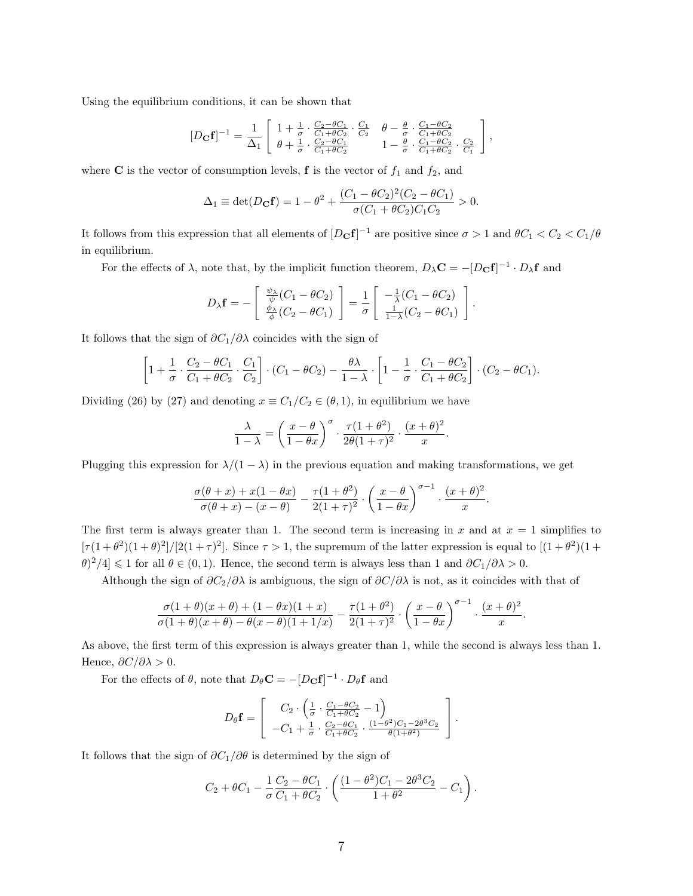Using the equilibrium conditions, it can be shown that

$$[D_{\mathbf{C}}\mathbf{f}]^{-1} = \frac{1}{\Delta_1}\left[\begin{array}{cc} 1+\frac{1}{\sigma}\cdot\frac{C_2-\theta C_1}{C_1+\theta C_2}\cdot\frac{C_1}{C_2} & \theta-\frac{\theta}{\sigma}\cdot\frac{C_1-\theta C_2}{C_1+\theta C_2} \\ \theta+\frac{1}{\sigma}\cdot\frac{C_2-\theta C_1}{C_1+\theta C_2} & 1-\frac{\theta}{\sigma}\cdot\frac{C_1-\theta C_2}{C_1+\theta C_2}\cdot\frac{C_2}{C_1} \end{array}\right],$$

where $\mathbf{C}$ is the vector of consumption levels, $\mathbf{f}$ is the vector of $f_1$ and $f_2$, and

$$\Delta_1 \equiv \det(D_{\mathbf{C}}\mathbf{f}) = 1-\theta^2+\frac{(C_1-\theta C_2)^2(C_2-\theta C_1)}{\sigma(C_1+\theta C_2)C_1C_2} > 0.$$

It follows from this expression that all elements of $[D_{\mathbf{C}}\mathbf{f}]^{-1}$ are positive since $\sigma > 1$ and $\theta C_1 < C_2 < C_1/\theta$ in equilibrium.

For the effects of $\lambda$, note that, by the implicit function theorem, $D_\lambda \mathbf{C} = -[D_{\mathbf{C}}\mathbf{f}]^{-1}\cdot D_\lambda \mathbf{f}$ and

$$D_\lambda \mathbf{f} = -\left[\begin{array}{c} \frac{\psi_\lambda}{\psi}(C_1-\theta C_2) \\ \frac{\phi_\lambda}{\phi}(C_2-\theta C_1) \end{array}\right] = \frac{1}{\sigma}\left[\begin{array}{c} -\frac{1}{\lambda}(C_1-\theta C_2) \\ \frac{1}{1-\lambda}(C_2-\theta C_1) \end{array}\right].$$

It follows that the sign of $\partial C_1/\partial\lambda$ coincides with the sign of

$$\left[1+\frac{1}{\sigma}\cdot\frac{C_2-\theta C_1}{C_1+\theta C_2}\cdot\frac{C_1}{C_2}\right]\cdot(C_1-\theta C_2)-\frac{\theta\lambda}{1-\lambda}\cdot\left[1-\frac{1}{\sigma}\cdot\frac{C_1-\theta C_2}{C_1+\theta C_2}\right]\cdot(C_2-\theta C_1).$$

Dividing (26) by (27) and denoting $x \equiv C_1/C_2 \in (\theta, 1)$, in equilibrium we have

$$\frac{\lambda}{1-\lambda} = \left(\frac{x-\theta}{1-\theta x}\right)^\sigma\cdot\frac{\tau(1+\theta^2)}{2\theta(1+\tau)^2}\cdot\frac{(x+\theta)^2}{x}.$$

Plugging this expression for $\lambda/(1-\lambda)$ in the previous equation and making transformations, we get

$$\frac{\sigma(\theta+x)+x(1-\theta x)}{\sigma(\theta+x)-(x-\theta)}-\frac{\tau(1+\theta^2)}{2(1+\tau)^2}\cdot\left(\frac{x-\theta}{1-\theta x}\right)^{\sigma-1}\cdot\frac{(x+\theta)^2}{x}.$$

The first term is always greater than 1. The second term is increasing in $x$ and at $x=1$ simplifies to $[\tau(1+\theta^2)(1+\theta)^2]/[2(1+\tau)^2]$. Since $\tau > 1$, the supremum of the latter expression is equal to $[(1+\theta^2)(1+\theta)^2/4] \leqslant 1$ for all $\theta\in(0,1)$. Hence, the second term is always less than 1 and $\partial C_1/\partial\lambda > 0$.

Although the sign of $\partial C_2/\partial\lambda$ is ambiguous, the sign of $\partial C/\partial\lambda$ is not, as it coincides with that of

$$\frac{\sigma(1+\theta)(x+\theta)+(1-\theta x)(1+x)}{\sigma(1+\theta)(x+\theta)-\theta(x-\theta)(1+1/x)}-\frac{\tau(1+\theta^2)}{2(1+\tau)^2}\cdot\left(\frac{x-\theta}{1-\theta x}\right)^{\sigma-1}\cdot\frac{(x+\theta)^2}{x}.$$

As above, the first term of this expression is always greater than 1, while the second is always less than 1. Hence, $\partial C/\partial\lambda > 0$.

For the effects of $\theta$, note that $D_\theta \mathbf{C} = -[D_{\mathbf{C}}\mathbf{f}]^{-1}\cdot D_\theta \mathbf{f}$ and

$$D_\theta \mathbf{f} = \left[\begin{array}{c} C_2\cdot\left(\frac{1}{\sigma}\cdot\frac{C_1-\theta C_2}{C_1+\theta C_2}-1\right) \\ -C_1+\frac{1}{\sigma}\cdot\frac{C_2-\theta C_1}{C_1+\theta C_2}\cdot\frac{(1-\theta^2)C_1-2\theta^3 C_2}{\theta(1+\theta^2)} \end{array}\right].$$

It follows that the sign of $\partial C_1/\partial\theta$ is determined by the sign of

$$C_2+\theta C_1-\frac{1}{\sigma}\frac{C_2-\theta C_1}{C_1+\theta C_2}\cdot\left(\frac{(1-\theta^2)C_1-2\theta^3 C_2}{1+\theta^2}-C_1\right).$$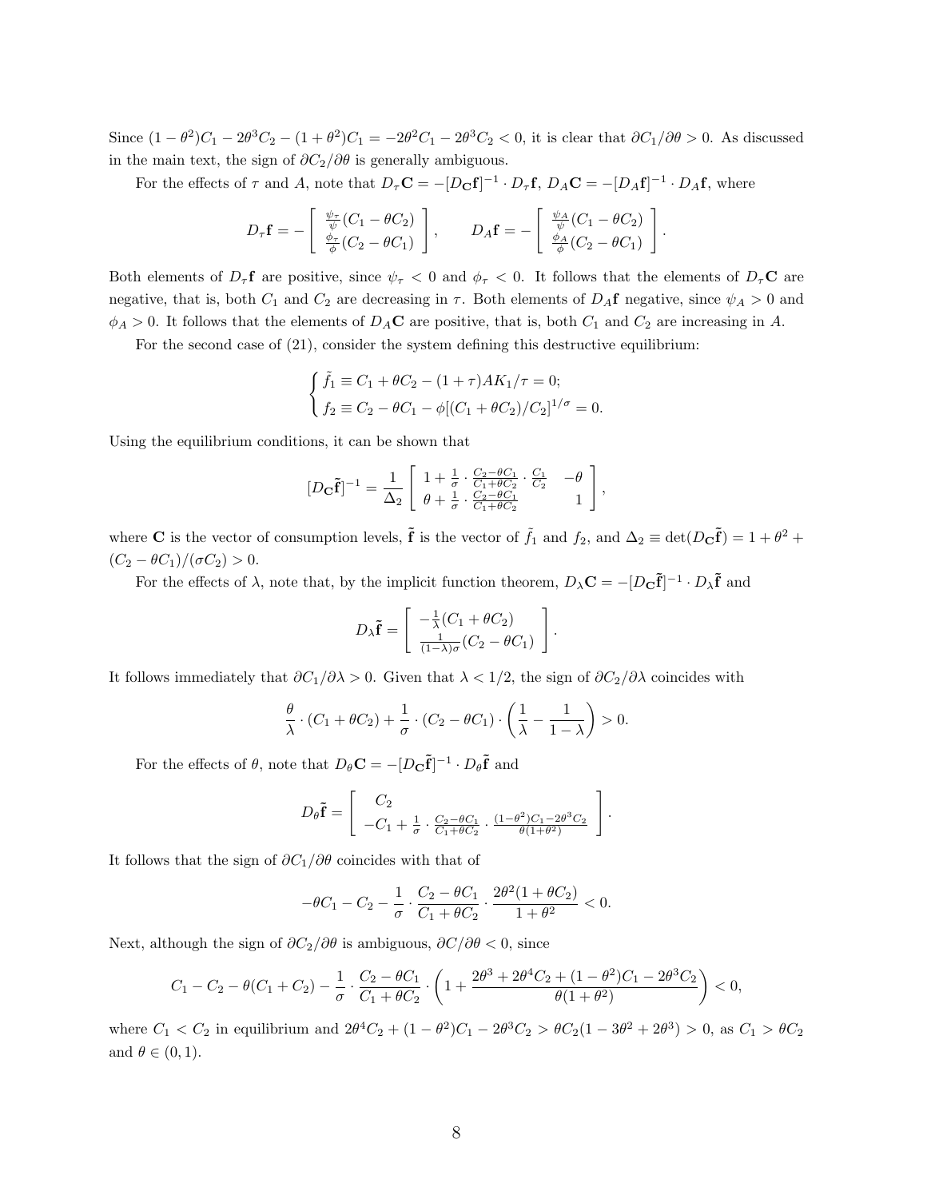Since $(1-\theta^2)C_1 - 2\theta^3 C_2 - (1+\theta^2)C_1 = -2\theta^2 C_1 - 2\theta^3 C_2 < 0$, it is clear that $\partial C_1/\partial\theta > 0$. As discussed in the main text, the sign of $\partial C_2/\partial\theta$ is generally ambiguous.

For the effects of $\tau$ and $A$, note that $D_\tau \mathbf{C} = -[D_\mathbf{C}\mathbf{f}]^{-1}\cdot D_\tau \mathbf{f}$, $D_A\mathbf{C} = -[D_A\mathbf{f}]^{-1}\cdot D_A\mathbf{f}$, where

$$D_\tau \mathbf{f} = -\left[\begin{array}{c} \frac{\psi_\tau}{\psi}(C_1 - \theta C_2) \\ \frac{\phi_\tau}{\phi}(C_2 - \theta C_1) \end{array}\right], \qquad D_A \mathbf{f} = -\left[\begin{array}{c} \frac{\psi_A}{\psi}(C_1 - \theta C_2) \\ \frac{\phi_A}{\phi}(C_2 - \theta C_1) \end{array}\right].$$

Both elements of $D_\tau\mathbf{f}$ are positive, since $\psi_\tau < 0$ and $\phi_\tau < 0$. It follows that the elements of $D_\tau\mathbf{C}$ are negative, that is, both $C_1$ and $C_2$ are decreasing in $\tau$. Both elements of $D_A\mathbf{f}$ negative, since $\psi_A > 0$ and $\phi_A > 0$. It follows that the elements of $D_A\mathbf{C}$ are positive, that is, both $C_1$ and $C_2$ are increasing in $A$.

For the second case of (21), consider the system defining this destructive equilibrium:

$$\begin{cases} \tilde{f}_1 \equiv C_1 + \theta C_2 - (1+\tau)AK_1/\tau = 0; \\ f_2 \equiv C_2 - \theta C_1 - \phi[(C_1+\theta C_2)/C_2]^{1/\sigma} = 0. \end{cases}$$

Using the equilibrium conditions, it can be shown that

$$[D_\mathbf{C}\tilde{\mathbf{f}}]^{-1} = \frac{1}{\Delta_2}\left[\begin{array}{cc} 1 + \frac{1}{\sigma}\cdot\frac{C_2 - \theta C_1}{C_1 + \theta C_2}\cdot\frac{C_1}{C_2} & -\theta \\ \theta + \frac{1}{\sigma}\cdot\frac{C_2-\theta C_1}{C_1+\theta C_2} & 1 \end{array}\right],$$

where $\mathbf{C}$ is the vector of consumption levels, $\tilde{\mathbf{f}}$ is the vector of $\tilde{f}_1$ and $f_2$, and $\Delta_2 \equiv \det(D_\mathbf{C}\tilde{\mathbf{f}}) = 1 + \theta^2 + (C_2 - \theta C_1)/(\sigma C_2) > 0$.

For the effects of $\lambda$, note that, by the implicit function theorem, $D_\lambda\mathbf{C} = -[D_\mathbf{C}\tilde{\mathbf{f}}]^{-1}\cdot D_\lambda\tilde{\mathbf{f}}$ and

$$D_\lambda\tilde{\mathbf{f}} = \left[\begin{array}{c} -\frac{1}{\lambda}(C_1 + \theta C_2) \\ \frac{1}{(1-\lambda)\sigma}(C_2 - \theta C_1) \end{array}\right].$$

It follows immediately that $\partial C_1/\partial\lambda > 0$. Given that $\lambda < 1/2$, the sign of $\partial C_2/\partial\lambda$ coincides with

$$\frac{\theta}{\lambda}\cdot(C_1 + \theta C_2) + \frac{1}{\sigma}\cdot(C_2 - \theta C_1)\cdot\left(\frac{1}{\lambda} - \frac{1}{1-\lambda}\right) > 0.$$

For the effects of $\theta$, note that $D_\theta\mathbf{C} = -[D_\mathbf{C}\tilde{\mathbf{f}}]^{-1}\cdot D_\theta\tilde{\mathbf{f}}$ and

$$D_\theta\tilde{\mathbf{f}} = \left[\begin{array}{c} C_2 \\ -C_1 + \frac{1}{\sigma}\cdot\frac{C_2-\theta C_1}{C_1+\theta C_2}\cdot\frac{(1-\theta^2)C_1 - 2\theta^3 C_2}{\theta(1+\theta^2)} \end{array}\right].$$

It follows that the sign of $\partial C_1/\partial\theta$ coincides with that of

$$-\theta C_1 - C_2 - \frac{1}{\sigma}\cdot\frac{C_2 - \theta C_1}{C_1 + \theta C_2}\cdot\frac{2\theta^2(1+\theta C_2)}{1+\theta^2} < 0.$$

Next, although the sign of $\partial C_2/\partial\theta$ is ambiguous, $\partial C/\partial\theta < 0$, since

$$C_1 - C_2 - \theta(C_1 + C_2) - \frac{1}{\sigma}\cdot\frac{C_2-\theta C_1}{C_1+\theta C_2}\cdot\left(1 + \frac{2\theta^3 + 2\theta^4 C_2 + (1-\theta^2)C_1 - 2\theta^3 C_2}{\theta(1+\theta^2)}\right) < 0,$$

where $C_1 < C_2$ in equilibrium and $2\theta^4 C_2 + (1-\theta^2)C_1 - 2\theta^3 C_2 > \theta C_2(1 - 3\theta^2 + 2\theta^3) > 0$, as $C_1 > \theta C_2$ and $\theta \in (0,1)$.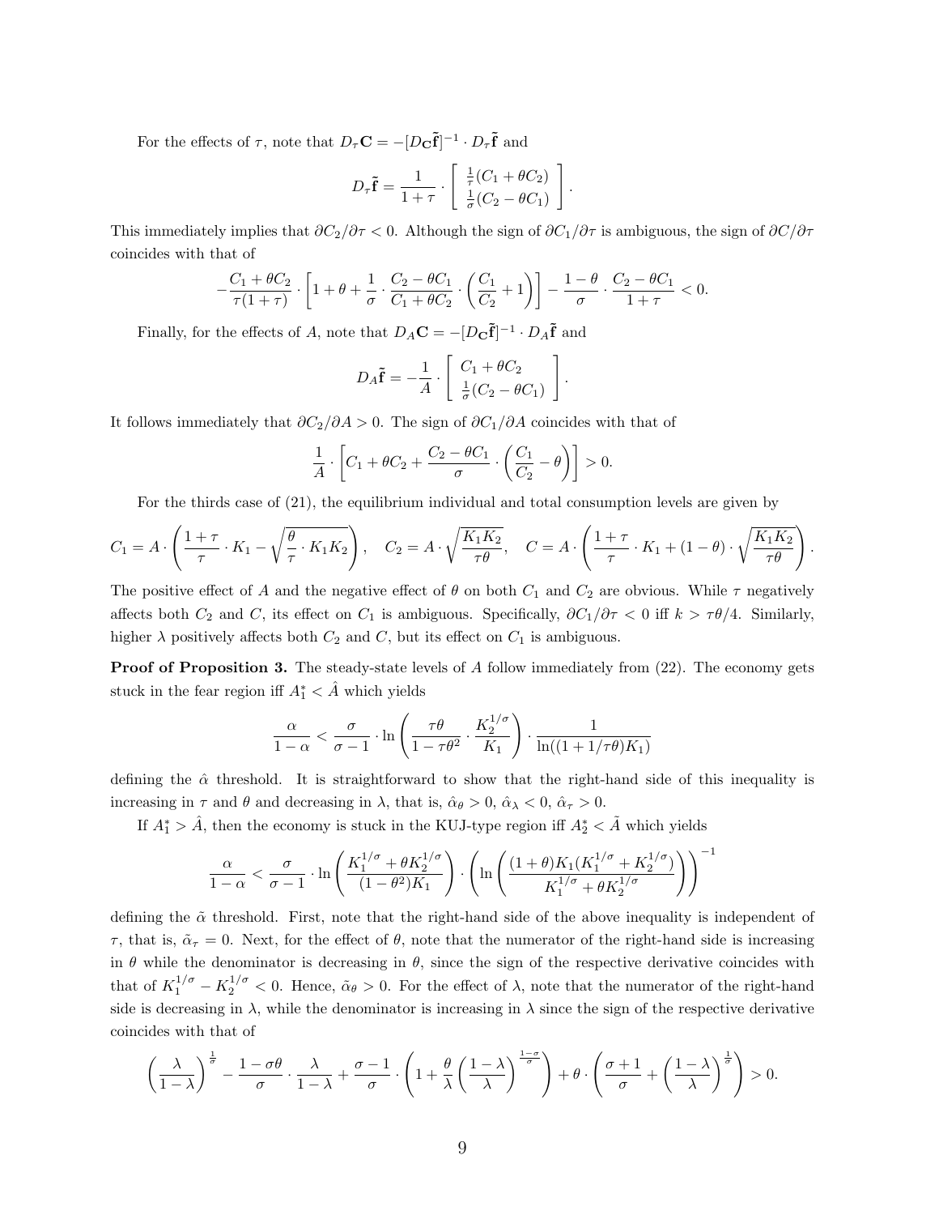For the effects of $\tau$, note that $D_\tau \mathbf{C} = -[D_{\mathbf{C}}\tilde{\mathbf{f}}]^{-1} \cdot D_\tau \tilde{\mathbf{f}}$ and

$$D_\tau \tilde{\mathbf{f}} = \frac{1}{1+\tau} \cdot \left[ \begin{array}{c} \frac{1}{\tau}(C_1 + \theta C_2) \\ \frac{1}{\sigma}(C_2 - \theta C_1) \end{array} \right].$$

This immediately implies that $\partial C_2/\partial \tau < 0$. Although the sign of $\partial C_1/\partial \tau$ is ambiguous, the sign of $\partial C/\partial \tau$ coincides with that of

$$-\frac{C_1 + \theta C_2}{\tau(1+\tau)} \cdot \left[ 1 + \theta + \frac{1}{\sigma} \cdot \frac{C_2 - \theta C_1}{C_1 + \theta C_2} \cdot \left( \frac{C_1}{C_2} + 1 \right) \right] - \frac{1-\theta}{\sigma} \cdot \frac{C_2 - \theta C_1}{1+\tau} < 0.$$

Finally, for the effects of $A$, note that $D_A \mathbf{C} = -[D_{\mathbf{C}}\tilde{\mathbf{f}}]^{-1} \cdot D_A \tilde{\mathbf{f}}$ and

$$D_A \tilde{\mathbf{f}} = -\frac{1}{A} \cdot \left[ \begin{array}{c} C_1 + \theta C_2 \\ \frac{1}{\sigma}(C_2 - \theta C_1) \end{array} \right].$$

It follows immediately that $\partial C_2/\partial A > 0$. The sign of $\partial C_1/\partial A$ coincides with that of

$$\frac{1}{A} \cdot \left[ C_1 + \theta C_2 + \frac{C_2 - \theta C_1}{\sigma} \cdot \left( \frac{C_1}{C_2} - \theta \right) \right] > 0.$$

For the thirds case of (21), the equilibrium individual and total consumption levels are given by

$$C_1 = A \cdot \left( \frac{1+\tau}{\tau} \cdot K_1 - \sqrt{\frac{\theta}{\tau} \cdot K_1 K_2} \right), \quad C_2 = A \cdot \sqrt{\frac{K_1 K_2}{\tau\theta}}, \quad C = A \cdot \left( \frac{1+\tau}{\tau} \cdot K_1 + (1-\theta) \cdot \sqrt{\frac{K_1 K_2}{\tau\theta}} \right).$$

The positive effect of $A$ and the negative effect of $\theta$ on both $C_1$ and $C_2$ are obvious. While $\tau$ negatively affects both $C_2$ and $C$, its effect on $C_1$ is ambiguous. Specifically, $\partial C_1/\partial \tau < 0$ iff $k > \tau\theta/4$. Similarly, higher $\lambda$ positively affects both $C_2$ and $C$, but its effect on $C_1$ is ambiguous.

**Proof of Proposition 3.** The steady-state levels of $A$ follow immediately from (22). The economy gets stuck in the fear region iff $A_1^* < \hat{A}$ which yields

$$\frac{\alpha}{1-\alpha} < \frac{\sigma}{\sigma - 1} \cdot \ln\left( \frac{\tau\theta}{1 - \tau\theta^2} \cdot \frac{K_2^{1/\sigma}}{K_1} \right) \cdot \frac{1}{\ln((1 + 1/\tau\theta)K_1)}$$

defining the $\hat{\alpha}$ threshold. It is straightforward to show that the right-hand side of this inequality is increasing in $\tau$ and $\theta$ and decreasing in $\lambda$, that is, $\hat{\alpha}_\theta > 0$, $\hat{\alpha}_\lambda < 0$, $\hat{\alpha}_\tau > 0$.

If $A_1^* > \hat{A}$, then the economy is stuck in the KUJ-type region iff $A_2^* < \tilde{A}$ which yields

$$\frac{\alpha}{1-\alpha} < \frac{\sigma}{\sigma - 1} \cdot \ln\left( \frac{K_1^{1/\sigma} + \theta K_2^{1/\sigma}}{(1-\theta^2)K_1} \right) \cdot \left( \ln\left( \frac{(1+\theta)K_1(K_1^{1/\sigma} + K_2^{1/\sigma})}{K_1^{1/\sigma} + \theta K_2^{1/\sigma}} \right) \right)^{-1}$$

defining the $\tilde{\alpha}$ threshold. First, note that the right-hand side of the above inequality is independent of $\tau$, that is, $\tilde{\alpha}_\tau = 0$. Next, for the effect of $\theta$, note that the numerator of the right-hand side is increasing in $\theta$ while the denominator is decreasing in $\theta$, since the sign of the respective derivative coincides with that of $K_1^{1/\sigma} - K_2^{1/\sigma} < 0$. Hence, $\tilde{\alpha}_\theta > 0$. For the effect of $\lambda$, note that the numerator of the right-hand side is decreasing in $\lambda$, while the denominator is increasing in $\lambda$ since the sign of the respective derivative coincides with that of

$$\left( \frac{\lambda}{1-\lambda} \right)^{\frac{1}{\sigma}} - \frac{1 - \sigma\theta}{\sigma} \cdot \frac{\lambda}{1-\lambda} + \frac{\sigma - 1}{\sigma} \cdot \left( 1 + \frac{\theta}{\lambda} \left( \frac{1-\lambda}{\lambda} \right)^{\frac{1-\sigma}{\sigma}} \right) + \theta \cdot \left( \frac{\sigma+1}{\sigma} + \left( \frac{1-\lambda}{\lambda} \right)^{\frac{1}{\sigma}} \right) > 0.$$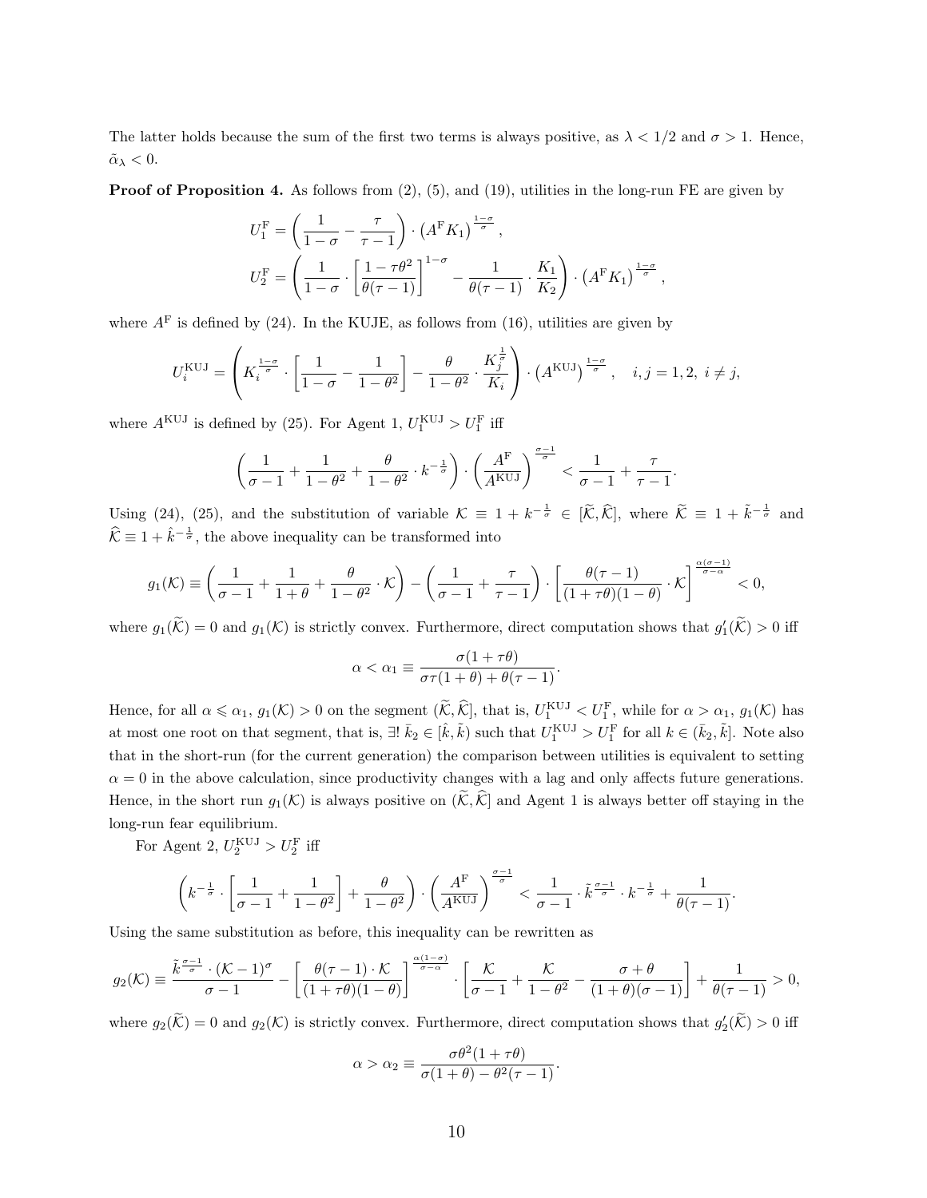The latter holds because the sum of the first two terms is always positive, as $\lambda < 1/2$ and $\sigma > 1$. Hence, $\tilde{\alpha}_\lambda < 0$.

**Proof of Proposition 4.** As follows from (2), (5), and (19), utilities in the long-run FE are given by

$$U_1^{\mathrm{F}} = \left(\frac{1}{1-\sigma} - \frac{\tau}{\tau-1}\right) \cdot \left(A^{\mathrm{F}} K_1\right)^{\frac{1-\sigma}{\sigma}},$$

$$U_2^{\mathrm{F}} = \left(\frac{1}{1-\sigma} \cdot \left[\frac{1-\tau\theta^2}{\theta(\tau-1)}\right]^{1-\sigma} - \frac{1}{\theta(\tau-1)} \cdot \frac{K_1}{K_2}\right) \cdot \left(A^{\mathrm{F}} K_1\right)^{\frac{1-\sigma}{\sigma}},$$

where $A^{\mathrm{F}}$ is defined by (24). In the KUJE, as follows from (16), utilities are given by

$$U_i^{\mathrm{KUJ}} = \left(K_i^{\frac{1-\sigma}{\sigma}} \cdot \left[\frac{1}{1-\sigma} - \frac{1}{1-\theta^2}\right] - \frac{\theta}{1-\theta^2} \cdot \frac{K_j^{\frac{1}{\sigma}}}{K_i}\right) \cdot \left(A^{\mathrm{KUJ}}\right)^{\frac{1-\sigma}{\sigma}}, \quad i,j = 1,2,\ i \neq j,$$

where $A^{\mathrm{KUJ}}$ is defined by (25). For Agent 1, $U_1^{\mathrm{KUJ}} > U_1^{\mathrm{F}}$ iff

$$\left(\frac{1}{\sigma-1} + \frac{1}{1-\theta^2} + \frac{\theta}{1-\theta^2} \cdot k^{-\frac{1}{\sigma}}\right) \cdot \left(\frac{A^{\mathrm{F}}}{A^{\mathrm{KUJ}}}\right)^{\frac{\sigma-1}{\sigma}} < \frac{1}{\sigma-1} + \frac{\tau}{\tau-1}.$$

Using (24), (25), and the substitution of variable $\mathcal{K} \equiv 1 + k^{-\frac{1}{\sigma}} \in [\widetilde{\mathcal{K}}, \widehat{\mathcal{K}}]$, where $\widetilde{\mathcal{K}} \equiv 1 + \tilde{k}^{-\frac{1}{\sigma}}$ and $\widehat{\mathcal{K}} \equiv 1 + \hat{k}^{-\frac{1}{\sigma}}$, the above inequality can be transformed into

$$g_1(\mathcal{K}) \equiv \left(\frac{1}{\sigma-1} + \frac{1}{1+\theta} + \frac{\theta}{1-\theta^2} \cdot \mathcal{K}\right) - \left(\frac{1}{\sigma-1} + \frac{\tau}{\tau-1}\right) \cdot \left[\frac{\theta(\tau-1)}{(1+\tau\theta)(1-\theta)} \cdot \mathcal{K}\right]^{\frac{\alpha(\sigma-1)}{\sigma-\alpha}} < 0,$$

where $g_1(\widetilde{\mathcal{K}}) = 0$ and $g_1(\mathcal{K})$ is strictly convex. Furthermore, direct computation shows that $g_1'(\widetilde{\mathcal{K}}) > 0$ iff

$$\alpha < \alpha_1 \equiv \frac{\sigma(1+\tau\theta)}{\sigma\tau(1+\theta) + \theta(\tau-1)}.$$

Hence, for all $\alpha \leqslant \alpha_1$, $g_1(\mathcal{K}) > 0$ on the segment $(\widetilde{\mathcal{K}}, \widehat{\mathcal{K}}]$, that is, $U_1^{\mathrm{KUJ}} < U_1^{\mathrm{F}}$, while for $\alpha > \alpha_1$, $g_1(\mathcal{K})$ has at most one root on that segment, that is, $\exists!\ \bar{k}_2 \in [\hat{k}, \tilde{k})$ such that $U_1^{\mathrm{KUJ}} > U_1^{\mathrm{F}}$ for all $k \in (\bar{k}_2, \tilde{k}]$. Note also that in the short-run (for the current generation) the comparison between utilities is equivalent to setting $\alpha = 0$ in the above calculation, since productivity changes with a lag and only affects future generations. Hence, in the short run $g_1(\mathcal{K})$ is always positive on $(\widetilde{\mathcal{K}}, \widehat{\mathcal{K}}]$ and Agent 1 is always better off staying in the long-run fear equilibrium.

For Agent 2, $U_2^{\mathrm{KUJ}} > U_2^{\mathrm{F}}$ iff

$$\left(k^{-\frac{1}{\sigma}} \cdot \left[\frac{1}{\sigma-1} + \frac{1}{1-\theta^2}\right] + \frac{\theta}{1-\theta^2}\right) \cdot \left(\frac{A^{\mathrm{F}}}{A^{\mathrm{KUJ}}}\right)^{\frac{\sigma-1}{\sigma}} < \frac{1}{\sigma-1} \cdot \tilde{k}^{\frac{\sigma-1}{\sigma}} \cdot k^{-\frac{1}{\sigma}} + \frac{1}{\theta(\tau-1)}.$$

Using the same substitution as before, this inequality can be rewritten as

$$g_2(\mathcal{K}) \equiv \frac{\tilde{k}^{\frac{\sigma-1}{\sigma}} \cdot (\mathcal{K}-1)^{\sigma}}{\sigma-1} - \left[\frac{\theta(\tau-1)\cdot\mathcal{K}}{(1+\tau\theta)(1-\theta)}\right]^{\frac{\alpha(1-\sigma)}{\sigma-\alpha}} \cdot \left[\frac{\mathcal{K}}{\sigma-1} + \frac{\mathcal{K}}{1-\theta^2} - \frac{\sigma+\theta}{(1+\theta)(\sigma-1)}\right] + \frac{1}{\theta(\tau-1)} > 0,$$

where $g_2(\widetilde{\mathcal{K}}) = 0$ and $g_2(\mathcal{K})$ is strictly convex. Furthermore, direct computation shows that $g_2'(\widetilde{\mathcal{K}}) > 0$ iff

$$\alpha > \alpha_2 \equiv \frac{\sigma\theta^2(1+\tau\theta)}{\sigma(1+\theta) - \theta^2(\tau-1)}.$$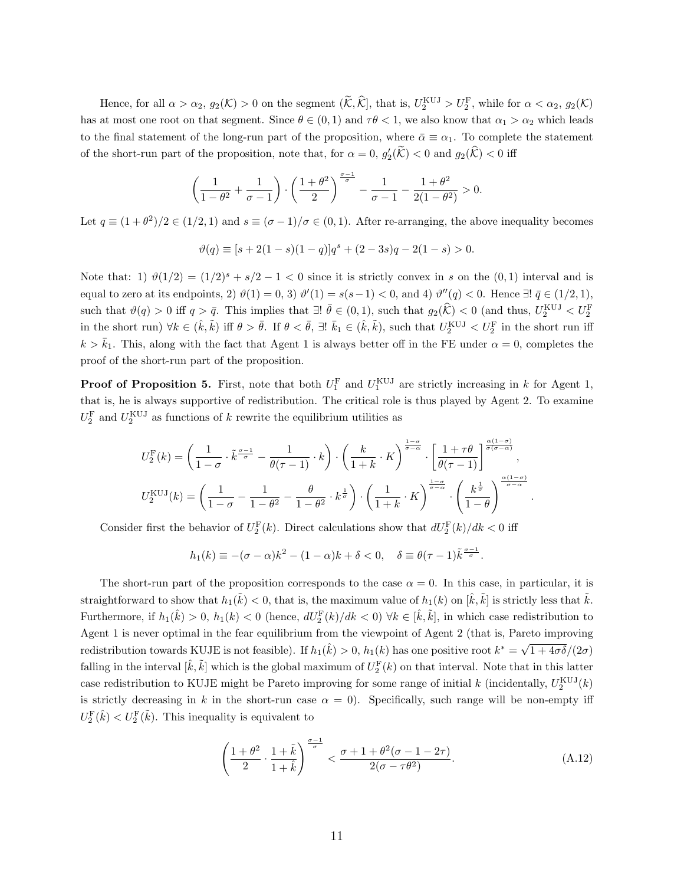Hence, for all $\alpha > \alpha_2$, $g_2(\mathcal{K}) > 0$ on the segment $(\widetilde{\mathcal{K}}, \widehat{\mathcal{K}}]$, that is, $U_2^{\text{KUJ}} > U_2^{\text{F}}$, while for $\alpha < \alpha_2$, $g_2(\mathcal{K})$ has at most one root on that segment. Since $\theta \in (0,1)$ and $\tau\theta < 1$, we also know that $\alpha_1 > \alpha_2$ which leads to the final statement of the long-run part of the proposition, where $\bar{\alpha} \equiv \alpha_1$. To complete the statement of the short-run part of the proposition, note that, for $\alpha = 0$, $g_2'(\widetilde{\mathcal{K}}) < 0$ and $g_2(\widehat{\mathcal{K}}) < 0$ iff

$$\left(\frac{1}{1-\theta^2} + \frac{1}{\sigma-1}\right) \cdot \left(\frac{1+\theta^2}{2}\right)^{\frac{\sigma-1}{\sigma}} - \frac{1}{\sigma-1} - \frac{1+\theta^2}{2(1-\theta^2)} > 0.$$

Let $q \equiv (1+\theta^2)/2 \in (1/2, 1)$ and $s \equiv (\sigma-1)/\sigma \in (0,1)$. After re-arranging, the above inequality becomes

$$\vartheta(q) \equiv [s + 2(1-s)(1-q)]q^s + (2-3s)q - 2(1-s) > 0.$$

Note that: 1) $\vartheta(1/2) = (1/2)^s + s/2 - 1 < 0$ since it is strictly convex in $s$ on the $(0,1)$ interval and is equal to zero at its endpoints, 2) $\vartheta(1) = 0$, 3) $\vartheta'(1) = s(s-1) < 0$, and 4) $\vartheta''(q) < 0$. Hence $\exists!\ \bar{q} \in (1/2, 1)$, such that $\vartheta(q) > 0$ iff $q > \bar{q}$. This implies that $\exists!\ \bar{\theta} \in (0,1)$, such that $g_2(\widehat{\mathcal{K}}) < 0$ (and thus, $U_2^{\text{KUJ}} < U_2^{\text{F}}$ in the short run) $\forall k \in (\hat{k}, \tilde{k})$ iff $\theta > \bar{\theta}$. If $\theta < \bar{\theta}$, $\exists!\ \bar{k}_1 \in (\hat{k}, \tilde{k})$, such that $U_2^{\text{KUJ}} < U_2^{\text{F}}$ in the short run iff $k > \bar{k}_1$. This, along with the fact that Agent 1 is always better off in the FE under $\alpha = 0$, completes the proof of the short-run part of the proposition.

**Proof of Proposition 5.** First, note that both $U_1^{\text{F}}$ and $U_1^{\text{KUJ}}$ are strictly increasing in $k$ for Agent 1, that is, he is always supportive of redistribution. The critical role is thus played by Agent 2. To examine $U_2^{\text{F}}$ and $U_2^{\text{KUJ}}$ as functions of $k$ rewrite the equilibrium utilities as

$$U_2^{\text{F}}(k) = \left(\frac{1}{1-\sigma} \cdot \tilde{k}^{\frac{\sigma-1}{\sigma}} - \frac{1}{\theta(\tau-1)} \cdot k\right) \cdot \left(\frac{k}{1+k} \cdot K\right)^{\frac{1-\sigma}{\sigma-\alpha}} \cdot \left[\frac{1+\tau\theta}{\theta(\tau-1)}\right]^{\frac{\alpha(1-\sigma)}{\sigma(\sigma-\alpha)}},$$

$$U_2^{\text{KUJ}}(k) = \left(\frac{1}{1-\sigma} - \frac{1}{1-\theta^2} - \frac{\theta}{1-\theta^2} \cdot k^{\frac{1}{\sigma}}\right) \cdot \left(\frac{1}{1+k} \cdot K\right)^{\frac{1-\sigma}{\sigma-\alpha}} \cdot \left(\frac{k^{\frac{1}{\sigma}}}{1-\theta}\right)^{\frac{\alpha(1-\sigma)}{\sigma-\alpha}}.$$

Consider first the behavior of $U_2^{\text{F}}(k)$. Direct calculations show that $dU_2^{\text{F}}(k)/dk < 0$ iff

$$h_1(k) \equiv -(\sigma-\alpha)k^2 - (1-\alpha)k + \delta < 0, \quad \delta \equiv \theta(\tau-1)\tilde{k}^{\frac{\sigma-1}{\sigma}}.$$

The short-run part of the proposition corresponds to the case $\alpha = 0$. In this case, in particular, it is straightforward to show that $h_1(\tilde{k}) < 0$, that is, the maximum value of $h_1(k)$ on $[\hat{k}, \tilde{k}]$ is strictly less that $\tilde{k}$. Furthermore, if $h_1(\hat{k}) > 0$, $h_1(k) < 0$ (hence, $dU_2^{\text{F}}(k)/dk < 0$) $\forall k \in [\hat{k}, \tilde{k}]$, in which case redistribution to Agent 1 is never optimal in the fear equilibrium from the viewpoint of Agent 2 (that is, Pareto improving redistribution towards KUJE is not feasible). If $h_1(\hat{k}) > 0$, $h_1(k)$ has one positive root $k^* = \sqrt{1+4\sigma\delta}/(2\sigma)$ falling in the interval $[\hat{k}, \tilde{k}]$ which is the global maximum of $U_2^{\text{F}}(k)$ on that interval. Note that in this latter case redistribution to KUJE might be Pareto improving for some range of initial $k$ (incidentally, $U_2^{\text{KUJ}}(k)$ is strictly decreasing in $k$ in the short-run case $\alpha = 0$). Specifically, such range will be non-empty iff $U_2^{\text{F}}(\hat{k}) < U_2^{\text{F}}(\tilde{k})$. This inequality is equivalent to

$$\left(\frac{1+\theta^2}{2} \cdot \frac{1+\tilde{k}}{1+\hat{k}}\right)^{\frac{\sigma-1}{\sigma}} < \frac{\sigma+1+\theta^2(\sigma-1-2\tau)}{2(\sigma-\tau\theta^2)}. \tag{A.12}$$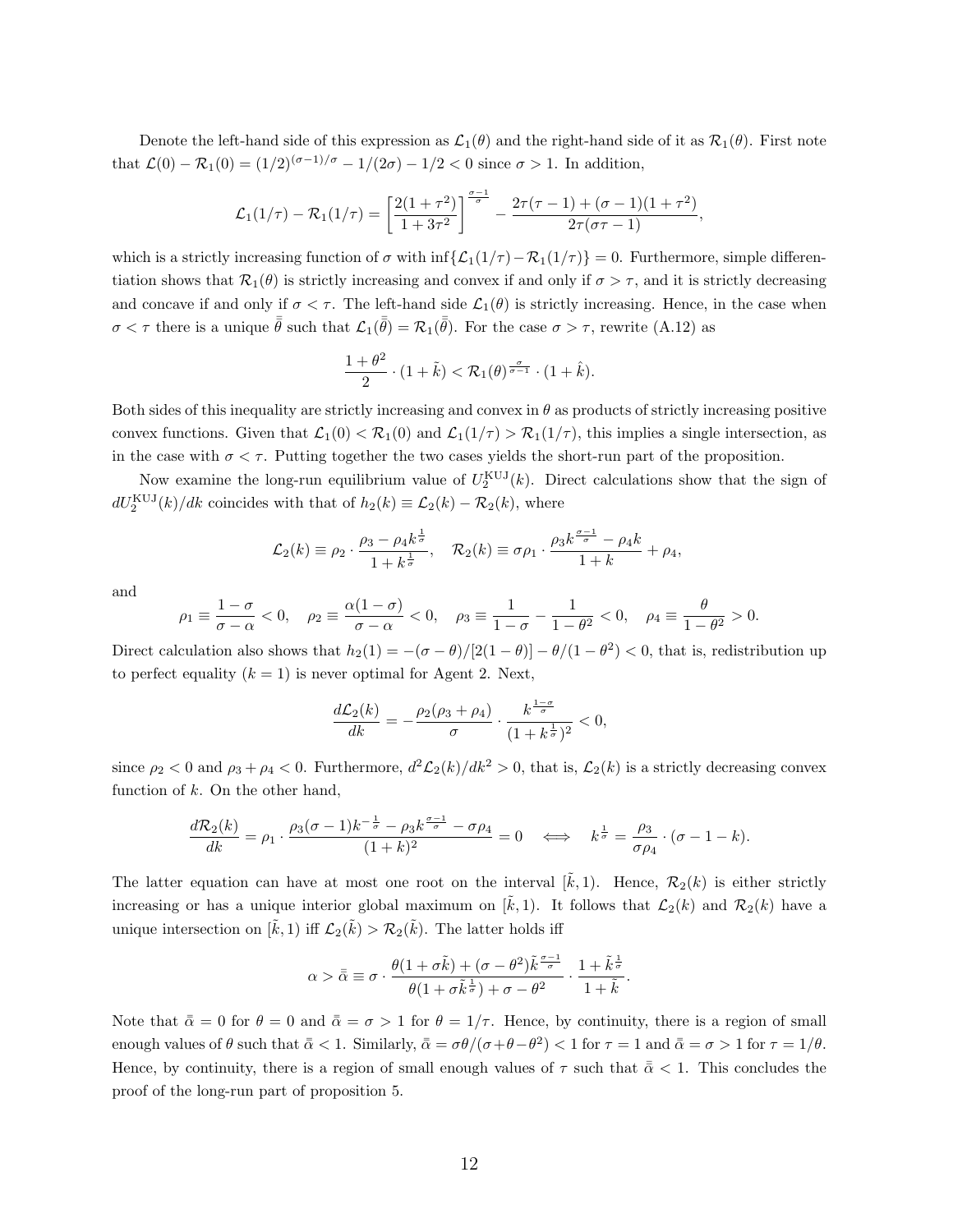Denote the left-hand side of this expression as $\mathcal{L}_1(\theta)$ and the right-hand side of it as $\mathcal{R}_1(\theta)$. First note that $\mathcal{L}(0) - \mathcal{R}_1(0) = (1/2)^{(\sigma-1)/\sigma} - 1/(2\sigma) - 1/2 < 0$ since $\sigma > 1$. In addition,

$$\mathcal{L}_1(1/\tau) - \mathcal{R}_1(1/\tau) = \left[\frac{2(1+\tau^2)}{1+3\tau^2}\right]^{\frac{\sigma-1}{\sigma}} - \frac{2\tau(\tau-1)+(\sigma-1)(1+\tau^2)}{2\tau(\sigma\tau-1)},$$

which is a strictly increasing function of $\sigma$ with $\inf\{\mathcal{L}_1(1/\tau) - \mathcal{R}_1(1/\tau)\} = 0$. Furthermore, simple differentiation shows that $\mathcal{R}_1(\theta)$ is strictly increasing and convex if and only if $\sigma > \tau$, and it is strictly decreasing and concave if and only if $\sigma < \tau$. The left-hand side $\mathcal{L}_1(\theta)$ is strictly increasing. Hence, in the case when $\sigma < \tau$ there is a unique $\bar{\bar{\theta}}$ such that $\mathcal{L}_1(\bar{\bar{\theta}}) = \mathcal{R}_1(\bar{\bar{\theta}})$. For the case $\sigma > \tau$, rewrite (A.12) as

$$\frac{1+\theta^2}{2} \cdot (1+\tilde{k}) < \mathcal{R}_1(\theta)^{\frac{\sigma}{\sigma-1}} \cdot (1+\hat{k}).$$

Both sides of this inequality are strictly increasing and convex in $\theta$ as products of strictly increasing positive convex functions. Given that $\mathcal{L}_1(0) < \mathcal{R}_1(0)$ and $\mathcal{L}_1(1/\tau) > \mathcal{R}_1(1/\tau)$, this implies a single intersection, as in the case with $\sigma < \tau$. Putting together the two cases yields the short-run part of the proposition.

Now examine the long-run equilibrium value of $U_2^{\text{KUJ}}(k)$. Direct calculations show that the sign of $dU_2^{\text{KUJ}}(k)/dk$ coincides with that of $h_2(k) \equiv \mathcal{L}_2(k) - \mathcal{R}_2(k)$, where

$$\mathcal{L}_2(k) \equiv \rho_2 \cdot \frac{\rho_3 - \rho_4 k^{\frac{1}{\sigma}}}{1+k^{\frac{1}{\sigma}}}, \quad \mathcal{R}_2(k) \equiv \sigma\rho_1 \cdot \frac{\rho_3 k^{\frac{\sigma-1}{\sigma}} - \rho_4 k}{1+k} + \rho_4,$$

and

$$\rho_1 \equiv \frac{1-\sigma}{\sigma-\alpha} < 0, \quad \rho_2 \equiv \frac{\alpha(1-\sigma)}{\sigma-\alpha} < 0, \quad \rho_3 \equiv \frac{1}{1-\sigma} - \frac{1}{1-\theta^2} < 0, \quad \rho_4 \equiv \frac{\theta}{1-\theta^2} > 0.$$

Direct calculation also shows that $h_2(1) = -(\sigma-\theta)/[2(1-\theta)] - \theta/(1-\theta^2) < 0$, that is, redistribution up to perfect equality ($k = 1$) is never optimal for Agent 2. Next,

$$\frac{d\mathcal{L}_2(k)}{dk} = -\frac{\rho_2(\rho_3+\rho_4)}{\sigma} \cdot \frac{k^{\frac{1-\sigma}{\sigma}}}{(1+k^{\frac{1}{\sigma}})^2} < 0,$$

since $\rho_2 < 0$ and $\rho_3 + \rho_4 < 0$. Furthermore, $d^2\mathcal{L}_2(k)/dk^2 > 0$, that is, $\mathcal{L}_2(k)$ is a strictly decreasing convex function of $k$. On the other hand,

$$\frac{d\mathcal{R}_2(k)}{dk} = \rho_1 \cdot \frac{\rho_3(\sigma-1)k^{-\frac{1}{\sigma}} - \rho_3 k^{\frac{\sigma-1}{\sigma}} - \sigma\rho_4}{(1+k)^2} = 0 \quad \Longleftrightarrow \quad k^{\frac{1}{\sigma}} = \frac{\rho_3}{\sigma\rho_4} \cdot (\sigma - 1 - k).$$

The latter equation can have at most one root on the interval $[\tilde{k}, 1)$. Hence, $\mathcal{R}_2(k)$ is either strictly increasing or has a unique interior global maximum on $[\tilde{k}, 1)$. It follows that $\mathcal{L}_2(k)$ and $\mathcal{R}_2(k)$ have a unique intersection on $[\tilde{k}, 1)$ iff $\mathcal{L}_2(\tilde{k}) > \mathcal{R}_2(\tilde{k})$. The latter holds iff

$$\alpha > \bar{\bar{\alpha}} \equiv \sigma \cdot \frac{\theta(1+\sigma\tilde{k}) + (\sigma-\theta^2)\tilde{k}^{\frac{\sigma-1}{\sigma}}}{\theta(1+\sigma\tilde{k}^{\frac{1}{\sigma}}) + \sigma - \theta^2} \cdot \frac{1+\tilde{k}^{\frac{1}{\sigma}}}{1+\tilde{k}}.$$

Note that $\bar{\bar{\alpha}} = 0$ for $\theta = 0$ and $\bar{\bar{\alpha}} = \sigma > 1$ for $\theta = 1/\tau$. Hence, by continuity, there is a region of small enough values of $\theta$ such that $\bar{\bar{\alpha}} < 1$. Similarly, $\bar{\bar{\alpha}} = \sigma\theta/(\sigma+\theta-\theta^2) < 1$ for $\tau = 1$ and $\bar{\bar{\alpha}} = \sigma > 1$ for $\tau = 1/\theta$. Hence, by continuity, there is a region of small enough values of $\tau$ such that $\bar{\bar{\alpha}} < 1$. This concludes the proof of the long-run part of proposition 5.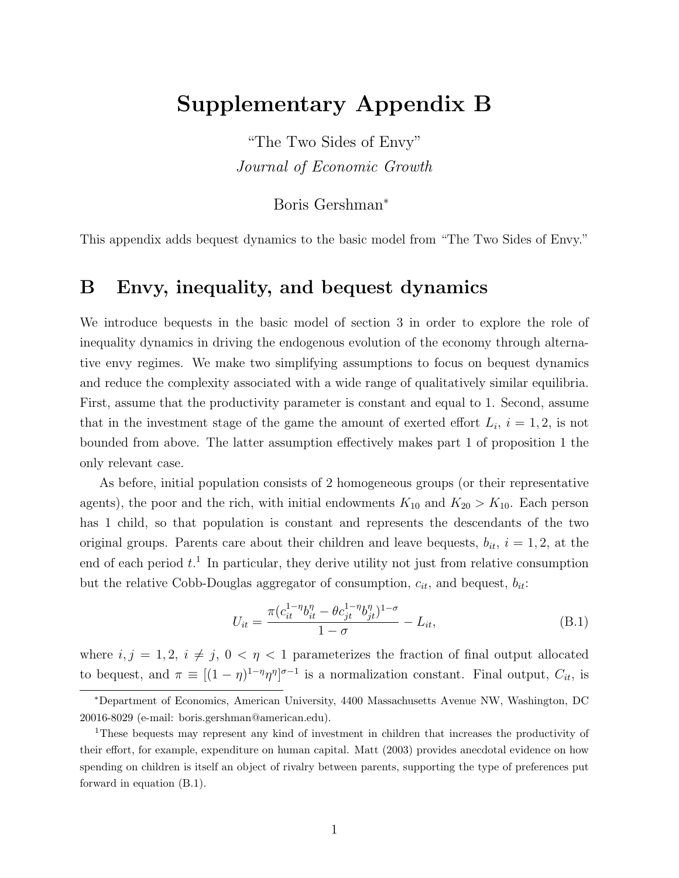# Supplementary Appendix B

"The Two Sides of Envy"

*Journal of Economic Growth*

Boris Gershman*

This appendix adds bequest dynamics to the basic model from "The Two Sides of Envy."

## B Envy, inequality, and bequest dynamics

We introduce bequests in the basic model of section 3 in order to explore the role of inequality dynamics in driving the endogenous evolution of the economy through alternative envy regimes. We make two simplifying assumptions to focus on bequest dynamics and reduce the complexity associated with a wide range of qualitatively similar equilibria. First, assume that the productivity parameter is constant and equal to 1. Second, assume that in the investment stage of the game the amount of exerted effort $L_i$, $i = 1, 2$, is not bounded from above. The latter assumption effectively makes part 1 of proposition 1 the only relevant case.

As before, initial population consists of 2 homogeneous groups (or their representative agents), the poor and the rich, with initial endowments $K_{10}$ and $K_{20} > K_{10}$. Each person has 1 child, so that population is constant and represents the descendants of the two original groups. Parents care about their children and leave bequests, $b_{it}$, $i = 1, 2$, at the end of each period $t$.[1] In particular, they derive utility not just from relative consumption but the relative Cobb-Douglas aggregator of consumption, $c_{it}$, and bequest, $b_{it}$:

$$U_{it} = \frac{\pi(c_{it}^{1-\eta} b_{it}^{\eta} - \theta c_{jt}^{1-\eta} b_{jt}^{\eta})^{1-\sigma}}{1-\sigma} - L_{it}, \tag{B.1}$$

where $i, j = 1, 2$, $i \neq j$, $0 < \eta < 1$ parameterizes the fraction of final output allocated to bequest, and $\pi \equiv [(1-\eta)^{1-\eta}\eta^{\eta}]^{\sigma-1}$ is a normalization constant. Final output, $C_{it}$, is

*Department of Economics, American University, 4400 Massachusetts Avenue NW, Washington, DC 20016-8029 (e-mail: boris.gershman@american.edu).

[1] These bequests may represent any kind of investment in children that increases the productivity of their effort, for example, expenditure on human capital. Matt (2003) provides anecdotal evidence on how spending on children is itself an object of rivalry between parents, supporting the type of preferences put forward in equation (B.1).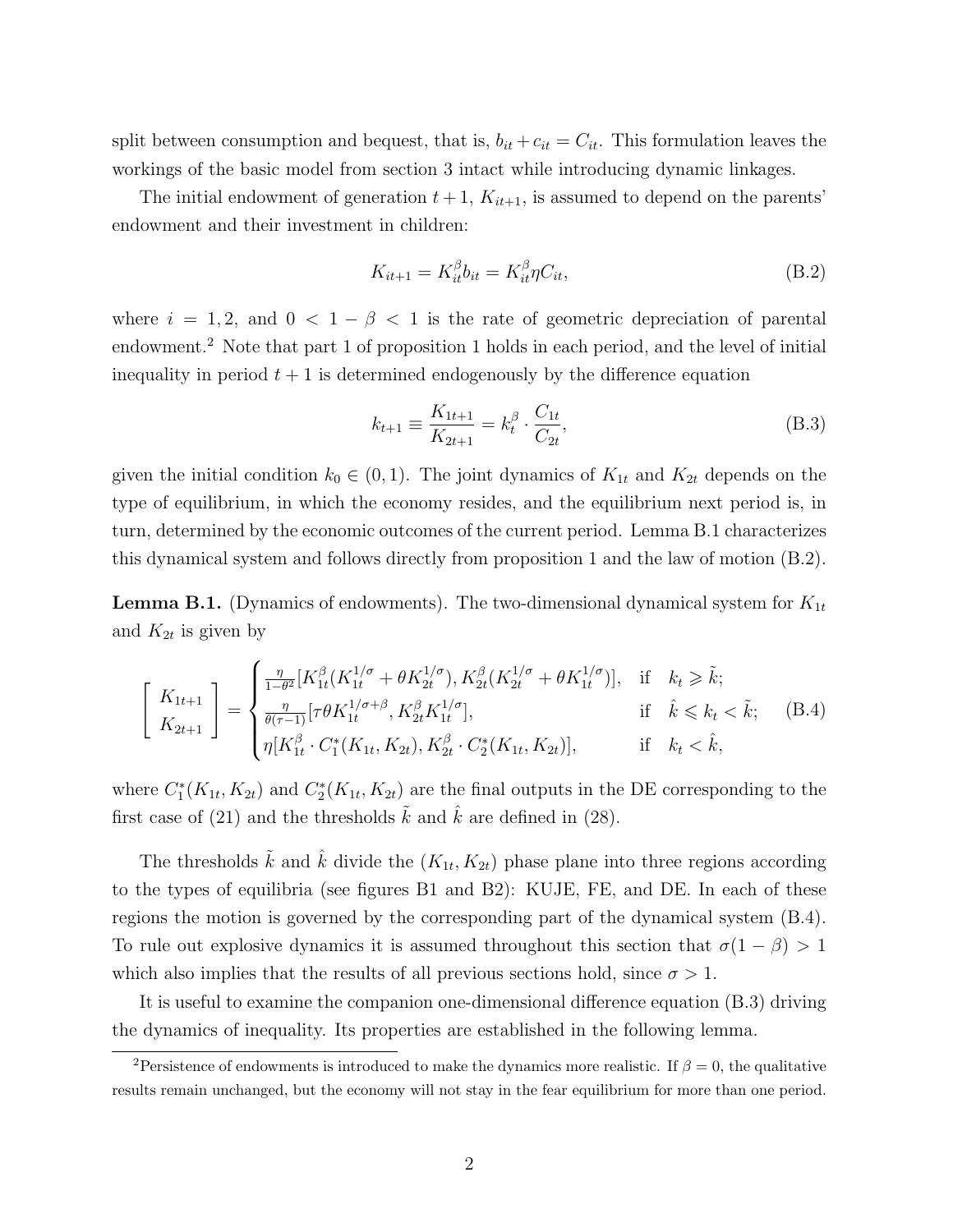split between consumption and bequest, that is, $b_{it} + c_{it} = C_{it}$. This formulation leaves the workings of the basic model from section 3 intact while introducing dynamic linkages.

The initial endowment of generation $t+1$, $K_{it+1}$, is assumed to depend on the parents' endowment and their investment in children:

$$K_{it+1} = K_{it}^{\beta} b_{it} = K_{it}^{\beta} \eta C_{it}, \tag{B.2}$$

where $i = 1, 2$, and $0 < 1 - \beta < 1$ is the rate of geometric depreciation of parental endowment.[2] Note that part 1 of proposition 1 holds in each period, and the level of initial inequality in period $t+1$ is determined endogenously by the difference equation

$$k_{t+1} \equiv \frac{K_{1t+1}}{K_{2t+1}} = k_t^{\beta} \cdot \frac{C_{1t}}{C_{2t}}, \tag{B.3}$$

given the initial condition $k_0 \in (0, 1)$. The joint dynamics of $K_{1t}$ and $K_{2t}$ depends on the type of equilibrium, in which the economy resides, and the equilibrium next period is, in turn, determined by the economic outcomes of the current period. Lemma B.1 characterizes this dynamical system and follows directly from proposition 1 and the law of motion (B.2).

**Lemma B.1.** (Dynamics of endowments). The two-dimensional dynamical system for $K_{1t}$ and $K_{2t}$ is given by

$$\begin{bmatrix} K_{1t+1} \\ K_{2t+1} \end{bmatrix} = \begin{cases} \frac{\eta}{1-\theta^2}[K_{1t}^{\beta}(K_{1t}^{1/\sigma} + \theta K_{2t}^{1/\sigma}), K_{2t}^{\beta}(K_{2t}^{1/\sigma} + \theta K_{1t}^{1/\sigma})], & \text{if} \quad k_t \geqslant \tilde{k}; \\ \frac{\eta}{\theta(\tau-1)}[\tau\theta K_{1t}^{1/\sigma+\beta}, K_{2t}^{\beta} K_{1t}^{1/\sigma}], & \text{if} \quad \hat{k} \leqslant k_t < \tilde{k}; \\ \eta[K_{1t}^{\beta} \cdot C_1^*(K_{1t}, K_{2t}), K_{2t}^{\beta} \cdot C_2^*(K_{1t}, K_{2t})], & \text{if} \quad k_t < \hat{k}, \end{cases} \tag{B.4}$$

where $C_1^*(K_{1t}, K_{2t})$ and $C_2^*(K_{1t}, K_{2t})$ are the final outputs in the DE corresponding to the first case of (21) and the thresholds $\tilde{k}$ and $\hat{k}$ are defined in (28).

The thresholds $\tilde{k}$ and $\hat{k}$ divide the $(K_{1t}, K_{2t})$ phase plane into three regions according to the types of equilibria (see figures B1 and B2): KUJE, FE, and DE. In each of these regions the motion is governed by the corresponding part of the dynamical system (B.4). To rule out explosive dynamics it is assumed throughout this section that $\sigma(1-\beta) > 1$ which also implies that the results of all previous sections hold, since $\sigma > 1$.

It is useful to examine the companion one-dimensional difference equation (B.3) driving the dynamics of inequality. Its properties are established in the following lemma.

---

[2] Persistence of endowments is introduced to make the dynamics more realistic. If $\beta = 0$, the qualitative results remain unchanged, but the economy will not stay in the fear equilibrium for more than one period.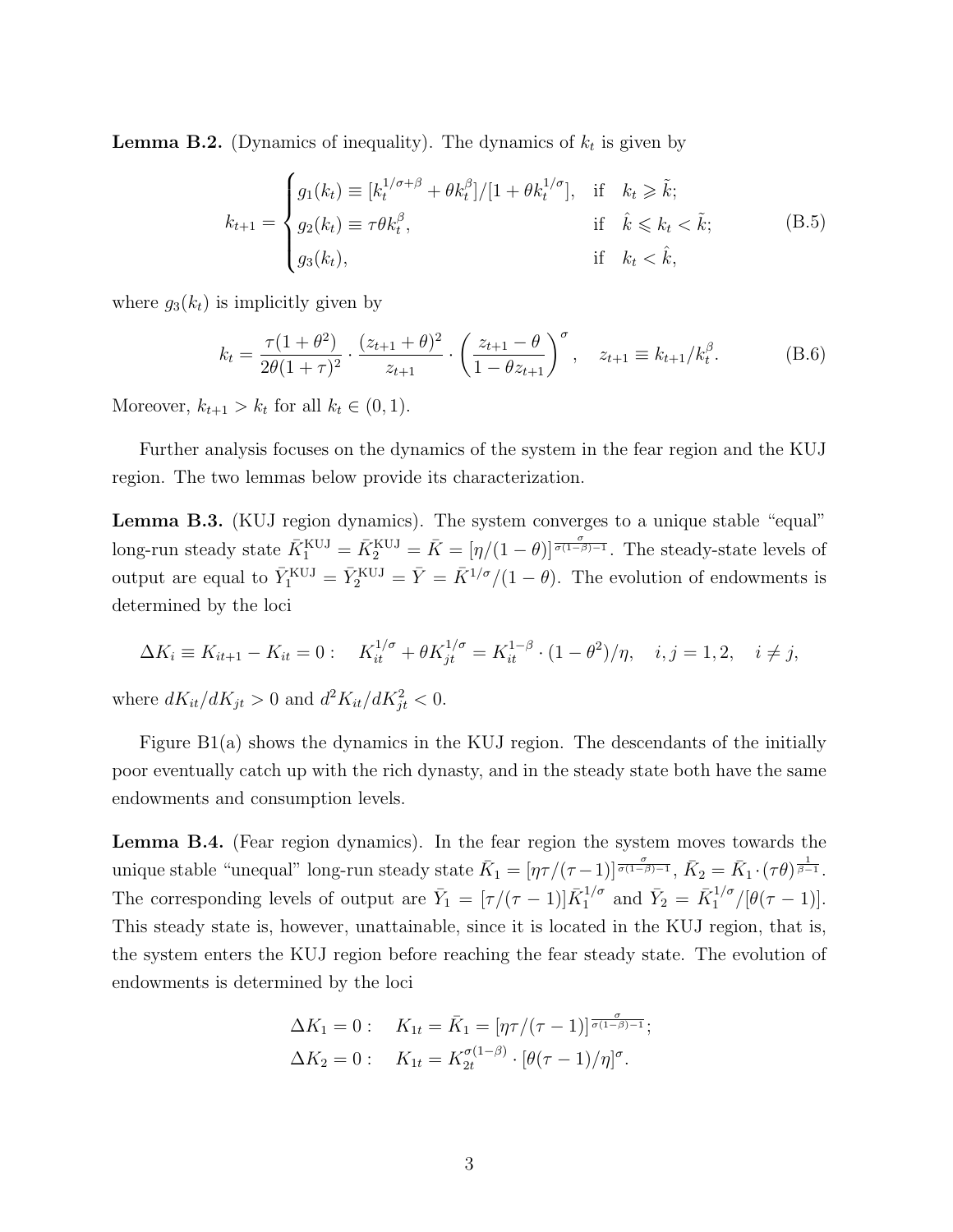**Lemma B.2.** (Dynamics of inequality). The dynamics of $k_t$ is given by

$$k_{t+1} = \begin{cases} g_1(k_t) \equiv [k_t^{1/\sigma+\beta} + \theta k_t^{\beta}]/[1+\theta k_t^{1/\sigma}], & \text{if} \quad k_t \geqslant \tilde{k}; \\ g_2(k_t) \equiv \tau\theta k_t^{\beta}, & \text{if} \quad \hat{k} \leqslant k_t < \tilde{k}; \\ g_3(k_t), & \text{if} \quad k_t < \hat{k}, \end{cases} \tag{B.5}$$

where $g_3(k_t)$ is implicitly given by

$$k_t = \frac{\tau(1+\theta^2)}{2\theta(1+\tau)^2} \cdot \frac{(z_{t+1}+\theta)^2}{z_{t+1}} \cdot \left(\frac{z_{t+1}-\theta}{1-\theta z_{t+1}}\right)^{\sigma}, \quad z_{t+1} \equiv k_{t+1}/k_t^{\beta}. \tag{B.6}$$

Moreover, $k_{t+1} > k_t$ for all $k_t \in (0,1)$.

Further analysis focuses on the dynamics of the system in the fear region and the KUJ region. The two lemmas below provide its characterization.

**Lemma B.3.** (KUJ region dynamics). The system converges to a unique stable "equal" long-run steady state $\bar{K}_1^{\text{KUJ}} = \bar{K}_2^{\text{KUJ}} = \bar{K} = [\eta/(1-\theta)]^{\frac{\sigma}{\sigma(1-\beta)-1}}$. The steady-state levels of output are equal to $\bar{Y}_1^{\text{KUJ}} = \bar{Y}_2^{\text{KUJ}} = \bar{Y} = \bar{K}^{1/\sigma}/(1-\theta)$. The evolution of endowments is determined by the loci

$$\Delta K_i \equiv K_{it+1} - K_{it} = 0: \quad K_{it}^{1/\sigma} + \theta K_{jt}^{1/\sigma} = K_{it}^{1-\beta} \cdot (1-\theta^2)/\eta, \quad i,j = 1,2, \quad i \neq j,$$

where $dK_{it}/dK_{jt} > 0$ and $d^2K_{it}/dK_{jt}^2 < 0$.

Figure B1(a) shows the dynamics in the KUJ region. The descendants of the initially poor eventually catch up with the rich dynasty, and in the steady state both have the same endowments and consumption levels.

**Lemma B.4.** (Fear region dynamics). In the fear region the system moves towards the unique stable "unequal" long-run steady state $\bar{K}_1 = [\eta\tau/(\tau-1)]^{\frac{\sigma}{\sigma(1-\beta)-1}}$, $\bar{K}_2 = \bar{K}_1 \cdot (\tau\theta)^{\frac{1}{\beta-1}}$. The corresponding levels of output are $\bar{Y}_1 = [\tau/(\tau-1)]\bar{K}_1^{1/\sigma}$ and $\bar{Y}_2 = \bar{K}_1^{1/\sigma}/[\theta(\tau-1)]$. This steady state is, however, unattainable, since it is located in the KUJ region, that is, the system enters the KUJ region before reaching the fear steady state. The evolution of endowments is determined by the loci

$$\Delta K_1 = 0: \quad K_{1t} = \bar{K}_1 = [\eta\tau/(\tau-1)]^{\frac{\sigma}{\sigma(1-\beta)-1}};$$
$$\Delta K_2 = 0: \quad K_{1t} = K_{2t}^{\sigma(1-\beta)} \cdot [\theta(\tau-1)/\eta]^{\sigma}.$$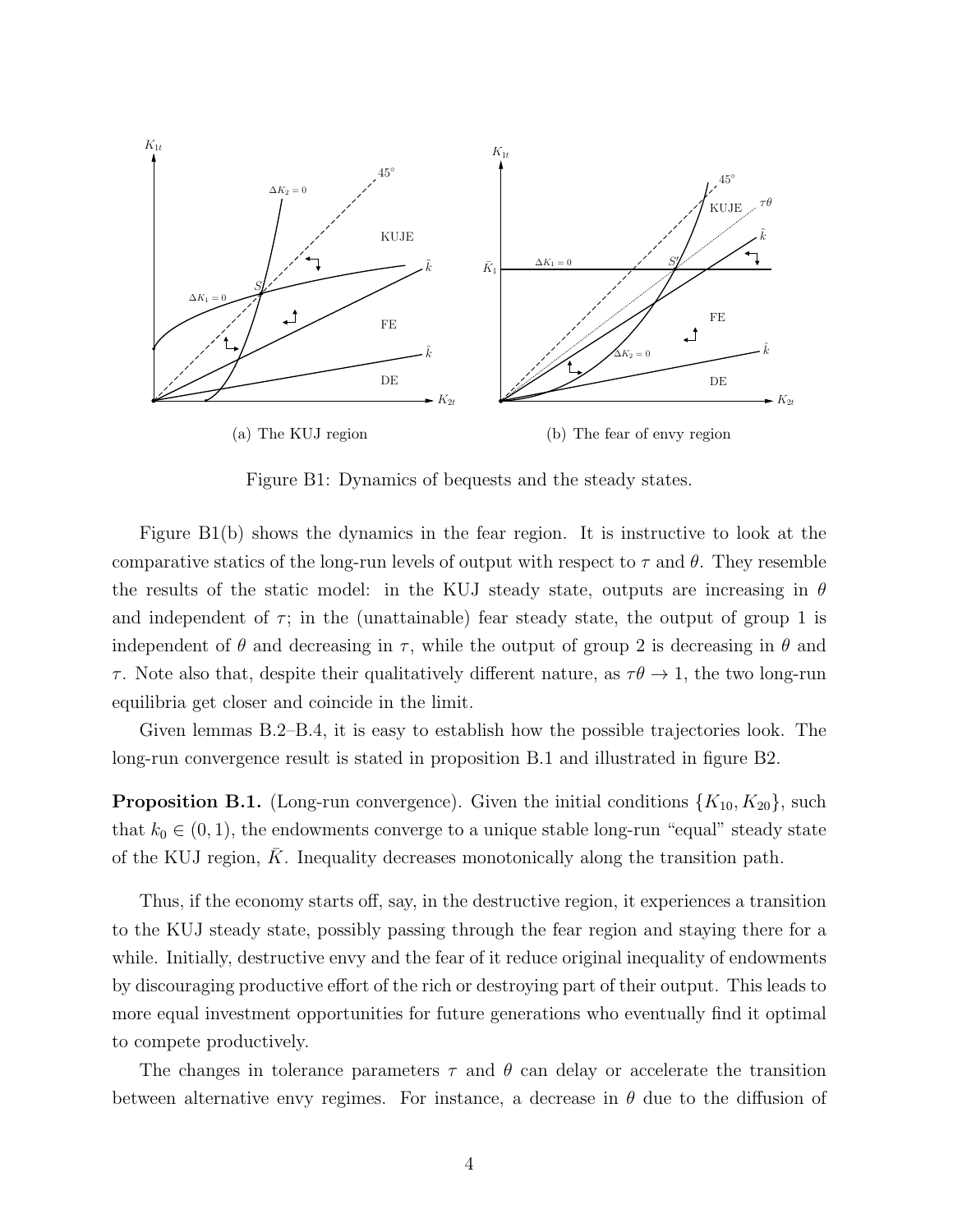(a) The KUJ region

(b) The fear of envy region

Figure B1: Dynamics of bequests and the steady states.

Figure B1(b) shows the dynamics in the fear region. It is instructive to look at the comparative statics of the long-run levels of output with respect to $\tau$ and $\theta$. They resemble the results of the static model: in the KUJ steady state, outputs are increasing in $\theta$ and independent of $\tau$; in the (unattainable) fear steady state, the output of group 1 is independent of $\theta$ and decreasing in $\tau$, while the output of group 2 is decreasing in $\theta$ and $\tau$. Note also that, despite their qualitatively different nature, as $\tau\theta \to 1$, the two long-run equilibria get closer and coincide in the limit.

Given lemmas B.2–B.4, it is easy to establish how the possible trajectories look. The long-run convergence result is stated in proposition B.1 and illustrated in figure B2.

**Proposition B.1.** (Long-run convergence). Given the initial conditions $\{K_{10}, K_{20}\}$, such that $k_0 \in (0, 1)$, the endowments converge to a unique stable long-run "equal" steady state of the KUJ region, $\bar{K}$. Inequality decreases monotonically along the transition path.

Thus, if the economy starts off, say, in the destructive region, it experiences a transition to the KUJ steady state, possibly passing through the fear region and staying there for a while. Initially, destructive envy and the fear of it reduce original inequality of endowments by discouraging productive effort of the rich or destroying part of their output. This leads to more equal investment opportunities for future generations who eventually find it optimal to compete productively.

The changes in tolerance parameters $\tau$ and $\theta$ can delay or accelerate the transition between alternative envy regimes. For instance, a decrease in $\theta$ due to the diffusion of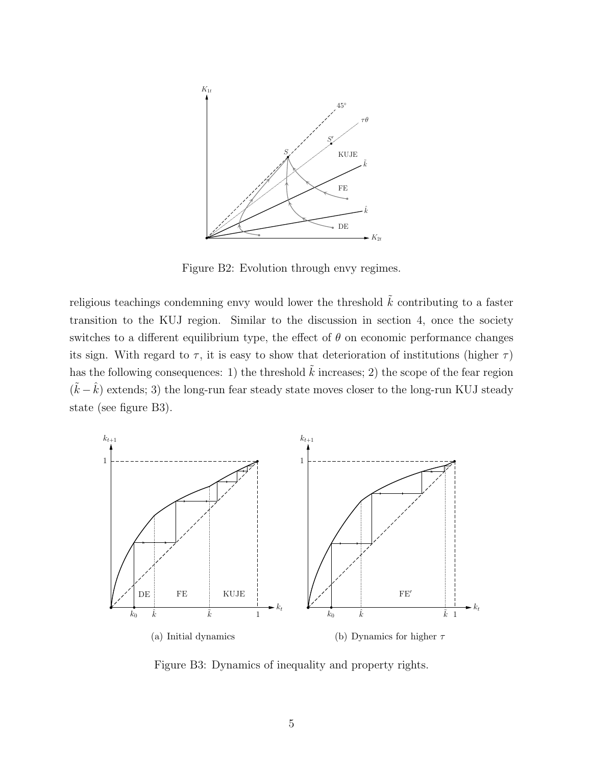Figure B2: Evolution through envy regimes.

religious teachings condemning envy would lower the threshold $\tilde{k}$ contributing to a faster transition to the KUJ region. Similar to the discussion in section 4, once the society switches to a different equilibrium type, the effect of $\theta$ on economic performance changes its sign. With regard to $\tau$, it is easy to show that deterioration of institutions (higher $\tau$) has the following consequences: 1) the threshold $\tilde{k}$ increases; 2) the scope of the fear region $(\tilde{k} - \hat{k})$ extends; 3) the long-run fear steady state moves closer to the long-run KUJ steady state (see figure B3).

(a) Initial dynamics

(b) Dynamics for higher $\tau$

Figure B3: Dynamics of inequality and property rights.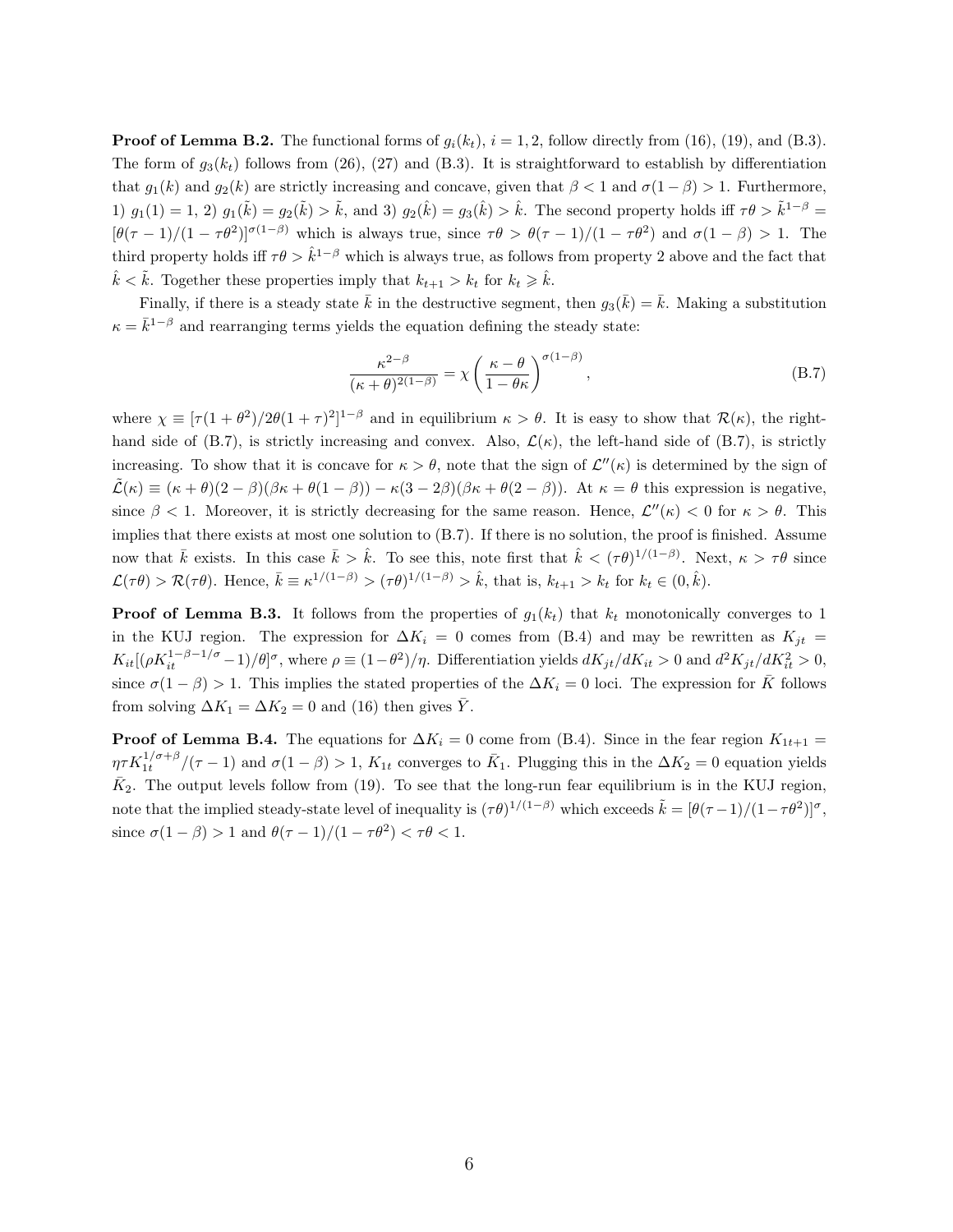**Proof of Lemma B.2.** The functional forms of $g_i(k_t)$, $i = 1, 2$, follow directly from (16), (19), and (B.3). The form of $g_3(k_t)$ follows from (26), (27) and (B.3). It is straightforward to establish by differentiation that $g_1(k)$ and $g_2(k)$ are strictly increasing and concave, given that $\beta < 1$ and $\sigma(1-\beta) > 1$. Furthermore, 1) $g_1(1) = 1$, 2) $g_1(\tilde{k}) = g_2(\tilde{k}) > \tilde{k}$, and 3) $g_2(\hat{k}) = g_3(\hat{k}) > \hat{k}$. The second property holds iff $\tau\theta > \tilde{k}^{1-\beta} = [\theta(\tau-1)/(1-\tau\theta^2)]^{\sigma(1-\beta)}$ which is always true, since $\tau\theta > \theta(\tau-1)/(1-\tau\theta^2)$ and $\sigma(1-\beta) > 1$. The third property holds iff $\tau\theta > \hat{k}^{1-\beta}$ which is always true, as follows from property 2 above and the fact that $\hat{k} < \tilde{k}$. Together these properties imply that $k_{t+1} > k_t$ for $k_t \geqslant \hat{k}$.

Finally, if there is a steady state $\bar{k}$ in the destructive segment, then $g_3(\bar{k}) = \bar{k}$. Making a substitution $\kappa = \bar{k}^{1-\beta}$ and rearranging terms yields the equation defining the steady state:

$$\frac{\kappa^{2-\beta}}{(\kappa+\theta)^{2(1-\beta)}} = \chi\left(\frac{\kappa-\theta}{1-\theta\kappa}\right)^{\sigma(1-\beta)}, \tag{B.7}$$

where $\chi \equiv [\tau(1+\theta^2)/2\theta(1+\tau)^2]^{1-\beta}$ and in equilibrium $\kappa > \theta$. It is easy to show that $\mathcal{R}(\kappa)$, the right-hand side of (B.7), is strictly increasing and convex. Also, $\mathcal{L}(\kappa)$, the left-hand side of (B.7), is strictly increasing. To show that it is concave for $\kappa > \theta$, note that the sign of $\mathcal{L}''(\kappa)$ is determined by the sign of $\tilde{\mathcal{L}}(\kappa) \equiv (\kappa+\theta)(2-\beta)(\beta\kappa+\theta(1-\beta)) - \kappa(3-2\beta)(\beta\kappa+\theta(2-\beta))$. At $\kappa = \theta$ this expression is negative, since $\beta < 1$. Moreover, it is strictly decreasing for the same reason. Hence, $\mathcal{L}''(\kappa) < 0$ for $\kappa > \theta$. This implies that there exists at most one solution to (B.7). If there is no solution, the proof is finished. Assume now that $\bar{k}$ exists. In this case $\bar{k} > \hat{k}$. To see this, note first that $\hat{k} < (\tau\theta)^{1/(1-\beta)}$. Next, $\kappa > \tau\theta$ since $\mathcal{L}(\tau\theta) > \mathcal{R}(\tau\theta)$. Hence, $\bar{k} \equiv \kappa^{1/(1-\beta)} > (\tau\theta)^{1/(1-\beta)} > \hat{k}$, that is, $k_{t+1} > k_t$ for $k_t \in (0, \hat{k})$.

**Proof of Lemma B.3.** It follows from the properties of $g_1(k_t)$ that $k_t$ monotonically converges to 1 in the KUJ region. The expression for $\Delta K_i = 0$ comes from (B.4) and may be rewritten as $K_{jt} = K_{it}[(\rho K_{it}^{1-\beta-1/\sigma} - 1)/\theta]^{\sigma}$, where $\rho \equiv (1-\theta^2)/\eta$. Differentiation yields $dK_{jt}/dK_{it} > 0$ and $d^2K_{jt}/dK_{it}^2 > 0$, since $\sigma(1-\beta) > 1$. This implies the stated properties of the $\Delta K_i = 0$ loci. The expression for $\bar{K}$ follows from solving $\Delta K_1 = \Delta K_2 = 0$ and (16) then gives $\bar{Y}$.

**Proof of Lemma B.4.** The equations for $\Delta K_i = 0$ come from (B.4). Since in the fear region $K_{1t+1} = \eta\tau K_{1t}^{1/\sigma+\beta}/(\tau-1)$ and $\sigma(1-\beta) > 1$, $K_{1t}$ converges to $\bar{K}_1$. Plugging this in the $\Delta K_2 = 0$ equation yields $\bar{K}_2$. The output levels follow from (19). To see that the long-run fear equilibrium is in the KUJ region, note that the implied steady-state level of inequality is $(\tau\theta)^{1/(1-\beta)}$ which exceeds $\tilde{k} = [\theta(\tau-1)/(1-\tau\theta^2)]^{\sigma}$, since $\sigma(1-\beta) > 1$ and $\theta(\tau-1)/(1-\tau\theta^2) < \tau\theta < 1$.